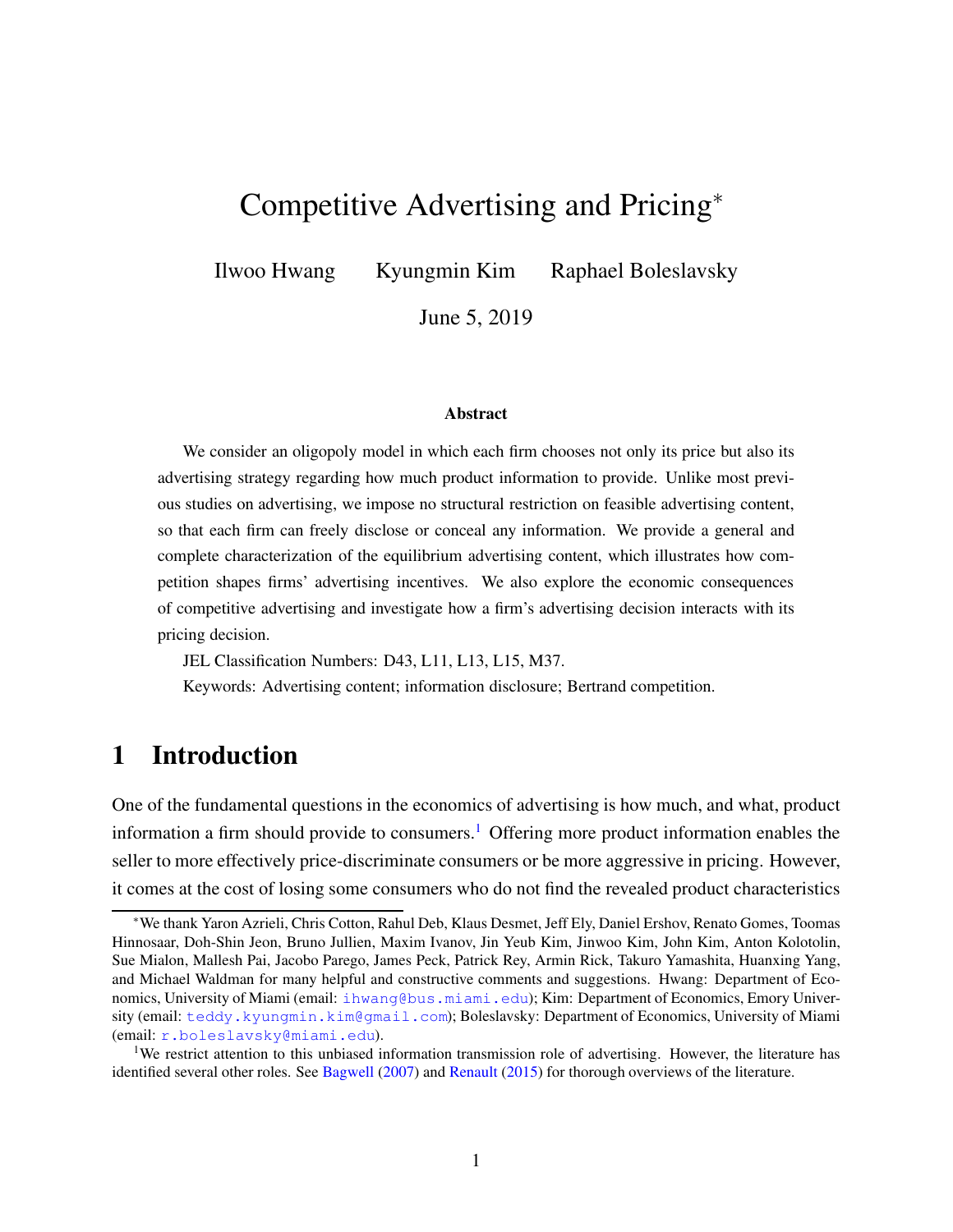# Competitive Advertising and Pricing[*]

Ilwoo Hwang Kyungmin Kim Raphael Boleslavsky

June 5, 2019

### Abstract

We consider an oligopoly model in which each firm chooses not only its price but also its advertising strategy regarding how much product information to provide. Unlike most previous studies on advertising, we impose no structural restriction on feasible advertising content, so that each firm can freely disclose or conceal any information. We provide a general and complete characterization of the equilibrium advertising content, which illustrates how competition shapes firms' advertising incentives. We also explore the economic consequences of competitive advertising and investigate how a firm's advertising decision interacts with its pricing decision.

JEL Classification Numbers: D43, L11, L13, L15, M37.

Keywords: Advertising content; information disclosure; Bertrand competition.

## 1 Introduction

One of the fundamental questions in the economics of advertising is how much, and what, product information a firm should provide to consumers.[1] Offering more product information enables the seller to more effectively price-discriminate consumers or be more aggressive in pricing. However, it comes at the cost of losing some consumers who do not find the revealed product characteristics

---

[*] We thank Yaron Azrieli, Chris Cotton, Rahul Deb, Klaus Desmet, Jeff Ely, Daniel Ershov, Renato Gomes, Toomas Hinnosaar, Doh-Shin Jeon, Bruno Jullien, Maxim Ivanov, Jin Yeub Kim, Jinwoo Kim, John Kim, Anton Kolotolin, Sue Mialon, Mallesh Pai, Jacobo Parego, James Peck, Patrick Rey, Armin Rick, Takuro Yamashita, Huanxing Yang, and Michael Waldman for many helpful and constructive comments and suggestions. Hwang: Department of Economics, University of Miami (email: ihwang@bus.miami.edu); Kim: Department of Economics, Emory University (email: teddy.kyungmin.kim@gmail.com); Boleslavsky: Department of Economics, University of Miami (email: r.boleslavsky@miami.edu).

[1] We restrict attention to this unbiased information transmission role of advertising. However, the literature has identified several other roles. See Bagwell (2007) and Renault (2015) for thorough overviews of the literature.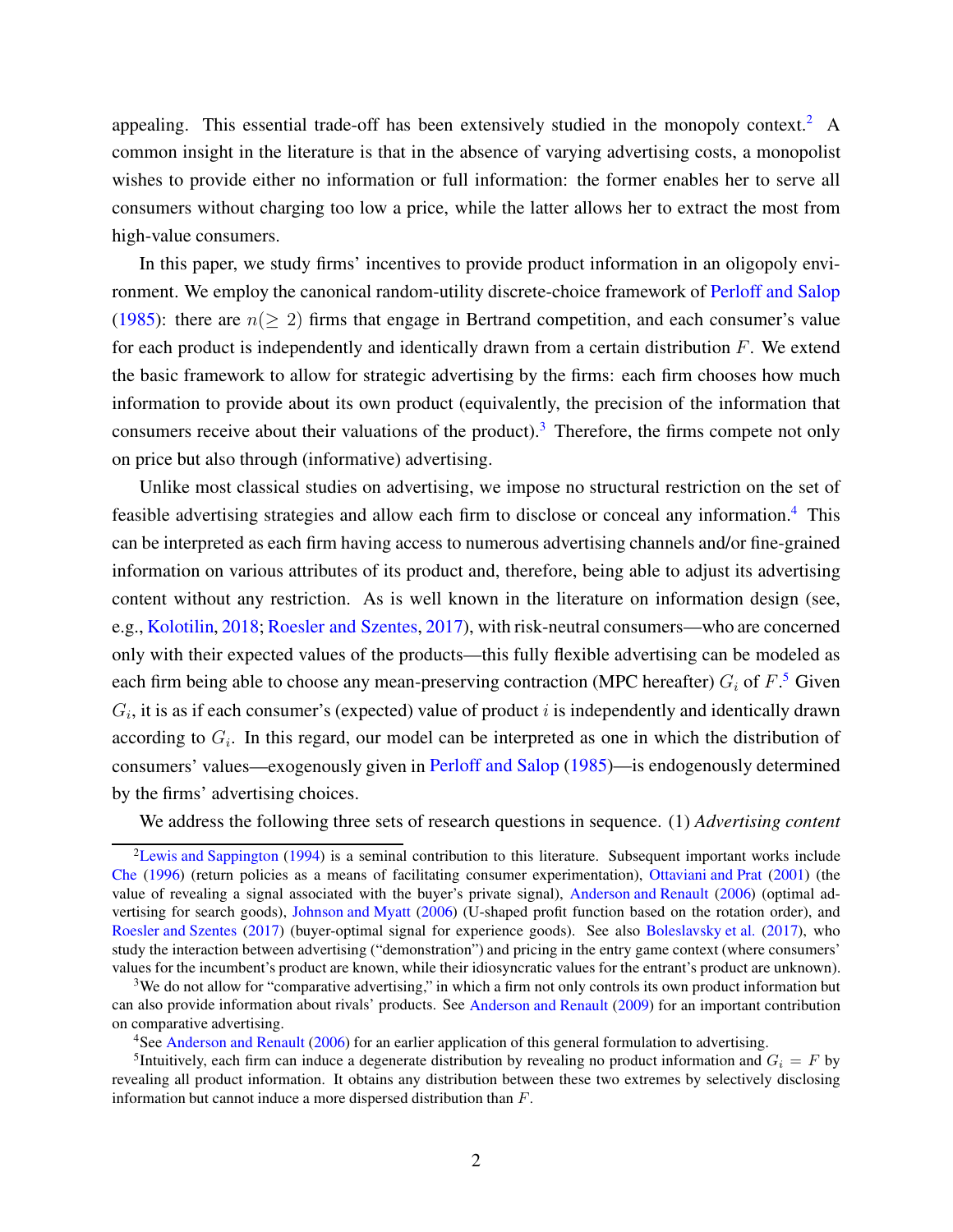appealing. This essential trade-off has been extensively studied in the monopoly context.[2] A common insight in the literature is that in the absence of varying advertising costs, a monopolist wishes to provide either no information or full information: the former enables her to serve all consumers without charging too low a price, while the latter allows her to extract the most from high-value consumers.

In this paper, we study firms' incentives to provide product information in an oligopoly environment. We employ the canonical random-utility discrete-choice framework of Perloff and Salop (1985): there are $n(\geq 2)$ firms that engage in Bertrand competition, and each consumer's value for each product is independently and identically drawn from a certain distribution $F$. We extend the basic framework to allow for strategic advertising by the firms: each firm chooses how much information to provide about its own product (equivalently, the precision of the information that consumers receive about their valuations of the product).[3] Therefore, the firms compete not only on price but also through (informative) advertising.

Unlike most classical studies on advertising, we impose no structural restriction on the set of feasible advertising strategies and allow each firm to disclose or conceal any information.[4] This can be interpreted as each firm having access to numerous advertising channels and/or fine-grained information on various attributes of its product and, therefore, being able to adjust its advertising content without any restriction. As is well known in the literature on information design (see, e.g., Kolotilin, 2018; Roesler and Szentes, 2017), with risk-neutral consumers—who are concerned only with their expected values of the products—this fully flexible advertising can be modeled as each firm being able to choose any mean-preserving contraction (MPC hereafter) $G_i$ of $F$.[5] Given $G_i$, it is as if each consumer's (expected) value of product $i$ is independently and identically drawn according to $G_i$. In this regard, our model can be interpreted as one in which the distribution of consumers' values—exogenously given in Perloff and Salop (1985)—is endogenously determined by the firms' advertising choices.

We address the following three sets of research questions in sequence. (1) *Advertising content*

---

[2] Lewis and Sappington (1994) is a seminal contribution to this literature. Subsequent important works include Che (1996) (return policies as a means of facilitating consumer experimentation), Ottaviani and Prat (2001) (the value of revealing a signal associated with the buyer's private signal), Anderson and Renault (2006) (optimal advertising for search goods), Johnson and Myatt (2006) (U-shaped profit function based on the rotation order), and Roesler and Szentes (2017) (buyer-optimal signal for experience goods). See also Boleslavsky et al. (2017), who study the interaction between advertising ("demonstration") and pricing in the entry game context (where consumers' values for the incumbent's product are known, while their idiosyncratic values for the entrant's product are unknown).

[3] We do not allow for "comparative advertising," in which a firm not only controls its own product information but can also provide information about rivals' products. See Anderson and Renault (2009) for an important contribution on comparative advertising.

[4] See Anderson and Renault (2006) for an earlier application of this general formulation to advertising.

[5] Intuitively, each firm can induce a degenerate distribution by revealing no product information and $G_i = F$ by revealing all product information. It obtains any distribution between these two extremes by selectively disclosing information but cannot induce a more dispersed distribution than $F$.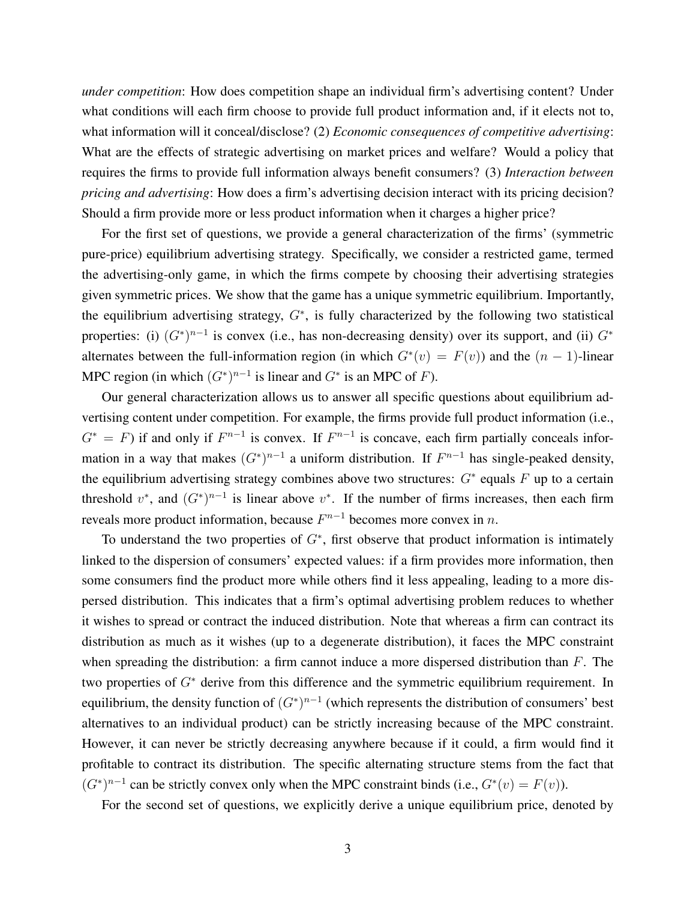*under competition*: How does competition shape an individual firm's advertising content? Under what conditions will each firm choose to provide full product information and, if it elects not to, what information will it conceal/disclose? (2) *Economic consequences of competitive advertising*: What are the effects of strategic advertising on market prices and welfare? Would a policy that requires the firms to provide full information always benefit consumers? (3) *Interaction between pricing and advertising*: How does a firm's advertising decision interact with its pricing decision? Should a firm provide more or less product information when it charges a higher price?

For the first set of questions, we provide a general characterization of the firms' (symmetric pure-price) equilibrium advertising strategy. Specifically, we consider a restricted game, termed the advertising-only game, in which the firms compete by choosing their advertising strategies given symmetric prices. We show that the game has a unique symmetric equilibrium. Importantly, the equilibrium advertising strategy, $G^*$, is fully characterized by the following two statistical properties: (i) $(G^*)^{n-1}$ is convex (i.e., has non-decreasing density) over its support, and (ii) $G^*$ alternates between the full-information region (in which $G^*(v) = F(v)$) and the $(n-1)$-linear MPC region (in which $(G^*)^{n-1}$ is linear and $G^*$ is an MPC of $F$).

Our general characterization allows us to answer all specific questions about equilibrium advertising content under competition. For example, the firms provide full product information (i.e., $G^* = F$) if and only if $F^{n-1}$ is convex. If $F^{n-1}$ is concave, each firm partially conceals information in a way that makes $(G^*)^{n-1}$ a uniform distribution. If $F^{n-1}$ has single-peaked density, the equilibrium advertising strategy combines above two structures: $G^*$ equals $F$ up to a certain threshold $v^*$, and $(G^*)^{n-1}$ is linear above $v^*$. If the number of firms increases, then each firm reveals more product information, because $F^{n-1}$ becomes more convex in $n$.

To understand the two properties of $G^*$, first observe that product information is intimately linked to the dispersion of consumers' expected values: if a firm provides more information, then some consumers find the product more while others find it less appealing, leading to a more dispersed distribution. This indicates that a firm's optimal advertising problem reduces to whether it wishes to spread or contract the induced distribution. Note that whereas a firm can contract its distribution as much as it wishes (up to a degenerate distribution), it faces the MPC constraint when spreading the distribution: a firm cannot induce a more dispersed distribution than $F$. The two properties of $G^*$ derive from this difference and the symmetric equilibrium requirement. In equilibrium, the density function of $(G^*)^{n-1}$ (which represents the distribution of consumers' best alternatives to an individual product) can be strictly increasing because of the MPC constraint. However, it can never be strictly decreasing anywhere because if it could, a firm would find it profitable to contract its distribution. The specific alternating structure stems from the fact that $(G^*)^{n-1}$ can be strictly convex only when the MPC constraint binds (i.e., $G^*(v) = F(v)$).

For the second set of questions, we explicitly derive a unique equilibrium price, denoted by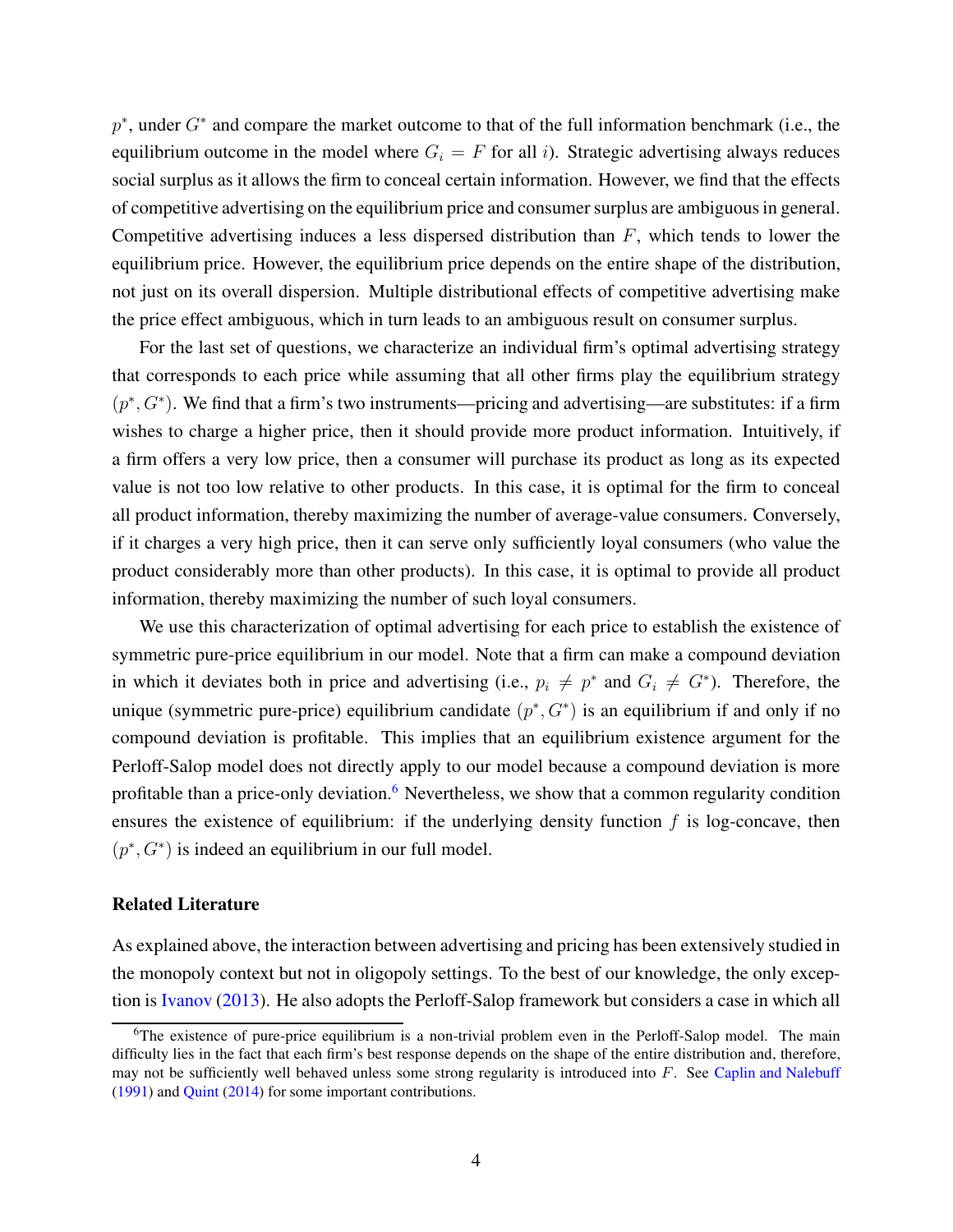$p^*$, under $G^*$ and compare the market outcome to that of the full information benchmark (i.e., the equilibrium outcome in the model where $G_i = F$ for all $i$). Strategic advertising always reduces social surplus as it allows the firm to conceal certain information. However, we find that the effects of competitive advertising on the equilibrium price and consumer surplus are ambiguous in general. Competitive advertising induces a less dispersed distribution than $F$, which tends to lower the equilibrium price. However, the equilibrium price depends on the entire shape of the distribution, not just on its overall dispersion. Multiple distributional effects of competitive advertising make the price effect ambiguous, which in turn leads to an ambiguous result on consumer surplus.

For the last set of questions, we characterize an individual firm's optimal advertising strategy that corresponds to each price while assuming that all other firms play the equilibrium strategy $(p^*, G^*)$. We find that a firm's two instruments—pricing and advertising—are substitutes: if a firm wishes to charge a higher price, then it should provide more product information. Intuitively, if a firm offers a very low price, then a consumer will purchase its product as long as its expected value is not too low relative to other products. In this case, it is optimal for the firm to conceal all product information, thereby maximizing the number of average-value consumers. Conversely, if it charges a very high price, then it can serve only sufficiently loyal consumers (who value the product considerably more than other products). In this case, it is optimal to provide all product information, thereby maximizing the number of such loyal consumers.

We use this characterization of optimal advertising for each price to establish the existence of symmetric pure-price equilibrium in our model. Note that a firm can make a compound deviation in which it deviates both in price and advertising (i.e., $p_i \neq p^*$ and $G_i \neq G^*$). Therefore, the unique (symmetric pure-price) equilibrium candidate $(p^*, G^*)$ is an equilibrium if and only if no compound deviation is profitable. This implies that an equilibrium existence argument for the Perloff-Salop model does not directly apply to our model because a compound deviation is more profitable than a price-only deviation.[6] Nevertheless, we show that a common regularity condition ensures the existence of equilibrium: if the underlying density function $f$ is log-concave, then $(p^*, G^*)$ is indeed an equilibrium in our full model.

### Related Literature

As explained above, the interaction between advertising and pricing has been extensively studied in the monopoly context but not in oligopoly settings. To the best of our knowledge, the only exception is Ivanov (2013). He also adopts the Perloff-Salop framework but considers a case in which all

[6] The existence of pure-price equilibrium is a non-trivial problem even in the Perloff-Salop model. The main difficulty lies in the fact that each firm's best response depends on the shape of the entire distribution and, therefore, may not be sufficiently well behaved unless some strong regularity is introduced into $F$. See Caplin and Nalebuff (1991) and Quint (2014) for some important contributions.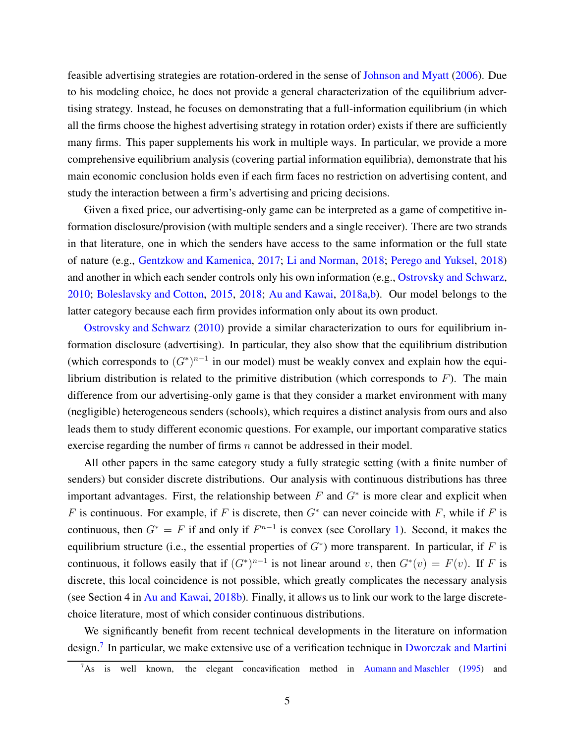feasible advertising strategies are rotation-ordered in the sense of Johnson and Myatt (2006). Due to his modeling choice, he does not provide a general characterization of the equilibrium advertising strategy. Instead, he focuses on demonstrating that a full-information equilibrium (in which all the firms choose the highest advertising strategy in rotation order) exists if there are sufficiently many firms. This paper supplements his work in multiple ways. In particular, we provide a more comprehensive equilibrium analysis (covering partial information equilibria), demonstrate that his main economic conclusion holds even if each firm faces no restriction on advertising content, and study the interaction between a firm's advertising and pricing decisions.

Given a fixed price, our advertising-only game can be interpreted as a game of competitive information disclosure/provision (with multiple senders and a single receiver). There are two strands in that literature, one in which the senders have access to the same information or the full state of nature (e.g., Gentzkow and Kamenica, 2017; Li and Norman, 2018; Perego and Yuksel, 2018) and another in which each sender controls only his own information (e.g., Ostrovsky and Schwarz, 2010; Boleslavsky and Cotton, 2015, 2018; Au and Kawai, 2018a,b). Our model belongs to the latter category because each firm provides information only about its own product.

Ostrovsky and Schwarz (2010) provide a similar characterization to ours for equilibrium information disclosure (advertising). In particular, they also show that the equilibrium distribution (which corresponds to $(G^*)^{n-1}$ in our model) must be weakly convex and explain how the equilibrium distribution is related to the primitive distribution (which corresponds to $F$). The main difference from our advertising-only game is that they consider a market environment with many (negligible) heterogeneous senders (schools), which requires a distinct analysis from ours and also leads them to study different economic questions. For example, our important comparative statics exercise regarding the number of firms $n$ cannot be addressed in their model.

All other papers in the same category study a fully strategic setting (with a finite number of senders) but consider discrete distributions. Our analysis with continuous distributions has three important advantages. First, the relationship between $F$ and $G^*$ is more clear and explicit when $F$ is continuous. For example, if $F$ is discrete, then $G^*$ can never coincide with $F$, while if $F$ is continuous, then $G^* = F$ if and only if $F^{n-1}$ is convex (see Corollary 1). Second, it makes the equilibrium structure (i.e., the essential properties of $G^*$) more transparent. In particular, if $F$ is continuous, it follows easily that if $(G^*)^{n-1}$ is not linear around $v$, then $G^*(v) = F(v)$. If $F$ is discrete, this local coincidence is not possible, which greatly complicates the necessary analysis (see Section 4 in Au and Kawai, 2018b). Finally, it allows us to link our work to the large discrete-choice literature, most of which consider continuous distributions.

We significantly benefit from recent technical developments in the literature on information design.[7] In particular, we make extensive use of a verification technique in Dworczak and Martini

[7] As is well known, the elegant concavification method in Aumann and Maschler (1995) and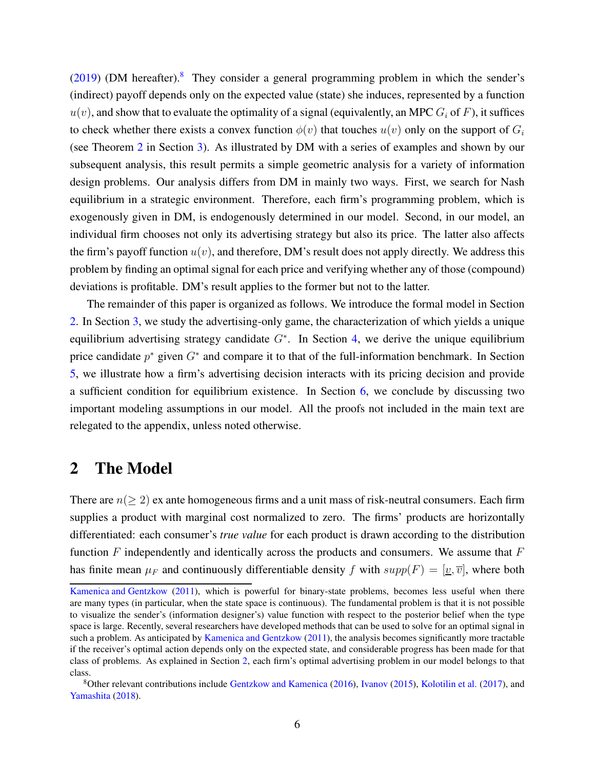(2019) (DM hereafter).[8] They consider a general programming problem in which the sender's (indirect) payoff depends only on the expected value (state) she induces, represented by a function $u(v)$, and show that to evaluate the optimality of a signal (equivalently, an MPC $G_i$ of $F$), it suffices to check whether there exists a convex function $\phi(v)$ that touches $u(v)$ only on the support of $G_i$ (see Theorem 2 in Section 3). As illustrated by DM with a series of examples and shown by our subsequent analysis, this result permits a simple geometric analysis for a variety of information design problems. Our analysis differs from DM in mainly two ways. First, we search for Nash equilibrium in a strategic environment. Therefore, each firm's programming problem, which is exogenously given in DM, is endogenously determined in our model. Second, in our model, an individual firm chooses not only its advertising strategy but also its price. The latter also affects the firm's payoff function $u(v)$, and therefore, DM's result does not apply directly. We address this problem by finding an optimal signal for each price and verifying whether any of those (compound) deviations is profitable. DM's result applies to the former but not to the latter.

The remainder of this paper is organized as follows. We introduce the formal model in Section 2. In Section 3, we study the advertising-only game, the characterization of which yields a unique equilibrium advertising strategy candidate $G^*$. In Section 4, we derive the unique equilibrium price candidate $p^*$ given $G^*$ and compare it to that of the full-information benchmark. In Section 5, we illustrate how a firm's advertising decision interacts with its pricing decision and provide a sufficient condition for equilibrium existence. In Section 6, we conclude by discussing two important modeling assumptions in our model. All the proofs not included in the main text are relegated to the appendix, unless noted otherwise.

## 2 The Model

There are $n(\geq 2)$ ex ante homogeneous firms and a unit mass of risk-neutral consumers. Each firm supplies a product with marginal cost normalized to zero. The firms' products are horizontally differentiated: each consumer's *true value* for each product is drawn according to the distribution function $F$ independently and identically across the products and consumers. We assume that $F$ has finite mean $\mu_F$ and continuously differentiable density $f$ with $supp(F) = [\underline{v}, \overline{v}]$, where both

---

Kamenica and Gentzkow (2011), which is powerful for binary-state problems, becomes less useful when there are many types (in particular, when the state space is continuous). The fundamental problem is that it is not possible to visualize the sender's (information designer's) value function with respect to the posterior belief when the type space is large. Recently, several researchers have developed methods that can be used to solve for an optimal signal in such a problem. As anticipated by Kamenica and Gentzkow (2011), the analysis becomes significantly more tractable if the receiver's optimal action depends only on the expected state, and considerable progress has been made for that class of problems. As explained in Section 2, each firm's optimal advertising problem in our model belongs to that class.

[8] Other relevant contributions include Gentzkow and Kamenica (2016), Ivanov (2015), Kolotilin et al. (2017), and Yamashita (2018).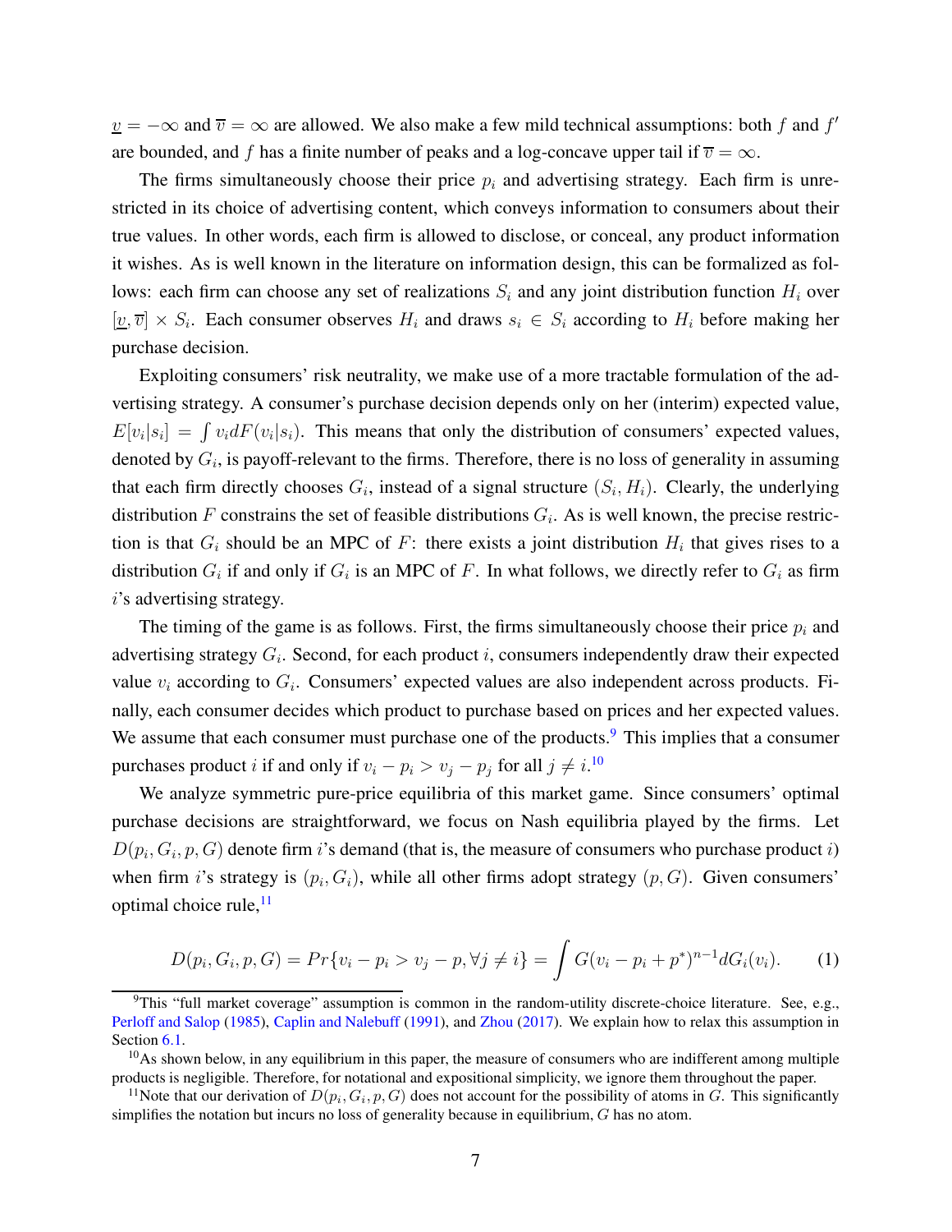$\underline{v} = -\infty$ and $\overline{v} = \infty$ are allowed. We also make a few mild technical assumptions: both $f$ and $f'$ are bounded, and $f$ has a finite number of peaks and a log-concave upper tail if $\overline{v} = \infty$.

The firms simultaneously choose their price $p_i$ and advertising strategy. Each firm is unrestricted in its choice of advertising content, which conveys information to consumers about their true values. In other words, each firm is allowed to disclose, or conceal, any product information it wishes. As is well known in the literature on information design, this can be formalized as follows: each firm can choose any set of realizations $S_i$ and any joint distribution function $H_i$ over $[\underline{v}, \overline{v}] \times S_i$. Each consumer observes $H_i$ and draws $s_i \in S_i$ according to $H_i$ before making her purchase decision.

Exploiting consumers' risk neutrality, we make use of a more tractable formulation of the advertising strategy. A consumer's purchase decision depends only on her (interim) expected value, $E[v_i|s_i] = \int v_i dF(v_i|s_i)$. This means that only the distribution of consumers' expected values, denoted by $G_i$, is payoff-relevant to the firms. Therefore, there is no loss of generality in assuming that each firm directly chooses $G_i$, instead of a signal structure $(S_i, H_i)$. Clearly, the underlying distribution $F$ constrains the set of feasible distributions $G_i$. As is well known, the precise restriction is that $G_i$ should be an MPC of $F$: there exists a joint distribution $H_i$ that gives rises to a distribution $G_i$ if and only if $G_i$ is an MPC of $F$. In what follows, we directly refer to $G_i$ as firm $i$'s advertising strategy.

The timing of the game is as follows. First, the firms simultaneously choose their price $p_i$ and advertising strategy $G_i$. Second, for each product $i$, consumers independently draw their expected value $v_i$ according to $G_i$. Consumers' expected values are also independent across products. Finally, each consumer decides which product to purchase based on prices and her expected values. We assume that each consumer must purchase one of the products.[9] This implies that a consumer purchases product $i$ if and only if $v_i - p_i > v_j - p_j$ for all $j \neq i$.[10]

We analyze symmetric pure-price equilibria of this market game. Since consumers' optimal purchase decisions are straightforward, we focus on Nash equilibria played by the firms. Let $D(p_i, G_i, p, G)$ denote firm $i$'s demand (that is, the measure of consumers who purchase product $i$) when firm $i$'s strategy is $(p_i, G_i)$, while all other firms adopt strategy $(p, G)$. Given consumers' optimal choice rule,[11]

$$D(p_i, G_i, p, G) = Pr\{v_i - p_i > v_j - p, \forall j \neq i\} = \int G(v_i - p_i + p^*)^{n-1} dG_i(v_i). \tag{1}$$

[9] This "full market coverage" assumption is common in the random-utility discrete-choice literature. See, e.g., Perloff and Salop (1985), Caplin and Nalebuff (1991), and Zhou (2017). We explain how to relax this assumption in Section 6.1.

[10] As shown below, in any equilibrium in this paper, the measure of consumers who are indifferent among multiple products is negligible. Therefore, for notational and expositional simplicity, we ignore them throughout the paper.

[11] Note that our derivation of $D(p_i, G_i, p, G)$ does not account for the possibility of atoms in $G$. This significantly simplifies the notation but incurs no loss of generality because in equilibrium, $G$ has no atom.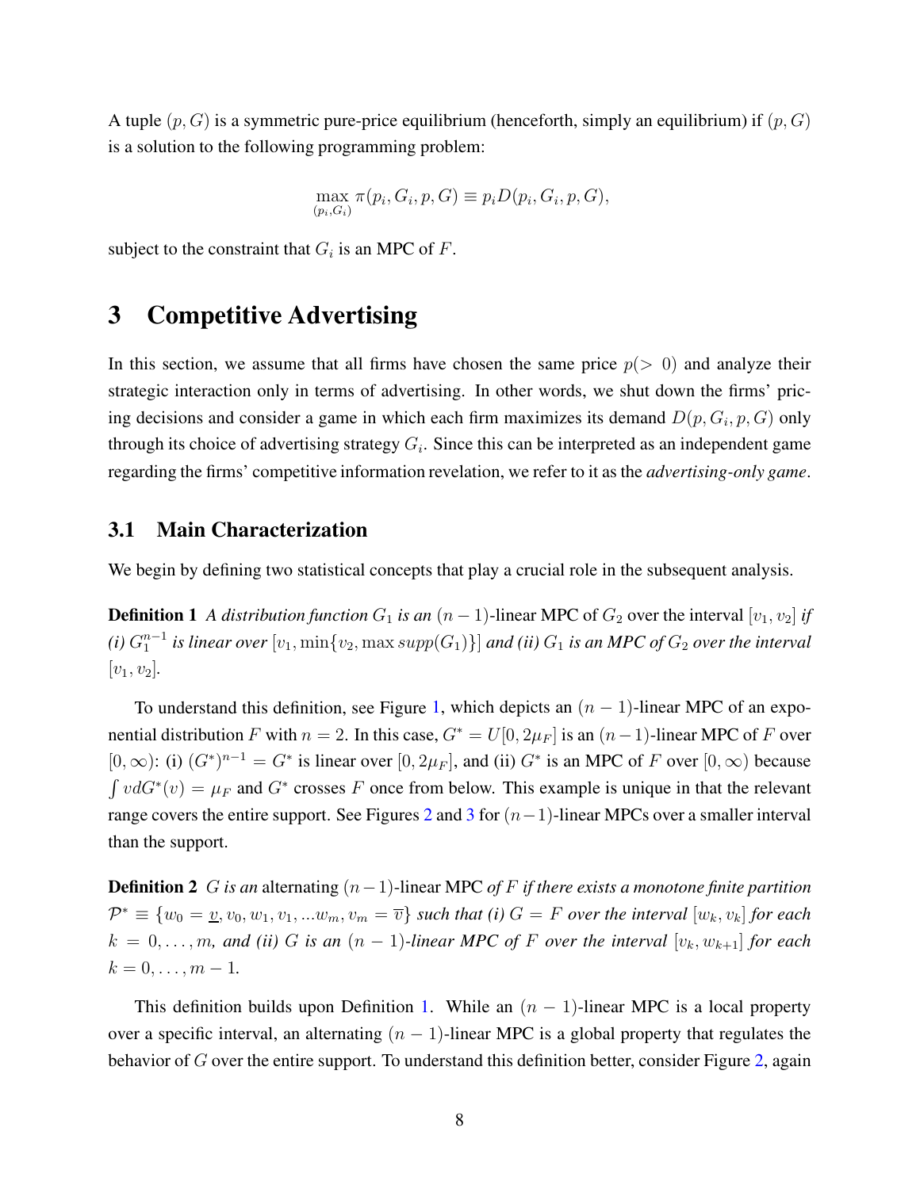A tuple $(p, G)$ is a symmetric pure-price equilibrium (henceforth, simply an equilibrium) if $(p, G)$ is a solution to the following programming problem:

$$\max_{(p_i, G_i)} \pi(p_i, G_i, p, G) \equiv p_i D(p_i, G_i, p, G),$$

subject to the constraint that $G_i$ is an MPC of $F$.

# 3 Competitive Advertising

In this section, we assume that all firms have chosen the same price $p (> 0)$ and analyze their strategic interaction only in terms of advertising. In other words, we shut down the firms' pricing decisions and consider a game in which each firm maximizes its demand $D(p, G_i, p, G)$ only through its choice of advertising strategy $G_i$. Since this can be interpreted as an independent game regarding the firms' competitive information revelation, we refer to it as the *advertising-only game*.

## 3.1 Main Characterization

We begin by defining two statistical concepts that play a crucial role in the subsequent analysis.

**Definition 1** *A distribution function $G_1$ is an $(n-1)$-*linear MPC *of $G_2$ over the interval $[v_1, v_2]$ if (i) $G_1^{n-1}$ is linear over $[v_1, \min\{v_2, \max supp(G_1)\}]$ and (ii) $G_1$ is an MPC of $G_2$ over the interval $[v_1, v_2]$.*

To understand this definition, see Figure 1, which depicts an $(n-1)$-linear MPC of an exponential distribution $F$ with $n = 2$. In this case, $G^* = U[0, 2\mu_F]$ is an $(n-1)$-linear MPC of $F$ over $[0, \infty)$: (i) $(G^*)^{n-1} = G^*$ is linear over $[0, 2\mu_F]$, and (ii) $G^*$ is an MPC of $F$ over $[0, \infty)$ because $\int v dG^*(v) = \mu_F$ and $G^*$ crosses $F$ once from below. This example is unique in that the relevant range covers the entire support. See Figures 2 and 3 for $(n-1)$-linear MPCs over a smaller interval than the support.

**Definition 2** *$G$ is an* alternating $(n-1)$-linear MPC *of $F$ if there exists a monotone finite partition $\mathcal{P}^* \equiv \{w_0 = \underline{v}, v_0, w_1, v_1, ...w_m, v_m = \overline{v}\}$ such that (i) $G = F$ over the interval $[w_k, v_k]$ for each $k = 0, \ldots, m$, and (ii) $G$ is an $(n-1)$-linear MPC of $F$ over the interval $[v_k, w_{k+1}]$ for each $k = 0, \ldots, m-1$.*

This definition builds upon Definition 1. While an $(n-1)$-linear MPC is a local property over a specific interval, an alternating $(n-1)$-linear MPC is a global property that regulates the behavior of $G$ over the entire support. To understand this definition better, consider Figure 2, again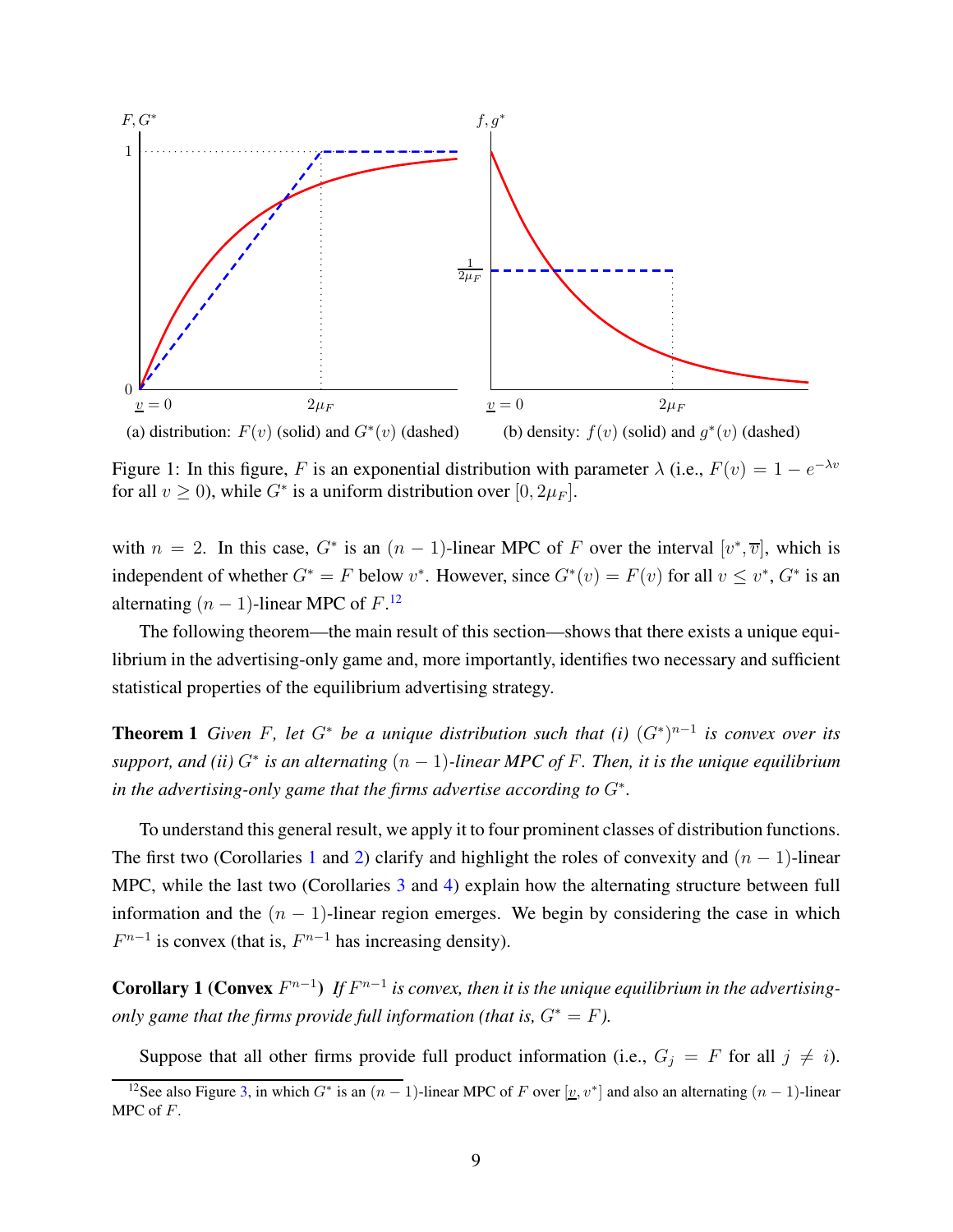$F, G^*$

1

0

$\underline{v} = 0$

$2\mu_F$

(a) distribution: $F(v)$ (solid) and $G^*(v)$ (dashed)

$f, g^*$

$\frac{1}{2\mu_F}$

$\underline{v} = 0$

$2\mu_F$

(b) density: $f(v)$ (solid) and $g^*(v)$ (dashed)

Figure 1: In this figure, $F$ is an exponential distribution with parameter $\lambda$ (i.e., $F(v) = 1 - e^{-\lambda v}$ for all $v \geq 0$), while $G^*$ is a uniform distribution over $[0, 2\mu_F]$.

with $n = 2$. In this case, $G^*$ is an $(n-1)$-linear MPC of $F$ over the interval $[v^*, \overline{v}]$, which is independent of whether $G^* = F$ below $v^*$. However, since $G^*(v) = F(v)$ for all $v \leq v^*$, $G^*$ is an alternating $(n-1)$-linear MPC of $F$.[12]

The following theorem—the main result of this section—shows that there exists a unique equilibrium in the advertising-only game and, more importantly, identifies two necessary and sufficient statistical properties of the equilibrium advertising strategy.

**Theorem 1** *Given $F$, let $G^*$ be a unique distribution such that (i) $(G^*)^{n-1}$ is convex over its support, and (ii) $G^*$ is an alternating $(n-1)$-linear MPC of $F$. Then, it is the unique equilibrium in the advertising-only game that the firms advertise according to $G^*$.*

To understand this general result, we apply it to four prominent classes of distribution functions. The first two (Corollaries 1 and 2) clarify and highlight the roles of convexity and $(n-1)$-linear MPC, while the last two (Corollaries 3 and 4) explain how the alternating structure between full information and the $(n-1)$-linear region emerges. We begin by considering the case in which $F^{n-1}$ is convex (that is, $F^{n-1}$ has increasing density).

**Corollary 1 (Convex $F^{n-1}$)** *If $F^{n-1}$ is convex, then it is the unique equilibrium in the advertising-only game that the firms provide full information (that is, $G^* = F$).*

Suppose that all other firms provide full product information (i.e., $G_j = F$ for all $j \neq i$).

[12] See also Figure 3, in which $G^*$ is an $(n-1)$-linear MPC of $F$ over $[\underline{v}, v^*]$ and also an alternating $(n-1)$-linear MPC of $F$.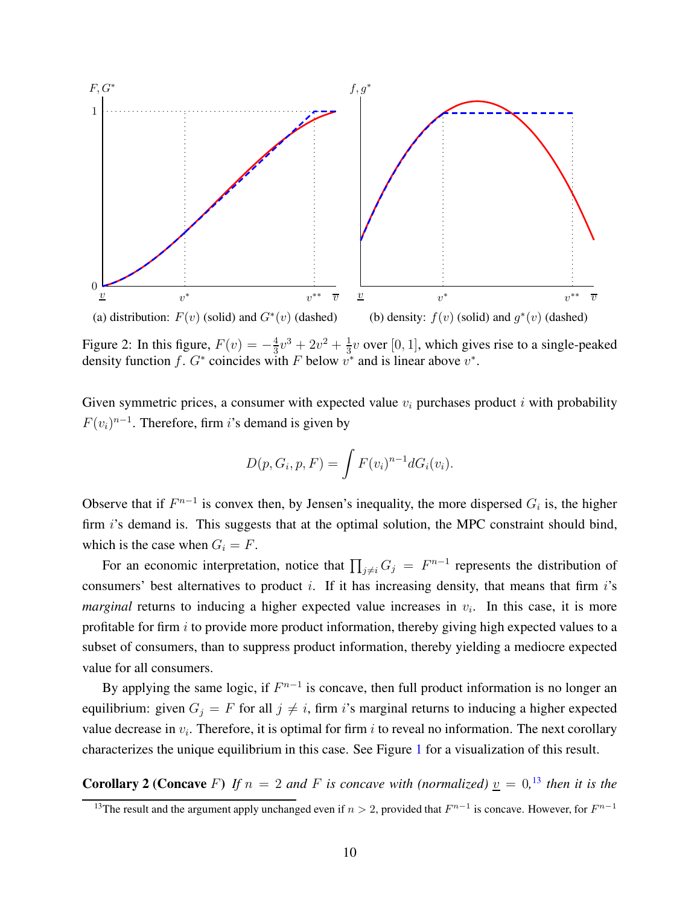$F, G^*$

1

0

$\underline{v}$ $v^*$ $v^{**}$ $\overline{v}$

(a) distribution: $F(v)$ (solid) and $G^*(v)$ (dashed)

$f, g^*$

$\underline{v}$ $v^*$ $v^{**}$ $\overline{v}$

(b) density: $f(v)$ (solid) and $g^*(v)$ (dashed)

Figure 2: In this figure, $F(v) = -\frac{4}{3}v^3 + 2v^2 + \frac{1}{3}v$ over $[0, 1]$, which gives rise to a single-peaked density function $f$. $G^*$ coincides with $F$ below $v^*$ and is linear above $v^*$.

Given symmetric prices, a consumer with expected value $v_i$ purchases product $i$ with probability $F(v_i)^{n-1}$. Therefore, firm $i$'s demand is given by

$$D(p, G_i, p, F) = \int F(v_i)^{n-1} dG_i(v_i).$$

Observe that if $F^{n-1}$ is convex then, by Jensen's inequality, the more dispersed $G_i$ is, the higher firm $i$'s demand is. This suggests that at the optimal solution, the MPC constraint should bind, which is the case when $G_i = F$.

For an economic interpretation, notice that $\prod_{j \neq i} G_j = F^{n-1}$ represents the distribution of consumers' best alternatives to product $i$. If it has increasing density, that means that firm $i$'s *marginal* returns to inducing a higher expected value increases in $v_i$. In this case, it is more profitable for firm $i$ to provide more product information, thereby giving high expected values to a subset of consumers, than to suppress product information, thereby yielding a mediocre expected value for all consumers.

By applying the same logic, if $F^{n-1}$ is concave, then full product information is no longer an equilibrium: given $G_j = F$ for all $j \neq i$, firm $i$'s marginal returns to inducing a higher expected value decrease in $v_i$. Therefore, it is optimal for firm $i$ to reveal no information. The next corollary characterizes the unique equilibrium in this case. See Figure 1 for a visualization of this result.

**Corollary 2 (Concave $F$)** *If $n = 2$ and $F$ is concave with (normalized) $\underline{v} = 0$,[13] then it is the*

[13] The result and the argument apply unchanged even if $n > 2$, provided that $F^{n-1}$ is concave. However, for $F^{n-1}$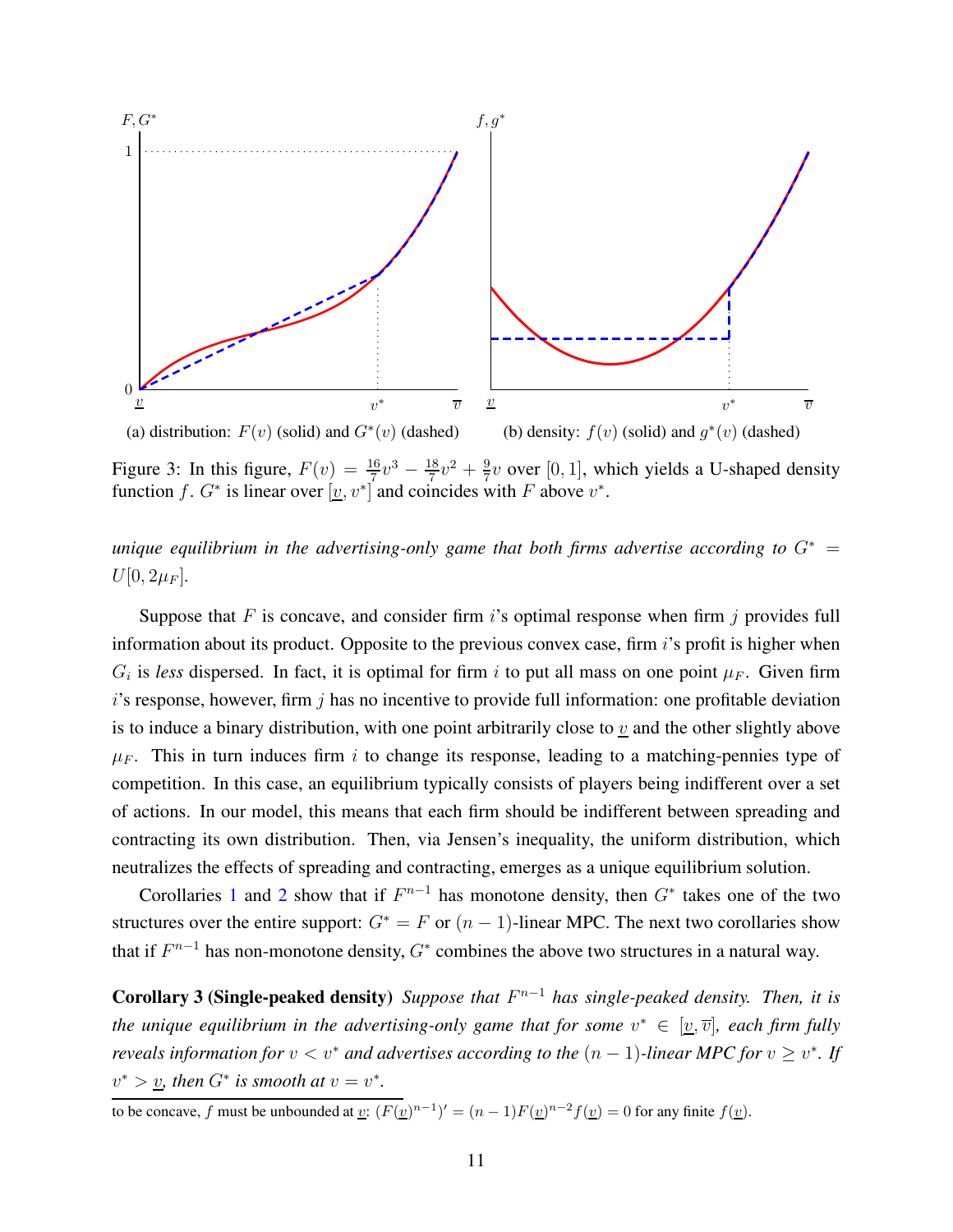$F, G^*$

1

0

$\underline{v}$ $v^*$ $\overline{v}$

(a) distribution: $F(v)$ (solid) and $G^*(v)$ (dashed)

$f, g^*$

$\underline{v}$ $v^*$ $\overline{v}$

(b) density: $f(v)$ (solid) and $g^*(v)$ (dashed)

Figure 3: In this figure, $F(v) = \frac{16}{7}v^3 - \frac{18}{7}v^2 + \frac{9}{7}v$ over $[0, 1]$, which yields a U-shaped density function $f$. $G^*$ is linear over $[\underline{v}, v^*]$ and coincides with $F$ above $v^*$.

*unique equilibrium in the advertising-only game that both firms advertise according to $G^* = U[0, 2\mu_F]$.*

Suppose that $F$ is concave, and consider firm $i$'s optimal response when firm $j$ provides full information about its product. Opposite to the previous convex case, firm $i$'s profit is higher when $G_i$ is *less* dispersed. In fact, it is optimal for firm $i$ to put all mass on one point $\mu_F$. Given firm $i$'s response, however, firm $j$ has no incentive to provide full information: one profitable deviation is to induce a binary distribution, with one point arbitrarily close to $\underline{v}$ and the other slightly above $\mu_F$. This in turn induces firm $i$ to change its response, leading to a matching-pennies type of competition. In this case, an equilibrium typically consists of players being indifferent over a set of actions. In our model, this means that each firm should be indifferent between spreading and contracting its own distribution. Then, via Jensen's inequality, the uniform distribution, which neutralizes the effects of spreading and contracting, emerges as a unique equilibrium solution.

Corollaries 1 and 2 show that if $F^{n-1}$ has monotone density, then $G^*$ takes one of the two structures over the entire support: $G^* = F$ or $(n-1)$-linear MPC. The next two corollaries show that if $F^{n-1}$ has non-monotone density, $G^*$ combines the above two structures in a natural way.

**Corollary 3 (Single-peaked density)** *Suppose that $F^{n-1}$ has single-peaked density. Then, it is the unique equilibrium in the advertising-only game that for some $v^* \in [\underline{v}, \overline{v}]$, each firm fully reveals information for $v < v^*$ and advertises according to the $(n-1)$-linear MPC for $v \geq v^*$. If $v^* > \underline{v}$, then $G^*$ is smooth at $v = v^*$.*

to be concave, $f$ must be unbounded at $\underline{v}$: $(F(\underline{v})^{n-1})' = (n-1)F(\underline{v})^{n-2}f(\underline{v}) = 0$ for any finite $f(\underline{v})$.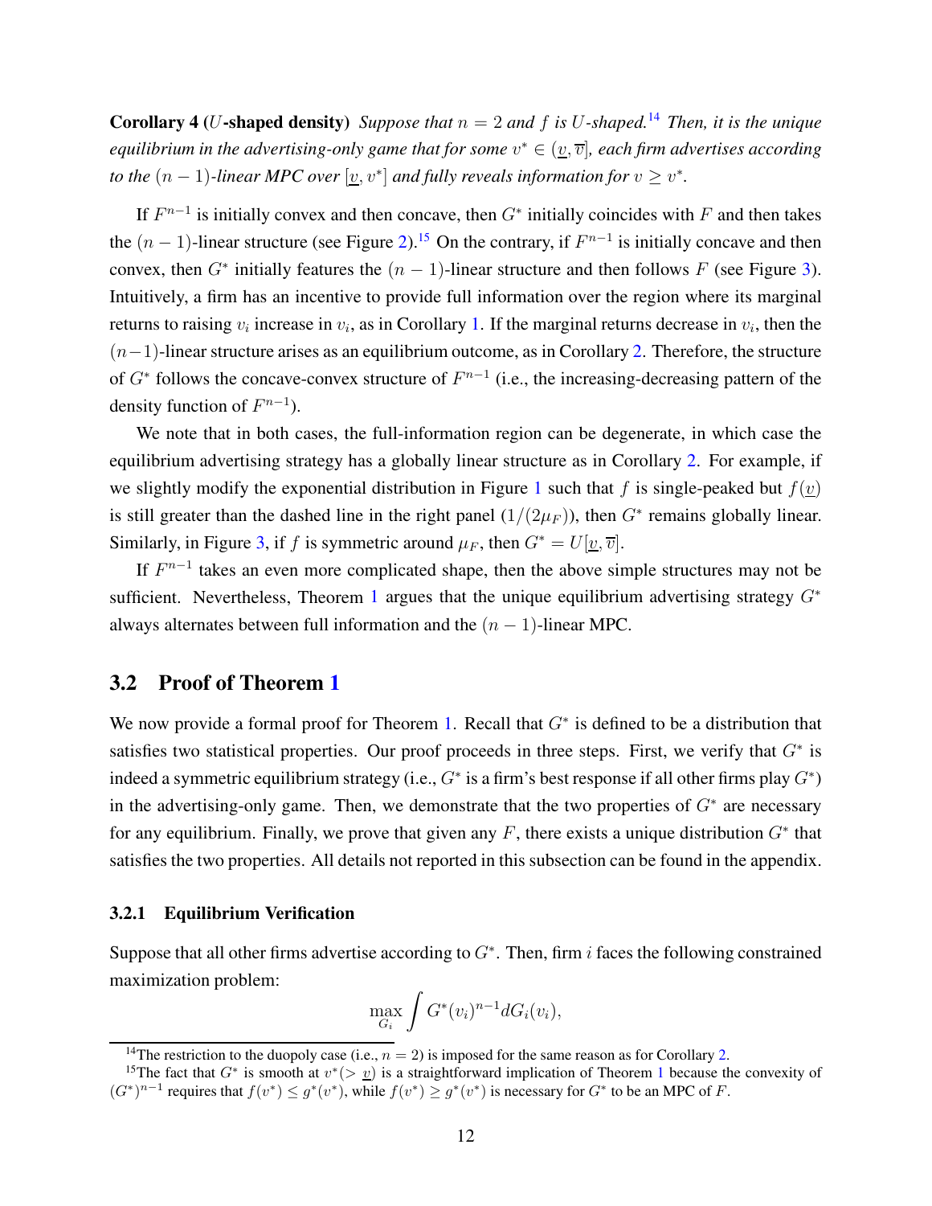**Corollary 4** (*U*-**shaped density**) *Suppose that $n = 2$ and $f$ is $U$-shaped.*[14] *Then, it is the unique equilibrium in the advertising-only game that for some $v^* \in (\underline{v}, \overline{v}]$, each firm advertises according to the $(n-1)$-linear MPC over $[\underline{v}, v^*]$ and fully reveals information for $v \geq v^*$.*

If $F^{n-1}$ is initially convex and then concave, then $G^*$ initially coincides with $F$ and then takes the $(n-1)$-linear structure (see Figure 2).[15] On the contrary, if $F^{n-1}$ is initially concave and then convex, then $G^*$ initially features the $(n-1)$-linear structure and then follows $F$ (see Figure 3). Intuitively, a firm has an incentive to provide full information over the region where its marginal returns to raising $v_i$ increase in $v_i$, as in Corollary 1. If the marginal returns decrease in $v_i$, then the $(n-1)$-linear structure arises as an equilibrium outcome, as in Corollary 2. Therefore, the structure of $G^*$ follows the concave-convex structure of $F^{n-1}$ (i.e., the increasing-decreasing pattern of the density function of $F^{n-1}$).

We note that in both cases, the full-information region can be degenerate, in which case the equilibrium advertising strategy has a globally linear structure as in Corollary 2. For example, if we slightly modify the exponential distribution in Figure 1 such that $f$ is single-peaked but $f(\underline{v})$ is still greater than the dashed line in the right panel $(1/(2\mu_F))$, then $G^*$ remains globally linear. Similarly, in Figure 3, if $f$ is symmetric around $\mu_F$, then $G^* = U[\underline{v}, \overline{v}]$.

If $F^{n-1}$ takes an even more complicated shape, then the above simple structures may not be sufficient. Nevertheless, Theorem 1 argues that the unique equilibrium advertising strategy $G^*$ always alternates between full information and the $(n-1)$-linear MPC.

## 3.2 Proof of Theorem 1

We now provide a formal proof for Theorem 1. Recall that $G^*$ is defined to be a distribution that satisfies two statistical properties. Our proof proceeds in three steps. First, we verify that $G^*$ is indeed a symmetric equilibrium strategy (i.e., $G^*$ is a firm's best response if all other firms play $G^*$) in the advertising-only game. Then, we demonstrate that the two properties of $G^*$ are necessary for any equilibrium. Finally, we prove that given any $F$, there exists a unique distribution $G^*$ that satisfies the two properties. All details not reported in this subsection can be found in the appendix.

### 3.2.1 Equilibrium Verification

Suppose that all other firms advertise according to $G^*$. Then, firm $i$ faces the following constrained maximization problem:

$$\max_{G_i} \int G^*(v_i)^{n-1} dG_i(v_i),$$

[14] The restriction to the duopoly case (i.e., $n = 2$) is imposed for the same reason as for Corollary 2.

[15] The fact that $G^*$ is smooth at $v^* (> \underline{v})$ is a straightforward implication of Theorem 1 because the convexity of $(G^*)^{n-1}$ requires that $f(v^*) \leq g^*(v^*)$, while $f(v^*) \geq g^*(v^*)$ is necessary for $G^*$ to be an MPC of $F$.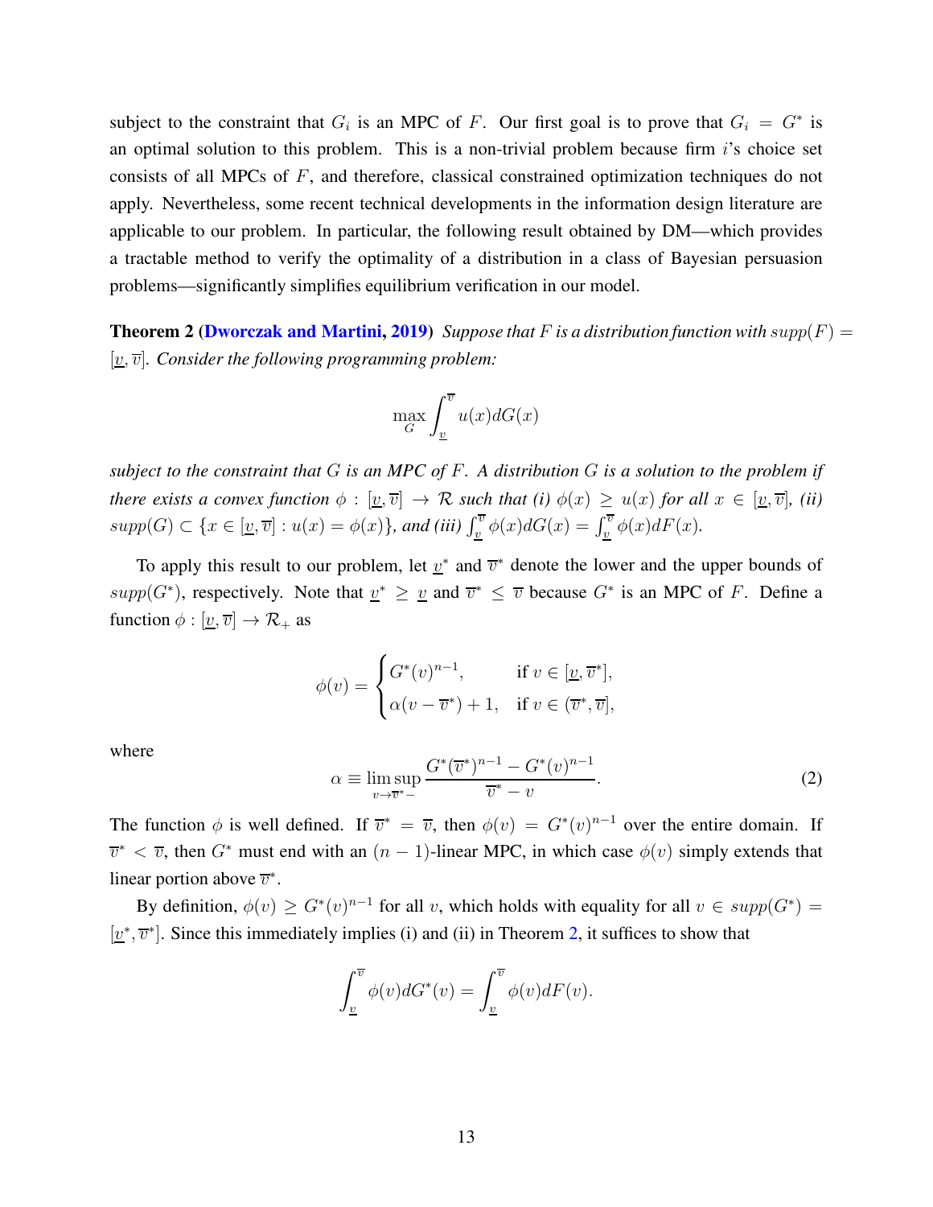subject to the constraint that $G_i$ is an MPC of $F$. Our first goal is to prove that $G_i = G^*$ is an optimal solution to this problem. This is a non-trivial problem because firm $i$'s choice set consists of all MPCs of $F$, and therefore, classical constrained optimization techniques do not apply. Nevertheless, some recent technical developments in the information design literature are applicable to our problem. In particular, the following result obtained by DM—which provides a tractable method to verify the optimality of a distribution in a class of Bayesian persuasion problems—significantly simplifies equilibrium verification in our model.

**Theorem 2 (Dworczak and Martini, 2019)** *Suppose that $F$ is a distribution function with $supp(F) = [\underline{v}, \overline{v}]$. Consider the following programming problem:*

$$\max_{G} \int_{\underline{v}}^{\overline{v}} u(x)dG(x)$$

*subject to the constraint that $G$ is an MPC of $F$. A distribution $G$ is a solution to the problem if there exists a convex function $\phi : [\underline{v}, \overline{v}] \to \mathcal{R}$ such that (i) $\phi(x) \geq u(x)$ for all $x \in [\underline{v}, \overline{v}]$, (ii) $supp(G) \subset \{x \in [\underline{v}, \overline{v}] : u(x) = \phi(x)\}$, and (iii) $\int_{\underline{v}}^{\overline{v}} \phi(x)dG(x) = \int_{\underline{v}}^{\overline{v}} \phi(x)dF(x)$.*

To apply this result to our problem, let $\underline{v}^*$ and $\overline{v}^*$ denote the lower and the upper bounds of $supp(G^*)$, respectively. Note that $\underline{v}^* \geq \underline{v}$ and $\overline{v}^* \leq \overline{v}$ because $G^*$ is an MPC of $F$. Define a function $\phi : [\underline{v}, \overline{v}] \to \mathcal{R}_+$ as

$$\phi(v) = \begin{cases} G^*(v)^{n-1}, & \text{if } v \in [\underline{v}, \overline{v}^*], \\ \alpha(v - \overline{v}^*) + 1, & \text{if } v \in (\overline{v}^*, \overline{v}], \end{cases}$$

where

$$\alpha \equiv \limsup_{v \to \overline{v}^* -} \frac{G^*(\overline{v}^*)^{n-1} - G^*(v)^{n-1}}{\overline{v}^* - v}. \tag{2}$$

The function $\phi$ is well defined. If $\overline{v}^* = \overline{v}$, then $\phi(v) = G^*(v)^{n-1}$ over the entire domain. If $\overline{v}^* < \overline{v}$, then $G^*$ must end with an $(n-1)$-linear MPC, in which case $\phi(v)$ simply extends that linear portion above $\overline{v}^*$.

By definition, $\phi(v) \geq G^*(v)^{n-1}$ for all $v$, which holds with equality for all $v \in supp(G^*) = [\underline{v}^*, \overline{v}^*]$. Since this immediately implies (i) and (ii) in Theorem 2, it suffices to show that

$$\int_{\underline{v}}^{\overline{v}} \phi(v)dG^*(v) = \int_{\underline{v}}^{\overline{v}} \phi(v)dF(v).$$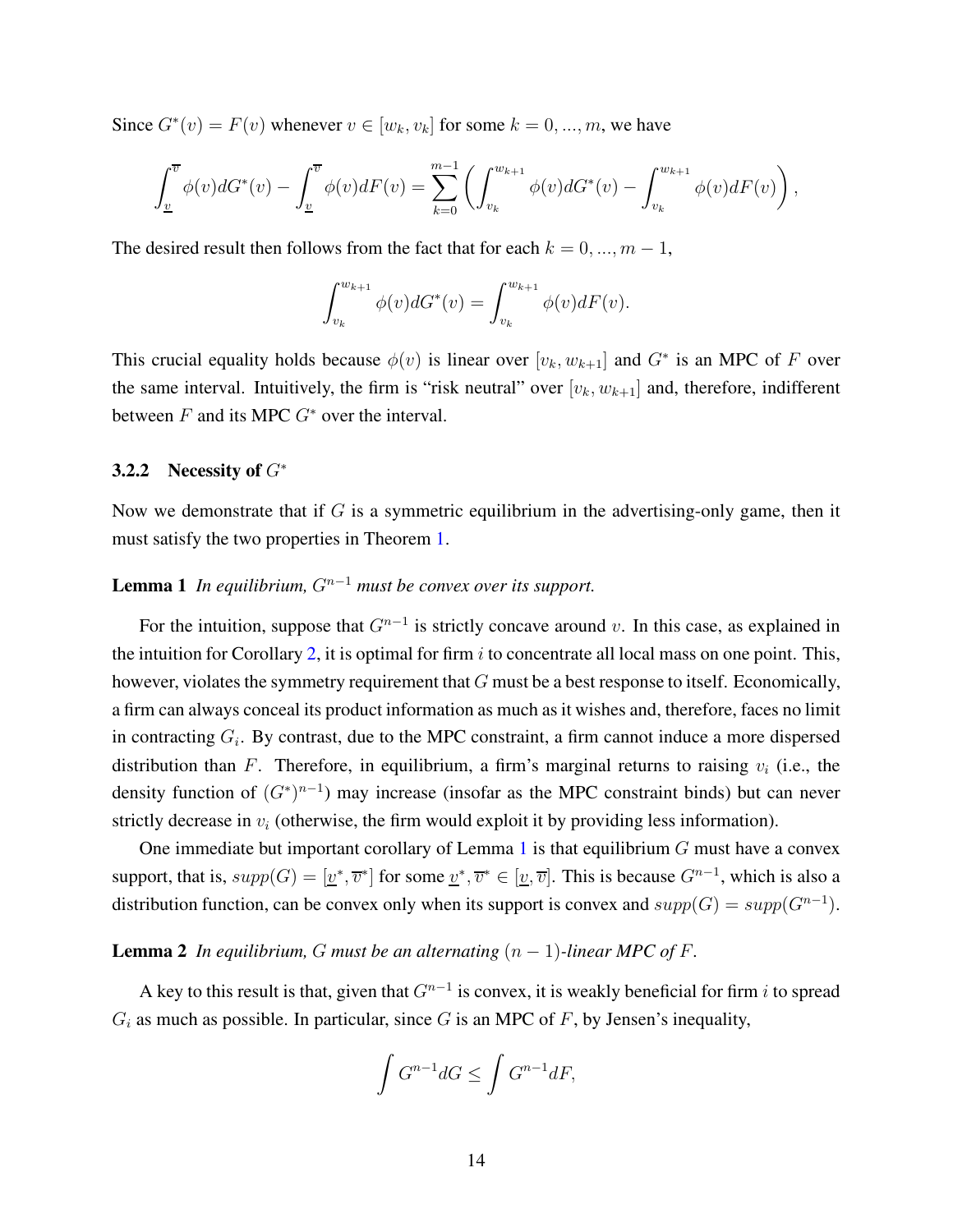Since $G^*(v) = F(v)$ whenever $v \in [w_k, v_k]$ for some $k = 0, ..., m$, we have

$$\int_{\underline{v}}^{\overline{v}} \phi(v)dG^*(v) - \int_{\underline{v}}^{\overline{v}} \phi(v)dF(v) = \sum_{k=0}^{m-1} \left( \int_{v_k}^{w_{k+1}} \phi(v)dG^*(v) - \int_{v_k}^{w_{k+1}} \phi(v)dF(v) \right),$$

The desired result then follows from the fact that for each $k = 0, ..., m-1$,

$$\int_{v_k}^{w_{k+1}} \phi(v)dG^*(v) = \int_{v_k}^{w_{k+1}} \phi(v)dF(v).$$

This crucial equality holds because $\phi(v)$ is linear over $[v_k, w_{k+1}]$ and $G^*$ is an MPC of $F$ over the same interval. Intuitively, the firm is "risk neutral" over $[v_k, w_{k+1}]$ and, therefore, indifferent between $F$ and its MPC $G^*$ over the interval.

### 3.2.2 Necessity of $G^*$

Now we demonstrate that if $G$ is a symmetric equilibrium in the advertising-only game, then it must satisfy the two properties in Theorem 1.

**Lemma 1** *In equilibrium, $G^{n-1}$ must be convex over its support.*

For the intuition, suppose that $G^{n-1}$ is strictly concave around $v$. In this case, as explained in the intuition for Corollary 2, it is optimal for firm $i$ to concentrate all local mass on one point. This, however, violates the symmetry requirement that $G$ must be a best response to itself. Economically, a firm can always conceal its product information as much as it wishes and, therefore, faces no limit in contracting $G_i$. By contrast, due to the MPC constraint, a firm cannot induce a more dispersed distribution than $F$. Therefore, in equilibrium, a firm's marginal returns to raising $v_i$ (i.e., the density function of $(G^*)^{n-1}$) may increase (insofar as the MPC constraint binds) but can never strictly decrease in $v_i$ (otherwise, the firm would exploit it by providing less information).

One immediate but important corollary of Lemma 1 is that equilibrium $G$ must have a convex support, that is, $supp(G) = [\underline{v}^*, \overline{v}^*]$ for some $\underline{v}^*, \overline{v}^* \in [\underline{v}, \overline{v}]$. This is because $G^{n-1}$, which is also a distribution function, can be convex only when its support is convex and $supp(G) = supp(G^{n-1})$.

**Lemma 2** *In equilibrium, $G$ must be an alternating $(n-1)$-linear MPC of $F$.*

A key to this result is that, given that $G^{n-1}$ is convex, it is weakly beneficial for firm $i$ to spread $G_i$ as much as possible. In particular, since $G$ is an MPC of $F$, by Jensen's inequality,

$$\int G^{n-1}dG \leq \int G^{n-1}dF,$$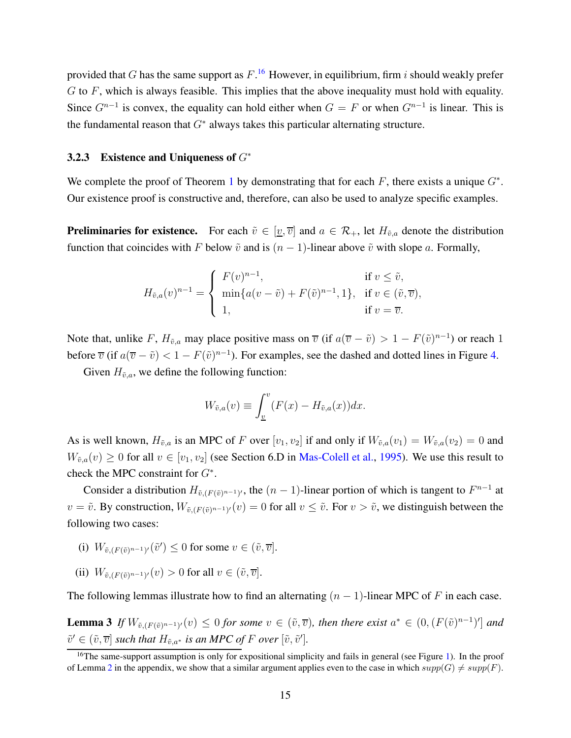provided that $G$ has the same support as $F$.[16] However, in equilibrium, firm $i$ should weakly prefer $G$ to $F$, which is always feasible. This implies that the above inequality must hold with equality. Since $G^{n-1}$ is convex, the equality can hold either when $G = F$ or when $G^{n-1}$ is linear. This is the fundamental reason that $G^*$ always takes this particular alternating structure.

### 3.2.3 Existence and Uniqueness of $G^*$

We complete the proof of Theorem 1 by demonstrating that for each $F$, there exists a unique $G^*$. Our existence proof is constructive and, therefore, can also be used to analyze specific examples.

**Preliminaries for existence.** For each $\tilde{v} \in [\underline{v}, \overline{v}]$ and $a \in \mathcal{R}_+$, let $H_{\tilde{v},a}$ denote the distribution function that coincides with $F$ below $\tilde{v}$ and is $(n-1)$-linear above $\tilde{v}$ with slope $a$. Formally,

$$
H_{\tilde{v},a}(v)^{n-1} = \begin{cases} F(v)^{n-1}, & \text{if } v \leq \tilde{v}, \\ \min\{a(v-\tilde{v}) + F(\tilde{v})^{n-1}, 1\}, & \text{if } v \in (\tilde{v}, \overline{v}), \\ 1, & \text{if } v = \overline{v}. \end{cases}
$$

Note that, unlike $F$, $H_{\tilde{v},a}$ may place positive mass on $\overline{v}$ (if $a(\overline{v} - \tilde{v}) > 1 - F(\tilde{v})^{n-1}$) or reach 1 before $\overline{v}$ (if $a(\overline{v} - \tilde{v}) < 1 - F(\tilde{v})^{n-1}$). For examples, see the dashed and dotted lines in Figure 4.

Given $H_{\tilde{v},a}$, we define the following function:

$$
W_{\tilde{v},a}(v) \equiv \int_{\underline{v}}^{v} (F(x) - H_{\tilde{v},a}(x))dx.
$$

As is well known, $H_{\tilde{v},a}$ is an MPC of $F$ over $[v_1, v_2]$ if and only if $W_{\tilde{v},a}(v_1) = W_{\tilde{v},a}(v_2) = 0$ and $W_{\tilde{v},a}(v) \geq 0$ for all $v \in [v_1, v_2]$ (see Section 6.D in Mas-Colell et al., 1995). We use this result to check the MPC constraint for $G^*$.

Consider a distribution $H_{\tilde{v},(F(\tilde{v})^{n-1})'}$, the $(n-1)$-linear portion of which is tangent to $F^{n-1}$ at $v = \tilde{v}$. By construction, $W_{\tilde{v},(F(\tilde{v})^{n-1})'}(v) = 0$ for all $v \leq \tilde{v}$. For $v > \tilde{v}$, we distinguish between the following two cases:

(i) $W_{\tilde{v},(F(\tilde{v})^{n-1})'}(\tilde{v}') \leq 0$ for some $v \in (\tilde{v}, \overline{v}]$.

(ii) $W_{\tilde{v},(F(\tilde{v})^{n-1})'}(v) > 0$ for all $v \in (\tilde{v}, \overline{v}]$.

The following lemmas illustrate how to find an alternating $(n-1)$-linear MPC of $F$ in each case.

**Lemma 3** *If $W_{\tilde{v},(F(\tilde{v})^{n-1})'}(v) \leq 0$ for some $v \in (\tilde{v}, \overline{v})$, then there exist $a^* \in (0, (F(\tilde{v})^{n-1})']$ and $\tilde{v}' \in (\tilde{v}, \overline{v}]$ such that $H_{\tilde{v},a^*}$ is an MPC of $F$ over $[\tilde{v}, \tilde{v}']$.*

[16] The same-support assumption is only for expositional simplicity and fails in general (see Figure 1). In the proof of Lemma 2 in the appendix, we show that a similar argument applies even to the case in which $supp(G) \neq supp(F)$.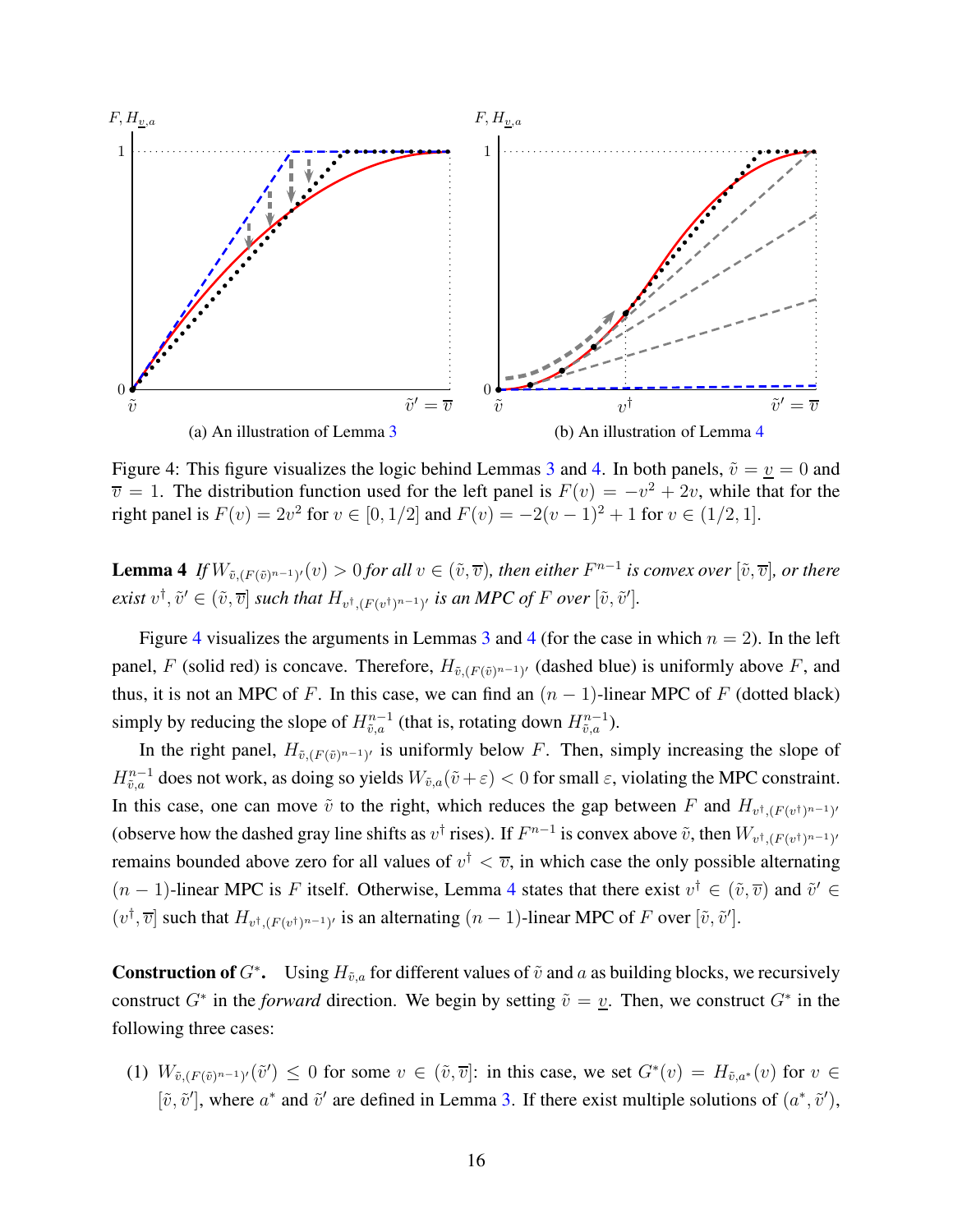$F, H_{\underline{v},a}$

1

0

$\tilde{v}$

$\tilde{v}' = \overline{v}$

(a) An illustration of Lemma 3

$F, H_{\underline{v},a}$

1

0

$\tilde{v}$

$v^\dagger$

$\tilde{v}' = \overline{v}$

(b) An illustration of Lemma 4

Figure 4: This figure visualizes the logic behind Lemmas 3 and 4. In both panels, $\tilde{v} = \underline{v} = 0$ and $\overline{v} = 1$. The distribution function used for the left panel is $F(v) = -v^2 + 2v$, while that for the right panel is $F(v) = 2v^2$ for $v \in [0, 1/2]$ and $F(v) = -2(v-1)^2 + 1$ for $v \in (1/2, 1]$.

**Lemma 4** *If $W_{\tilde{v},(F(\tilde{v})^{n-1})'}(v) > 0$ for all $v \in (\tilde{v}, \overline{v})$, then either $F^{n-1}$ is convex over $[\tilde{v}, \overline{v}]$, or there exist $v^\dagger, \tilde{v}' \in (\tilde{v}, \overline{v}]$ such that $H_{v^\dagger,(F(v^\dagger)^{n-1})'}$ is an MPC of $F$ over $[\tilde{v}, \tilde{v}']$.*

Figure 4 visualizes the arguments in Lemmas 3 and 4 (for the case in which $n = 2$). In the left panel, $F$ (solid red) is concave. Therefore, $H_{\tilde{v},(F(\tilde{v})^{n-1})'}$ (dashed blue) is uniformly above $F$, and thus, it is not an MPC of $F$. In this case, we can find an $(n-1)$-linear MPC of $F$ (dotted black) simply by reducing the slope of $H^{n-1}_{\tilde{v},a}$ (that is, rotating down $H^{n-1}_{\tilde{v},a}$).

In the right panel, $H_{\tilde{v},(F(\tilde{v})^{n-1})'}$ is uniformly below $F$. Then, simply increasing the slope of $H^{n-1}_{\tilde{v},a}$ does not work, as doing so yields $W_{\tilde{v},a}(\tilde{v} + \varepsilon) < 0$ for small $\varepsilon$, violating the MPC constraint. In this case, one can move $\tilde{v}$ to the right, which reduces the gap between $F$ and $H_{v^\dagger,(F(v^\dagger)^{n-1})'}$ (observe how the dashed gray line shifts as $v^\dagger$ rises). If $F^{n-1}$ is convex above $\tilde{v}$, then $W_{v^\dagger,(F(v^\dagger)^{n-1})'}$ remains bounded above zero for all values of $v^\dagger < \overline{v}$, in which case the only possible alternating $(n-1)$-linear MPC is $F$ itself. Otherwise, Lemma 4 states that there exist $v^\dagger \in (\tilde{v}, \overline{v})$ and $\tilde{v}' \in (v^\dagger, \overline{v}]$ such that $H_{v^\dagger,(F(v^\dagger)^{n-1})'}$ is an alternating $(n-1)$-linear MPC of $F$ over $[\tilde{v}, \tilde{v}']$.

**Construction of $G^*$.** Using $H_{\tilde{v},a}$ for different values of $\tilde{v}$ and $a$ as building blocks, we recursively construct $G^*$ in the *forward* direction. We begin by setting $\tilde{v} = \underline{v}$. Then, we construct $G^*$ in the following three cases:

(1) $W_{\tilde{v},(F(\tilde{v})^{n-1})'}(\tilde{v}') \leq 0$ for some $v \in (\tilde{v}, \overline{v}]$: in this case, we set $G^*(v) = H_{\tilde{v},a^*}(v)$ for $v \in [\tilde{v}, \tilde{v}']$, where $a^*$ and $\tilde{v}'$ are defined in Lemma 3. If there exist multiple solutions of $(a^*, \tilde{v}')$,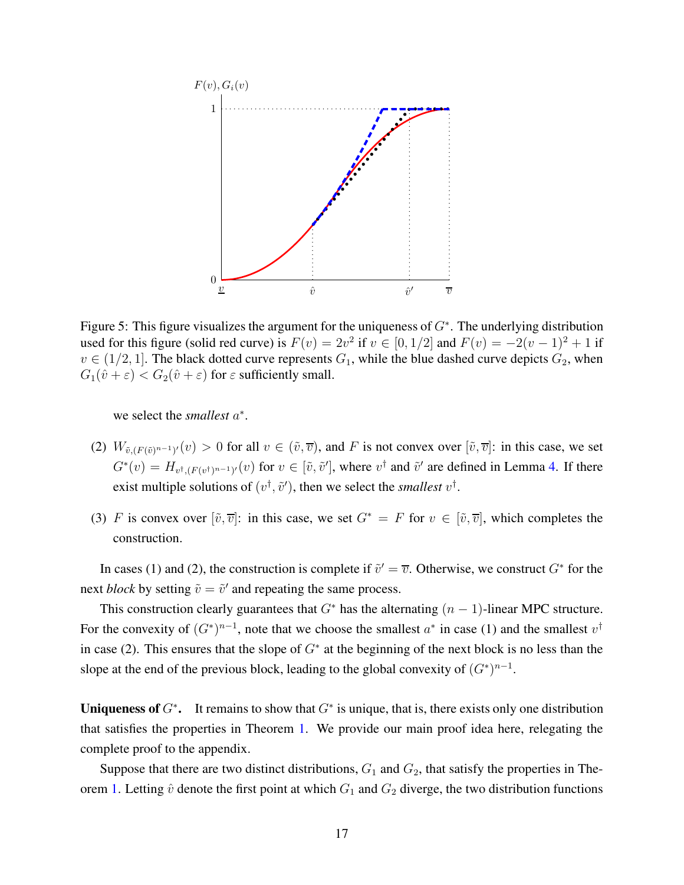$F(v), G_i(v)$

1

0

$\underline{v}$

$\hat{v}$

$\hat{v}'$

$\overline{v}$

Figure 5: This figure visualizes the argument for the uniqueness of $G^*$. The underlying distribution used for this figure (solid red curve) is $F(v) = 2v^2$ if $v \in [0, 1/2]$ and $F(v) = -2(v-1)^2 + 1$ if $v \in (1/2, 1]$. The black dotted curve represents $G_1$, while the blue dashed curve depicts $G_2$, when $G_1(\hat{v} + \varepsilon) < G_2(\hat{v} + \varepsilon)$ for $\varepsilon$ sufficiently small.

we select the *smallest* $a^*$.

(2) $W_{\tilde{v},(F(\tilde{v})^{n-1})'}(v) > 0$ for all $v \in (\tilde{v}, \overline{v})$, and $F$ is not convex over $[\tilde{v}, \overline{v}]$: in this case, we set $G^*(v) = H_{v^\dagger,(F(v^\dagger)^{n-1})'}(v)$ for $v \in [\tilde{v}, \tilde{v}']$, where $v^\dagger$ and $\tilde{v}'$ are defined in Lemma 4. If there exist multiple solutions of $(v^\dagger, \tilde{v}')$, then we select the *smallest* $v^\dagger$.

(3) $F$ is convex over $[\tilde{v}, \overline{v}]$: in this case, we set $G^* = F$ for $v \in [\tilde{v}, \overline{v}]$, which completes the construction.

In cases (1) and (2), the construction is complete if $\tilde{v}' = \overline{v}$. Otherwise, we construct $G^*$ for the next *block* by setting $\tilde{v} = \tilde{v}'$ and repeating the same process.

This construction clearly guarantees that $G^*$ has the alternating $(n-1)$-linear MPC structure. For the convexity of $(G^*)^{n-1}$, note that we choose the smallest $a^*$ in case (1) and the smallest $v^\dagger$ in case (2). This ensures that the slope of $G^*$ at the beginning of the next block is no less than the slope at the end of the previous block, leading to the global convexity of $(G^*)^{n-1}$.

**Uniqueness of $G^*$.** It remains to show that $G^*$ is unique, that is, there exists only one distribution that satisfies the properties in Theorem 1. We provide our main proof idea here, relegating the complete proof to the appendix.

Suppose that there are two distinct distributions, $G_1$ and $G_2$, that satisfy the properties in Theorem 1. Letting $\hat{v}$ denote the first point at which $G_1$ and $G_2$ diverge, the two distribution functions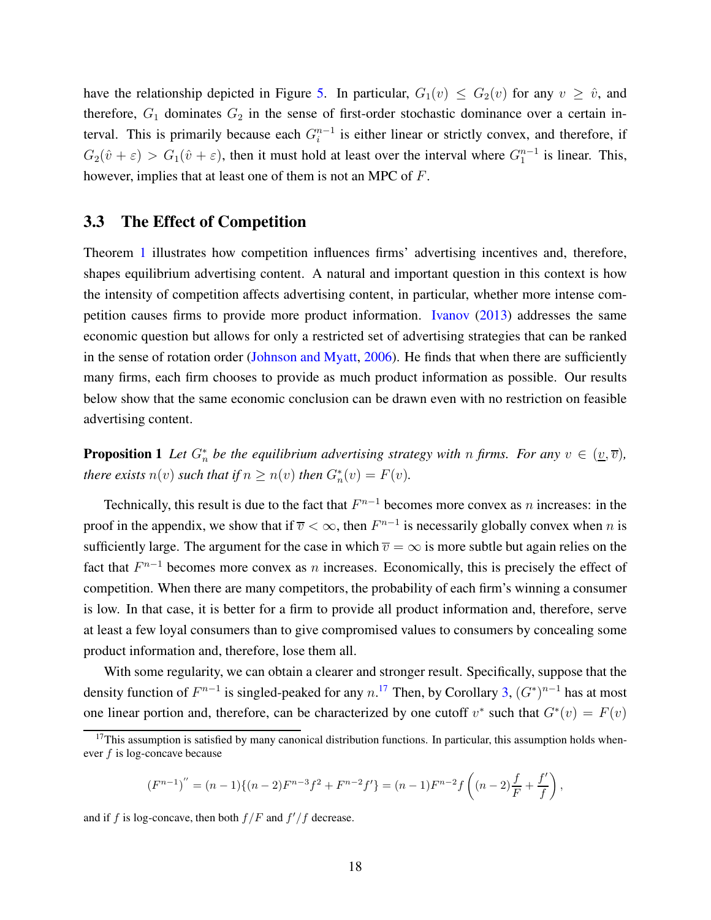have the relationship depicted in Figure 5. In particular, $G_1(v) \leq G_2(v)$ for any $v \geq \hat{v}$, and therefore, $G_1$ dominates $G_2$ in the sense of first-order stochastic dominance over a certain interval. This is primarily because each $G_i^{n-1}$ is either linear or strictly convex, and therefore, if $G_2(\hat{v}+\varepsilon) > G_1(\hat{v}+\varepsilon)$, then it must hold at least over the interval where $G_1^{n-1}$ is linear. This, however, implies that at least one of them is not an MPC of $F$.

## 3.3 The Effect of Competition

Theorem 1 illustrates how competition influences firms' advertising incentives and, therefore, shapes equilibrium advertising content. A natural and important question in this context is how the intensity of competition affects advertising content, in particular, whether more intense competition causes firms to provide more product information. Ivanov (2013) addresses the same economic question but allows for only a restricted set of advertising strategies that can be ranked in the sense of rotation order (Johnson and Myatt, 2006). He finds that when there are sufficiently many firms, each firm chooses to provide as much product information as possible. Our results below show that the same economic conclusion can be drawn even with no restriction on feasible advertising content.

**Proposition 1** *Let $G_n^*$ be the equilibrium advertising strategy with $n$ firms. For any $v \in (\underline{v}, \overline{v})$, there exists $n(v)$ such that if $n \geq n(v)$ then $G_n^*(v) = F(v)$.*

Technically, this result is due to the fact that $F^{n-1}$ becomes more convex as $n$ increases: in the proof in the appendix, we show that if $\overline{v} < \infty$, then $F^{n-1}$ is necessarily globally convex when $n$ is sufficiently large. The argument for the case in which $\overline{v} = \infty$ is more subtle but again relies on the fact that $F^{n-1}$ becomes more convex as $n$ increases. Economically, this is precisely the effect of competition. When there are many competitors, the probability of each firm's winning a consumer is low. In that case, it is better for a firm to provide all product information and, therefore, serve at least a few loyal consumers than to give compromised values to consumers by concealing some product information and, therefore, lose them all.

With some regularity, we can obtain a clearer and stronger result. Specifically, suppose that the density function of $F^{n-1}$ is singled-peaked for any $n$.[17] Then, by Corollary 3, $(G^*)^{n-1}$ has at most one linear portion and, therefore, can be characterized by one cutoff $v^*$ such that $G^*(v) = F(v)$

[17] This assumption is satisfied by many canonical distribution functions. In particular, this assumption holds whenever $f$ is log-concave because

$$\left(F^{n-1}\right)'' = (n-1)\{(n-2)F^{n-3}f^2 + F^{n-2}f'\} = (n-1)F^{n-2}f\left((n-2)\frac{f}{F} + \frac{f'}{f}\right),$$

and if $f$ is log-concave, then both $f/F$ and $f'/f$ decrease.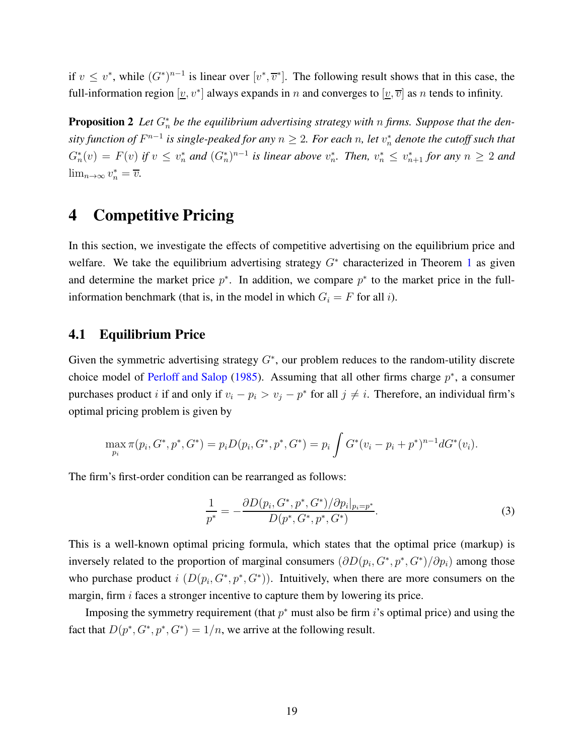if $v \leq v^*$, while $(G^*)^{n-1}$ is linear over $[v^*, \overline{v}^*]$. The following result shows that in this case, the full-information region $[\underline{v}, v^*]$ always expands in $n$ and converges to $[\underline{v}, \overline{v}]$ as $n$ tends to infinity.

**Proposition 2** *Let $G_n^*$ be the equilibrium advertising strategy with $n$ firms. Suppose that the density function of $F^{n-1}$ is single-peaked for any $n \geq 2$. For each $n$, let $v_n^*$ denote the cutoff such that $G_n^*(v) = F(v)$ if $v \leq v_n^*$ and $(G_n^*)^{n-1}$ is linear above $v_n^*$. Then, $v_n^* \leq v_{n+1}^*$ for any $n \geq 2$ and $\lim_{n\to\infty} v_n^* = \overline{v}$.*

# 4 Competitive Pricing

In this section, we investigate the effects of competitive advertising on the equilibrium price and welfare. We take the equilibrium advertising strategy $G^*$ characterized in Theorem 1 as given and determine the market price $p^*$. In addition, we compare $p^*$ to the market price in the full-information benchmark (that is, in the model in which $G_i = F$ for all $i$).

## 4.1 Equilibrium Price

Given the symmetric advertising strategy $G^*$, our problem reduces to the random-utility discrete choice model of Perloff and Salop (1985). Assuming that all other firms charge $p^*$, a consumer purchases product $i$ if and only if $v_i - p_i > v_j - p^*$ for all $j \neq i$. Therefore, an individual firm's optimal pricing problem is given by

$$\max_{p_i} \pi(p_i, G^*, p^*, G^*) = p_i D(p_i, G^*, p^*, G^*) = p_i \int G^*(v_i - p_i + p^*)^{n-1} dG^*(v_i).$$

The firm's first-order condition can be rearranged as follows:

$$\frac{1}{p^*} = -\frac{\partial D(p_i, G^*, p^*, G^*)/\partial p_i|_{p_i = p^*}}{D(p^*, G^*, p^*, G^*)}. \tag{3}$$

This is a well-known optimal pricing formula, which states that the optimal price (markup) is inversely related to the proportion of marginal consumers ($\partial D(p_i, G^*, p^*, G^*)/\partial p_i$) among those who purchase product $i$ ($D(p_i, G^*, p^*, G^*)$). Intuitively, when there are more consumers on the margin, firm $i$ faces a stronger incentive to capture them by lowering its price.

Imposing the symmetry requirement (that $p^*$ must also be firm $i$'s optimal price) and using the fact that $D(p^*, G^*, p^*, G^*) = 1/n$, we arrive at the following result.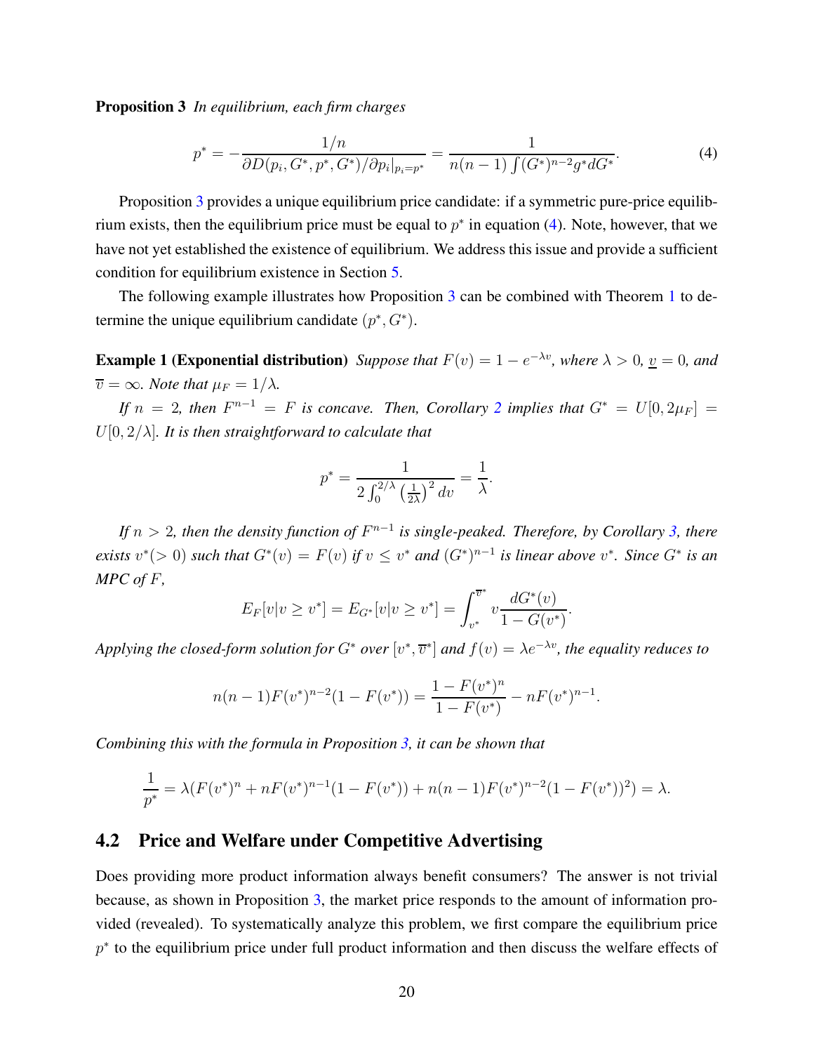**Proposition 3** *In equilibrium, each firm charges*

$$p^* = -\frac{1/n}{\partial D(p_i, G^*, p^*, G^*)/\partial p_i|_{p_i=p^*}} = \frac{1}{n(n-1)\int (G^*)^{n-2} g^* dG^*}. \tag{4}$$

Proposition 3 provides a unique equilibrium price candidate: if a symmetric pure-price equilibrium exists, then the equilibrium price must be equal to $p^*$ in equation (4). Note, however, that we have not yet established the existence of equilibrium. We address this issue and provide a sufficient condition for equilibrium existence in Section 5.

The following example illustrates how Proposition 3 can be combined with Theorem 1 to determine the unique equilibrium candidate $(p^*, G^*)$.

**Example 1 (Exponential distribution)** *Suppose that $F(v) = 1 - e^{-\lambda v}$, where $\lambda > 0$, $\underline{v} = 0$, and $\overline{v} = \infty$. Note that $\mu_F = 1/\lambda$.*

*If $n = 2$, then $F^{n-1} = F$ is concave. Then, Corollary 2 implies that $G^* = U[0, 2\mu_F] = U[0, 2/\lambda]$. It is then straightforward to calculate that*

$$p^* = \frac{1}{2\int_0^{2/\lambda} \left(\frac{1}{2\lambda}\right)^2 dv} = \frac{1}{\lambda}.$$

*If $n > 2$, then the density function of $F^{n-1}$ is single-peaked. Therefore, by Corollary 3, there exists $v^* (> 0)$ such that $G^*(v) = F(v)$ if $v \leq v^*$ and $(G^*)^{n-1}$ is linear above $v^*$. Since $G^*$ is an MPC of $F$,*

$$E_F[v|v \geq v^*] = E_{G^*}[v|v \geq v^*] = \int_{v^*}^{\overline{v}^*} v \frac{dG^*(v)}{1 - G(v^*)}.$$

*Applying the closed-form solution for $G^*$ over $[v^*, \overline{v}^*]$ and $f(v) = \lambda e^{-\lambda v}$, the equality reduces to*

$$n(n-1)F(v^*)^{n-2}(1 - F(v^*)) = \frac{1 - F(v^*)^n}{1 - F(v^*)} - nF(v^*)^{n-1}.$$

*Combining this with the formula in Proposition 3, it can be shown that*

$$\frac{1}{p^*} = \lambda(F(v^*)^n + nF(v^*)^{n-1}(1 - F(v^*)) + n(n-1)F(v^*)^{n-2}(1 - F(v^*))^2) = \lambda.$$

## 4.2 Price and Welfare under Competitive Advertising

Does providing more product information always benefit consumers? The answer is not trivial because, as shown in Proposition 3, the market price responds to the amount of information provided (revealed). To systematically analyze this problem, we first compare the equilibrium price $p^*$ to the equilibrium price under full product information and then discuss the welfare effects of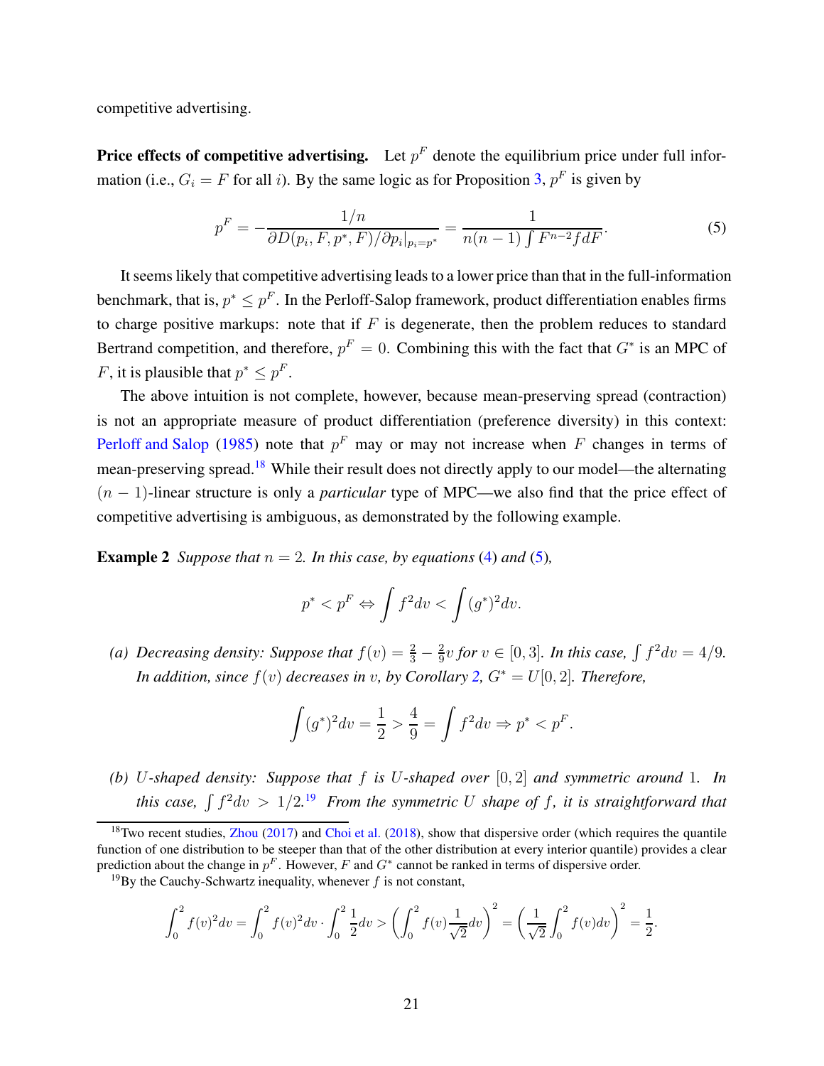competitive advertising.

**Price effects of competitive advertising.** Let $p^F$ denote the equilibrium price under full information (i.e., $G_i = F$ for all $i$). By the same logic as for Proposition 3, $p^F$ is given by

$$p^F = -\frac{1/n}{\partial D(p_i, F, p^*, F)/\partial p_i|_{p_i=p^*}} = \frac{1}{n(n-1)\int F^{n-2} f dF}. \tag{5}$$

It seems likely that competitive advertising leads to a lower price than that in the full-information benchmark, that is, $p^* \leq p^F$. In the Perloff-Salop framework, product differentiation enables firms to charge positive markups: note that if $F$ is degenerate, then the problem reduces to standard Bertrand competition, and therefore, $p^F = 0$. Combining this with the fact that $G^*$ is an MPC of $F$, it is plausible that $p^* \leq p^F$.

The above intuition is not complete, however, because mean-preserving spread (contraction) is not an appropriate measure of product differentiation (preference diversity) in this context: Perloff and Salop (1985) note that $p^F$ may or may not increase when $F$ changes in terms of mean-preserving spread.[18] While their result does not directly apply to our model—the alternating $(n-1)$-linear structure is only a *particular* type of MPC—we also find that the price effect of competitive advertising is ambiguous, as demonstrated by the following example.

**Example 2** *Suppose that $n = 2$. In this case, by equations (4) and (5),*

$$p^* < p^F \Leftrightarrow \int f^2 dv < \int (g^*)^2 dv.$$

*(a) Decreasing density: Suppose that $f(v) = \frac{2}{3} - \frac{2}{9}v$ for $v \in [0, 3]$. In this case, $\int f^2 dv = 4/9$. In addition, since $f(v)$ decreases in $v$, by Corollary 2, $G^* = U[0, 2]$. Therefore,*

$$\int (g^*)^2 dv = \frac{1}{2} > \frac{4}{9} = \int f^2 dv \Rightarrow p^* < p^F.$$

*(b) U-shaped density: Suppose that $f$ is U-shaped over $[0, 2]$ and symmetric around 1. In this case, $\int f^2 dv > 1/2$.*[19] *From the symmetric U shape of $f$, it is straightforward that*

[18] Two recent studies, Zhou (2017) and Choi et al. (2018), show that dispersive order (which requires the quantile function of one distribution to be steeper than that of the other distribution at every interior quantile) provides a clear prediction about the change in $p^F$. However, $F$ and $G^*$ cannot be ranked in terms of dispersive order.

[19] By the Cauchy-Schwartz inequality, whenever $f$ is not constant,

$$\int_0^2 f(v)^2 dv = \int_0^2 f(v)^2 dv \cdot \int_0^2 \frac{1}{2} dv > \left( \int_0^2 f(v) \frac{1}{\sqrt{2}} dv \right)^2 = \left( \frac{1}{\sqrt{2}} \int_0^2 f(v) dv \right)^2 = \frac{1}{2}.$$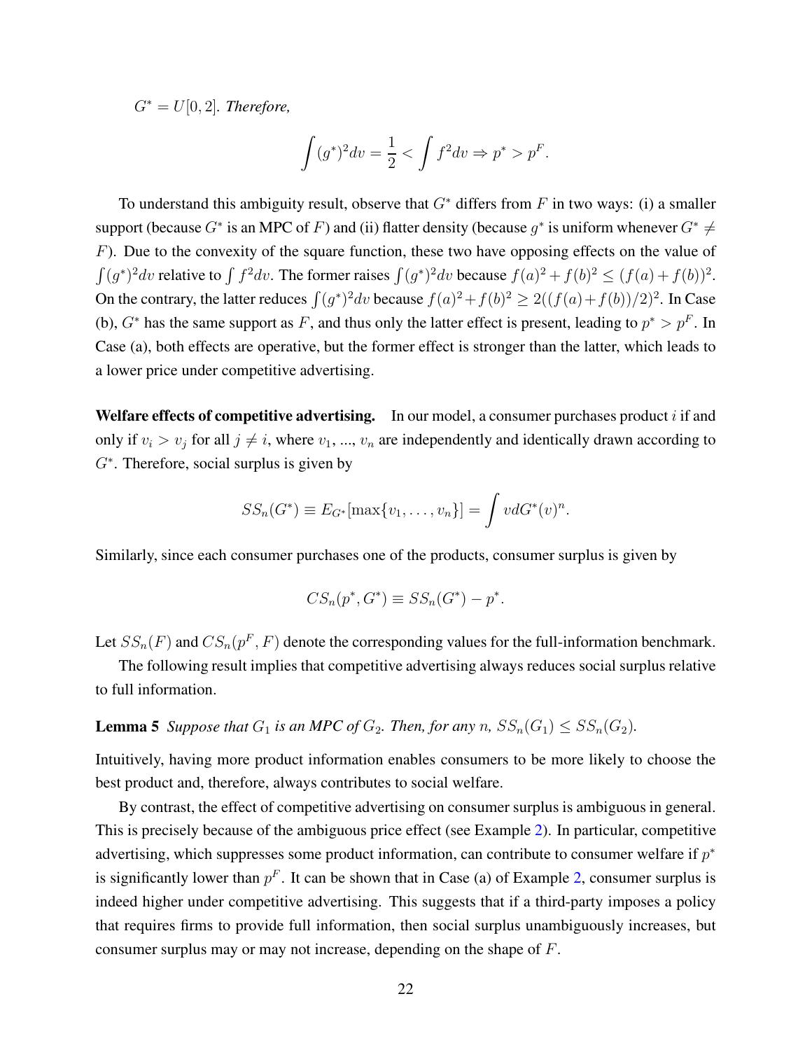$G^* = U[0, 2]$. *Therefore,*

$$\int (g^*)^2 dv = \frac{1}{2} < \int f^2 dv \Rightarrow p^* > p^F.$$

To understand this ambiguity result, observe that $G^*$ differs from $F$ in two ways: (i) a smaller support (because $G^*$ is an MPC of $F$) and (ii) flatter density (because $g^*$ is uniform whenever $G^* \neq F$). Due to the convexity of the square function, these two have opposing effects on the value of $\int (g^*)^2 dv$ relative to $\int f^2 dv$. The former raises $\int (g^*)^2 dv$ because $f(a)^2 + f(b)^2 \leq (f(a) + f(b))^2$. On the contrary, the latter reduces $\int (g^*)^2 dv$ because $f(a)^2 + f(b)^2 \geq 2((f(a) + f(b))/2)^2$. In Case (b), $G^*$ has the same support as $F$, and thus only the latter effect is present, leading to $p^* > p^F$. In Case (a), both effects are operative, but the former effect is stronger than the latter, which leads to a lower price under competitive advertising.

**Welfare effects of competitive advertising.** In our model, a consumer purchases product $i$ if and only if $v_i > v_j$ for all $j \neq i$, where $v_1$, ..., $v_n$ are independently and identically drawn according to $G^*$. Therefore, social surplus is given by

$$SS_n(G^*) \equiv E_{G^*}[\max\{v_1, \ldots, v_n\}] = \int v dG^*(v)^n.$$

Similarly, since each consumer purchases one of the products, consumer surplus is given by

$$CS_n(p^*, G^*) \equiv SS_n(G^*) - p^*.$$

Let $SS_n(F)$ and $CS_n(p^F, F)$ denote the corresponding values for the full-information benchmark.

The following result implies that competitive advertising always reduces social surplus relative to full information.

**Lemma 5** *Suppose that $G_1$ is an MPC of $G_2$. Then, for any $n$, $SS_n(G_1) \leq SS_n(G_2)$.*

Intuitively, having more product information enables consumers to be more likely to choose the best product and, therefore, always contributes to social welfare.

By contrast, the effect of competitive advertising on consumer surplus is ambiguous in general. This is precisely because of the ambiguous price effect (see Example 2). In particular, competitive advertising, which suppresses some product information, can contribute to consumer welfare if $p^*$ is significantly lower than $p^F$. It can be shown that in Case (a) of Example 2, consumer surplus is indeed higher under competitive advertising. This suggests that if a third-party imposes a policy that requires firms to provide full information, then social surplus unambiguously increases, but consumer surplus may or may not increase, depending on the shape of $F$.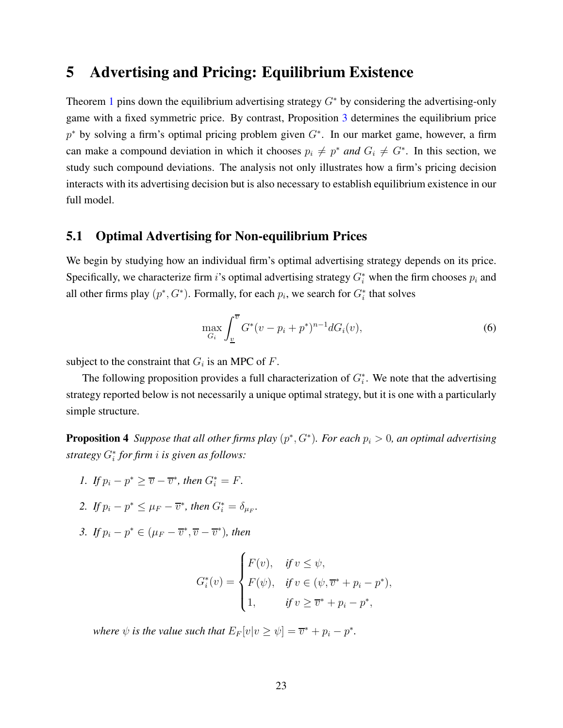# 5 Advertising and Pricing: Equilibrium Existence

Theorem 1 pins down the equilibrium advertising strategy $G^*$ by considering the advertising-only game with a fixed symmetric price. By contrast, Proposition 3 determines the equilibrium price $p^*$ by solving a firm's optimal pricing problem given $G^*$. In our market game, however, a firm can make a compound deviation in which it chooses $p_i \neq p^*$ *and* $G_i \neq G^*$. In this section, we study such compound deviations. The analysis not only illustrates how a firm's pricing decision interacts with its advertising decision but is also necessary to establish equilibrium existence in our full model.

## 5.1 Optimal Advertising for Non-equilibrium Prices

We begin by studying how an individual firm's optimal advertising strategy depends on its price. Specifically, we characterize firm $i$'s optimal advertising strategy $G_i^*$ when the firm chooses $p_i$ and all other firms play $(p^*, G^*)$. Formally, for each $p_i$, we search for $G_i^*$ that solves

$$\max_{G_i} \int_{\underline{v}}^{\overline{v}} G^*(v - p_i + p^*)^{n-1} dG_i(v), \tag{6}$$

subject to the constraint that $G_i$ is an MPC of $F$.

The following proposition provides a full characterization of $G_i^*$. We note that the advertising strategy reported below is not necessarily a unique optimal strategy, but it is one with a particularly simple structure.

**Proposition 4** *Suppose that all other firms play $(p^*, G^*)$. For each $p_i > 0$, an optimal advertising strategy $G_i^*$ for firm $i$ is given as follows:*

1. *If $p_i - p^* \geq \overline{v} - \overline{v}^*$, then $G_i^* = F$.*
2. *If $p_i - p^* \leq \mu_F - \overline{v}^*$, then $G_i^* = \delta_{\mu_F}$.*
3. *If $p_i - p^* \in (\mu_F - \overline{v}^*, \overline{v} - \overline{v}^*)$, then*

$$G_i^*(v) = \begin{cases} F(v), & \text{if } v \leq \psi, \\ F(\psi), & \text{if } v \in (\psi, \overline{v}^* + p_i - p^*), \\ 1, & \text{if } v \geq \overline{v}^* + p_i - p^*, \end{cases}$$

*where $\psi$ is the value such that $E_F[v|v \geq \psi] = \overline{v}^* + p_i - p^*$.*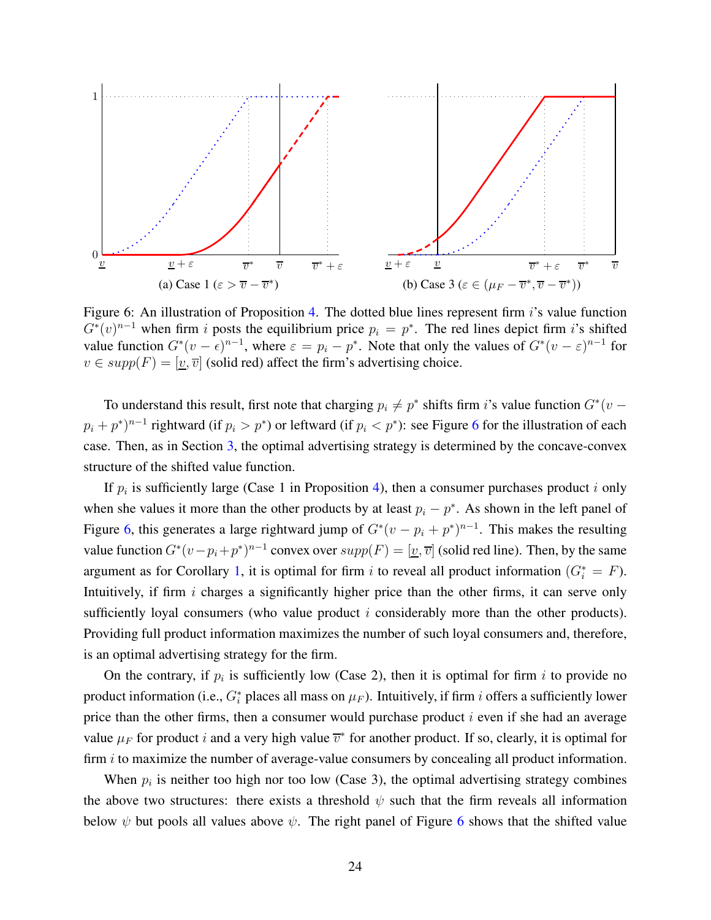1

0

$\underline{v}$

$\underline{v}+\varepsilon$

$\overline{v}^*$

$\overline{v}$

$\overline{v}^*+\varepsilon$

(a) Case 1 ($\varepsilon > \overline{v} - \overline{v}^*$)

$\underline{v}+\varepsilon$

$\underline{v}$

$\overline{v}^*+\varepsilon$

$\overline{v}^*$

$\overline{v}$

(b) Case 3 ($\varepsilon \in (\mu_F - \overline{v}^*, \overline{v} - \overline{v}^*)$)

Figure 6: An illustration of Proposition 4. The dotted blue lines represent firm $i$'s value function $G^*(v)^{n-1}$ when firm $i$ posts the equilibrium price $p_i = p^*$. The red lines depict firm $i$'s shifted value function $G^*(v-\epsilon)^{n-1}$, where $\varepsilon = p_i - p^*$. Note that only the values of $G^*(v-\varepsilon)^{n-1}$ for $v \in supp(F) = [\underline{v}, \overline{v}]$ (solid red) affect the firm's advertising choice.

To understand this result, first note that charging $p_i \neq p^*$ shifts firm $i$'s value function $G^*(v - p_i + p^*)^{n-1}$ rightward (if $p_i > p^*$) or leftward (if $p_i < p^*$): see Figure 6 for the illustration of each case. Then, as in Section 3, the optimal advertising strategy is determined by the concave-convex structure of the shifted value function.

If $p_i$ is sufficiently large (Case 1 in Proposition 4), then a consumer purchases product $i$ only when she values it more than the other products by at least $p_i - p^*$. As shown in the left panel of Figure 6, this generates a large rightward jump of $G^*(v - p_i + p^*)^{n-1}$. This makes the resulting value function $G^*(v - p_i + p^*)^{n-1}$ convex over $supp(F) = [\underline{v}, \overline{v}]$ (solid red line). Then, by the same argument as for Corollary 1, it is optimal for firm $i$ to reveal all product information ($G_i^* = F$). Intuitively, if firm $i$ charges a significantly higher price than the other firms, it can serve only sufficiently loyal consumers (who value product $i$ considerably more than the other products). Providing full product information maximizes the number of such loyal consumers and, therefore, is an optimal advertising strategy for the firm.

On the contrary, if $p_i$ is sufficiently low (Case 2), then it is optimal for firm $i$ to provide no product information (i.e., $G_i^*$ places all mass on $\mu_F$). Intuitively, if firm $i$ offers a sufficiently lower price than the other firms, then a consumer would purchase product $i$ even if she had an average value $\mu_F$ for product $i$ and a very high value $\overline{v}^*$ for another product. If so, clearly, it is optimal for firm $i$ to maximize the number of average-value consumers by concealing all product information.

When $p_i$ is neither too high nor too low (Case 3), the optimal advertising strategy combines the above two structures: there exists a threshold $\psi$ such that the firm reveals all information below $\psi$ but pools all values above $\psi$. The right panel of Figure 6 shows that the shifted value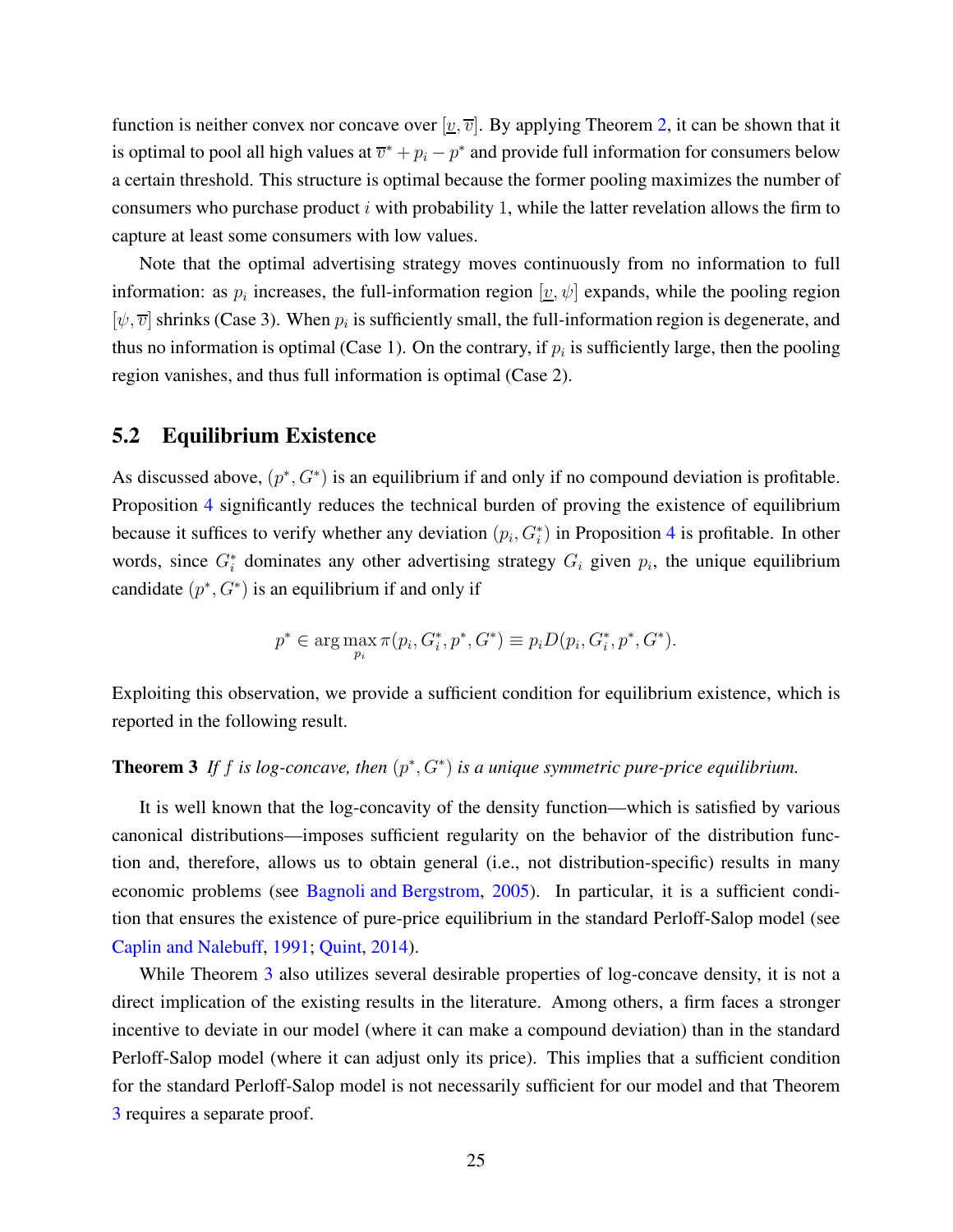function is neither convex nor concave over $[\underline{v}, \overline{v}]$. By applying Theorem 2, it can be shown that it is optimal to pool all high values at $\overline{v}^* + p_i - p^*$ and provide full information for consumers below a certain threshold. This structure is optimal because the former pooling maximizes the number of consumers who purchase product $i$ with probability 1, while the latter revelation allows the firm to capture at least some consumers with low values.

Note that the optimal advertising strategy moves continuously from no information to full information: as $p_i$ increases, the full-information region $[\underline{v}, \psi]$ expands, while the pooling region $[\psi, \overline{v}]$ shrinks (Case 3). When $p_i$ is sufficiently small, the full-information region is degenerate, and thus no information is optimal (Case 1). On the contrary, if $p_i$ is sufficiently large, then the pooling region vanishes, and thus full information is optimal (Case 2).

## 5.2 Equilibrium Existence

As discussed above, $(p^*, G^*)$ is an equilibrium if and only if no compound deviation is profitable. Proposition 4 significantly reduces the technical burden of proving the existence of equilibrium because it suffices to verify whether any deviation $(p_i, G_i^*)$ in Proposition 4 is profitable. In other words, since $G_i^*$ dominates any other advertising strategy $G_i$ given $p_i$, the unique equilibrium candidate $(p^*, G^*)$ is an equilibrium if and only if

$$p^* \in \arg\max_{p_i} \pi(p_i, G_i^*, p^*, G^*) \equiv p_i D(p_i, G_i^*, p^*, G^*).$$

Exploiting this observation, we provide a sufficient condition for equilibrium existence, which is reported in the following result.

**Theorem 3** *If $f$ is log-concave, then $(p^*, G^*)$ is a unique symmetric pure-price equilibrium.*

It is well known that the log-concavity of the density function—which is satisfied by various canonical distributions—imposes sufficient regularity on the behavior of the distribution function and, therefore, allows us to obtain general (i.e., not distribution-specific) results in many economic problems (see Bagnoli and Bergstrom, 2005). In particular, it is a sufficient condition that ensures the existence of pure-price equilibrium in the standard Perloff-Salop model (see Caplin and Nalebuff, 1991; Quint, 2014).

While Theorem 3 also utilizes several desirable properties of log-concave density, it is not a direct implication of the existing results in the literature. Among others, a firm faces a stronger incentive to deviate in our model (where it can make a compound deviation) than in the standard Perloff-Salop model (where it can adjust only its price). This implies that a sufficient condition for the standard Perloff-Salop model is not necessarily sufficient for our model and that Theorem 3 requires a separate proof.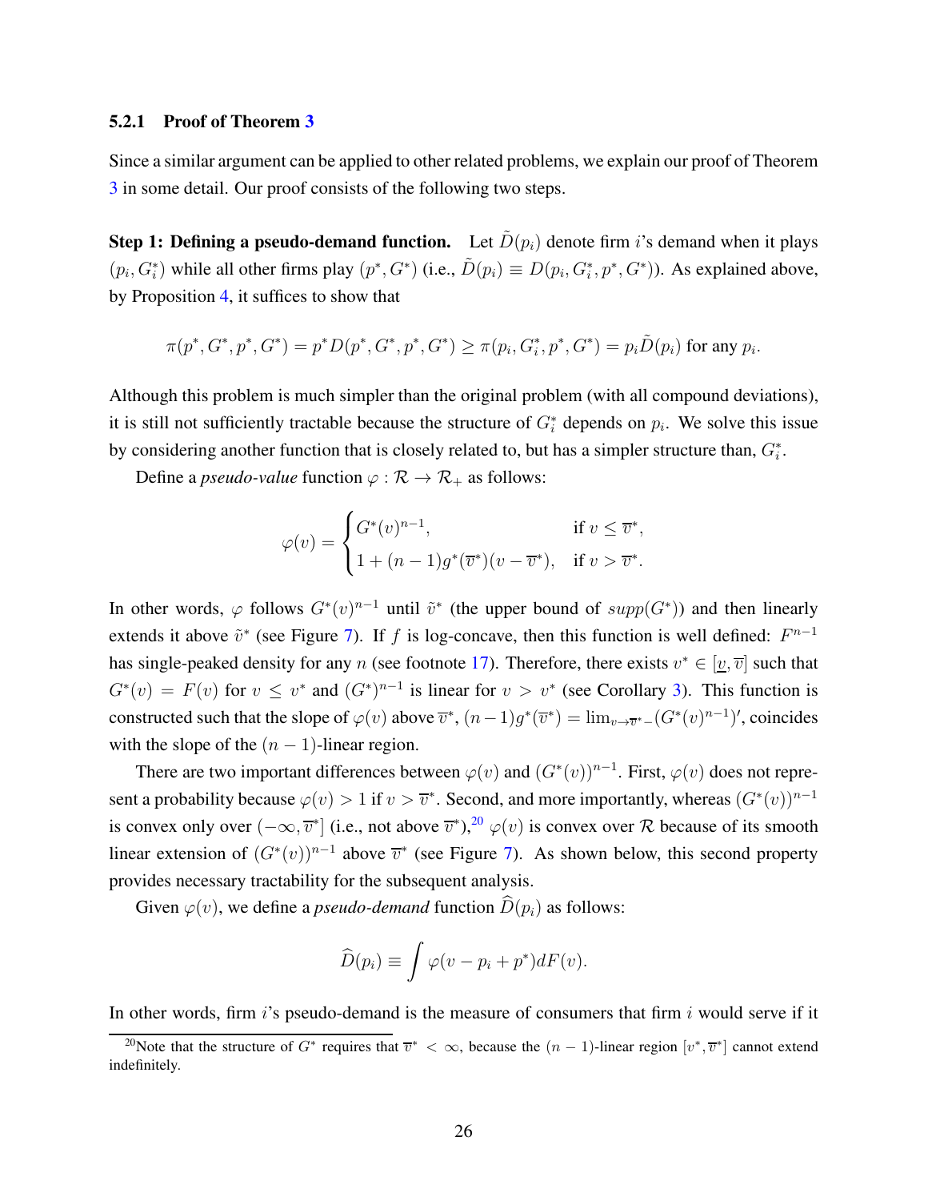#### 5.2.1 Proof of Theorem 3

Since a similar argument can be applied to other related problems, we explain our proof of Theorem 3 in some detail. Our proof consists of the following two steps.

**Step 1: Defining a pseudo-demand function.** Let $\tilde{D}(p_i)$ denote firm $i$'s demand when it plays $(p_i, G_i^*)$ while all other firms play $(p^*, G^*)$ (i.e., $\tilde{D}(p_i) \equiv D(p_i, G_i^*, p^*, G^*)$). As explained above, by Proposition 4, it suffices to show that

$$\pi(p^*, G^*, p^*, G^*) = p^* D(p^*, G^*, p^*, G^*) \geq \pi(p_i, G_i^*, p^*, G^*) = p_i \tilde{D}(p_i) \text{ for any } p_i.$$

Although this problem is much simpler than the original problem (with all compound deviations), it is still not sufficiently tractable because the structure of $G_i^*$ depends on $p_i$. We solve this issue by considering another function that is closely related to, but has a simpler structure than, $G_i^*$.

Define a *pseudo-value* function $\varphi : \mathcal{R} \to \mathcal{R}_+$ as follows:

$$\varphi(v) = \begin{cases} G^*(v)^{n-1}, & \text{if } v \leq \overline{v}^*, \\ 1 + (n-1)g^*(\overline{v}^*)(v - \overline{v}^*), & \text{if } v > \overline{v}^*. \end{cases}$$

In other words, $\varphi$ follows $G^*(v)^{n-1}$ until $\tilde{v}^*$ (the upper bound of $supp(G^*)$) and then linearly extends it above $\tilde{v}^*$ (see Figure 7). If $f$ is log-concave, then this function is well defined: $F^{n-1}$ has single-peaked density for any $n$ (see footnote 17). Therefore, there exists $v^* \in [\underline{v}, \overline{v}]$ such that $G^*(v) = F(v)$ for $v \leq v^*$ and $(G^*)^{n-1}$ is linear for $v > v^*$ (see Corollary 3). This function is constructed such that the slope of $\varphi(v)$ above $\overline{v}^*$, $(n-1)g^*(\overline{v}^*) = \lim_{v \to \overline{v}^{*}-}(G^*(v)^{n-1})'$, coincides with the slope of the $(n-1)$-linear region.

There are two important differences between $\varphi(v)$ and $(G^*(v))^{n-1}$. First, $\varphi(v)$ does not represent a probability because $\varphi(v) > 1$ if $v > \overline{v}^*$. Second, and more importantly, whereas $(G^*(v))^{n-1}$ is convex only over $(-\infty, \overline{v}^*]$ (i.e., not above $\overline{v}^*$),[20] $\varphi(v)$ is convex over $\mathcal{R}$ because of its smooth linear extension of $(G^*(v))^{n-1}$ above $\overline{v}^*$ (see Figure 7). As shown below, this second property provides necessary tractability for the subsequent analysis.

Given $\varphi(v)$, we define a *pseudo-demand* function $\widehat{D}(p_i)$ as follows:

$$\widehat{D}(p_i) \equiv \int \varphi(v - p_i + p^*) dF(v).$$

In other words, firm $i$'s pseudo-demand is the measure of consumers that firm $i$ would serve if it

[20] Note that the structure of $G^*$ requires that $\overline{v}^* < \infty$, because the $(n-1)$-linear region $[v^*, \overline{v}^*]$ cannot extend indefinitely.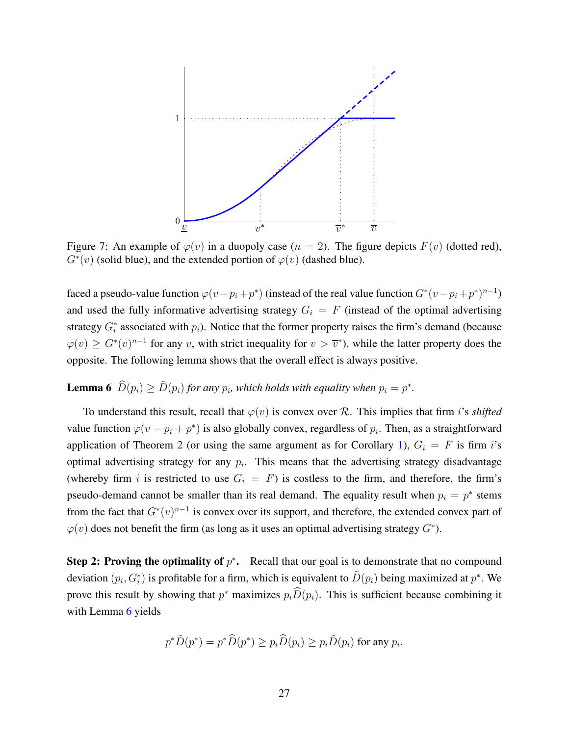1

0

$\underline{v}$

$v^*$

$\overline{v}^*$

$\overline{v}$

Figure 7: An example of $\varphi(v)$ in a duopoly case ($n = 2$). The figure depicts $F(v)$ (dotted red), $G^*(v)$ (solid blue), and the extended portion of $\varphi(v)$ (dashed blue).

faced a pseudo-value function $\varphi(v-p_i+p^*)$ (instead of the real value function $G^*(v-p_i+p^*)^{n-1}$) and used the fully informative advertising strategy $G_i = F$ (instead of the optimal advertising strategy $G_i^*$ associated with $p_i$). Notice that the former property raises the firm's demand (because $\varphi(v) \geq G^*(v)^{n-1}$ for any $v$, with strict inequality for $v > \overline{v}^*$), while the latter property does the opposite. The following lemma shows that the overall effect is always positive.

**Lemma 6** *$\widehat{D}(p_i) \geq \tilde{D}(p_i)$ for any $p_i$, which holds with equality when $p_i = p^*$.*

To understand this result, recall that $\varphi(v)$ is convex over $\mathcal{R}$. This implies that firm $i$'s *shifted* value function $\varphi(v - p_i + p^*)$ is also globally convex, regardless of $p_i$. Then, as a straightforward application of Theorem 2 (or using the same argument as for Corollary 1), $G_i = F$ is firm $i$'s optimal advertising strategy for any $p_i$. This means that the advertising strategy disadvantage (whereby firm $i$ is restricted to use $G_i = F$) is costless to the firm, and therefore, the firm's pseudo-demand cannot be smaller than its real demand. The equality result when $p_i = p^*$ stems from the fact that $G^*(v)^{n-1}$ is convex over its support, and therefore, the extended convex part of $\varphi(v)$ does not benefit the firm (as long as it uses an optimal advertising strategy $G^*$).

**Step 2: Proving the optimality of $p^*$.** Recall that our goal is to demonstrate that no compound deviation $(p_i, G_i^*)$ is profitable for a firm, which is equivalent to $\tilde{D}(p_i)$ being maximized at $p^*$. We prove this result by showing that $p^*$ maximizes $p_i\widehat{D}(p_i)$. This is sufficient because combining it with Lemma 6 yields

$$p^*\tilde{D}(p^*) = p^*\widehat{D}(p^*) \geq p_i\widehat{D}(p_i) \geq p_i\tilde{D}(p_i) \text{ for any } p_i.$$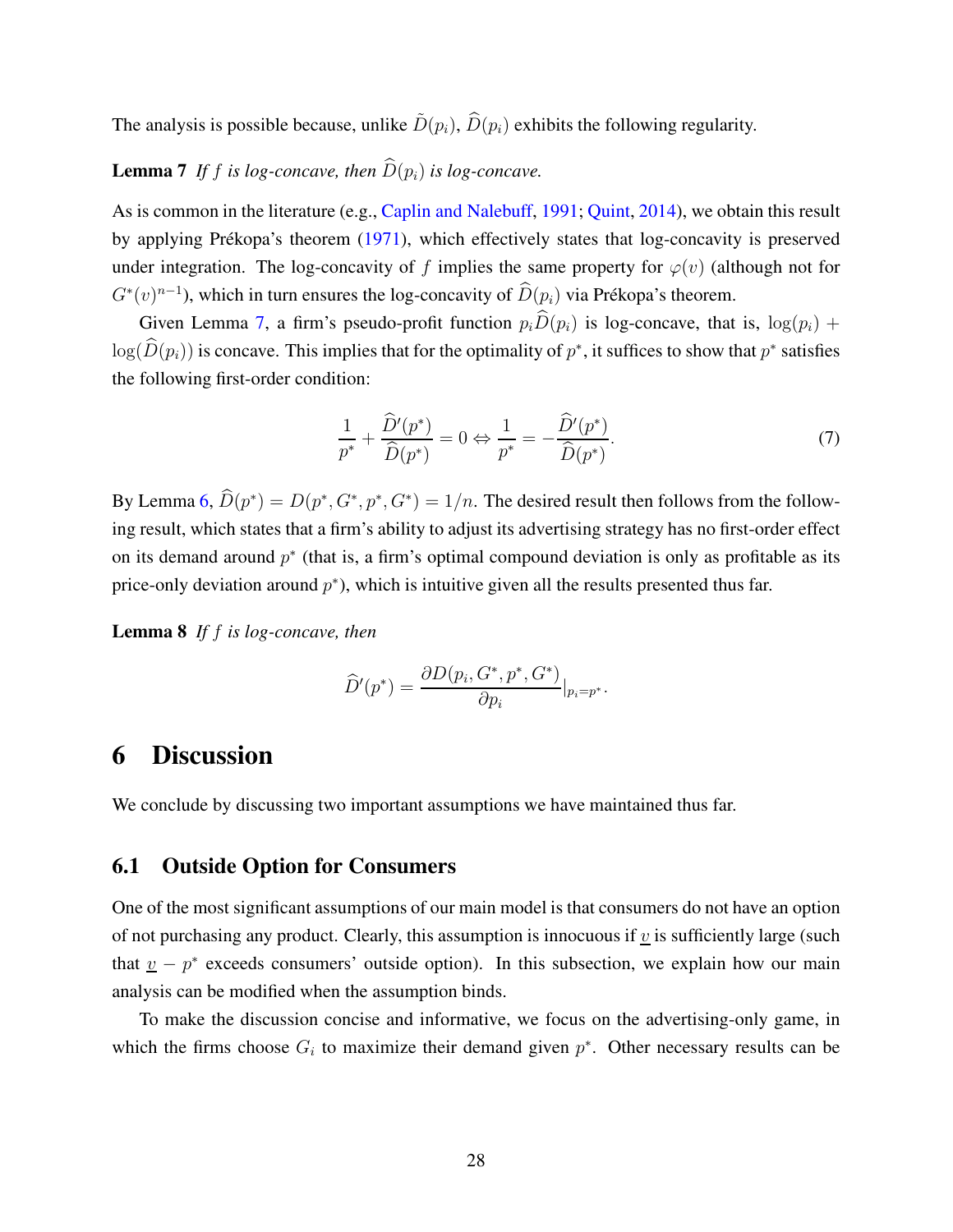The analysis is possible because, unlike $\tilde{D}(p_i)$, $\widehat{D}(p_i)$ exhibits the following regularity.

**Lemma 7** *If $f$ is log-concave, then $\widehat{D}(p_i)$ is log-concave.*

As is common in the literature (e.g., Caplin and Nalebuff, 1991; Quint, 2014), we obtain this result by applying Prékopa's theorem (1971), which effectively states that log-concavity is preserved under integration. The log-concavity of $f$ implies the same property for $\varphi(v)$ (although not for $G^*(v)^{n-1}$), which in turn ensures the log-concavity of $\widehat{D}(p_i)$ via Prékopa's theorem.

Given Lemma 7, a firm's pseudo-profit function $p_i\widehat{D}(p_i)$ is log-concave, that is, $\log(p_i) + \log(\widehat{D}(p_i))$ is concave. This implies that for the optimality of $p^*$, it suffices to show that $p^*$ satisfies the following first-order condition:

$$\frac{1}{p^*} + \frac{\widehat{D}'(p^*)}{\widehat{D}(p^*)} = 0 \Leftrightarrow \frac{1}{p^*} = -\frac{\widehat{D}'(p^*)}{\widehat{D}(p^*)}. \tag{7}$$

By Lemma 6, $\widehat{D}(p^*) = D(p^*, G^*, p^*, G^*) = 1/n$. The desired result then follows from the following result, which states that a firm's ability to adjust its advertising strategy has no first-order effect on its demand around $p^*$ (that is, a firm's optimal compound deviation is only as profitable as its price-only deviation around $p^*$), which is intuitive given all the results presented thus far.

**Lemma 8** *If $f$ is log-concave, then*

$$\widehat{D}'(p^*) = \frac{\partial D(p_i, G^*, p^*, G^*)}{\partial p_i}|_{p_i=p^*}.$$

# 6 Discussion

We conclude by discussing two important assumptions we have maintained thus far.

## 6.1 Outside Option for Consumers

One of the most significant assumptions of our main model is that consumers do not have an option of not purchasing any product. Clearly, this assumption is innocuous if $\underline{v}$ is sufficiently large (such that $\underline{v} - p^*$ exceeds consumers' outside option). In this subsection, we explain how our main analysis can be modified when the assumption binds.

To make the discussion concise and informative, we focus on the advertising-only game, in which the firms choose $G_i$ to maximize their demand given $p^*$. Other necessary results can be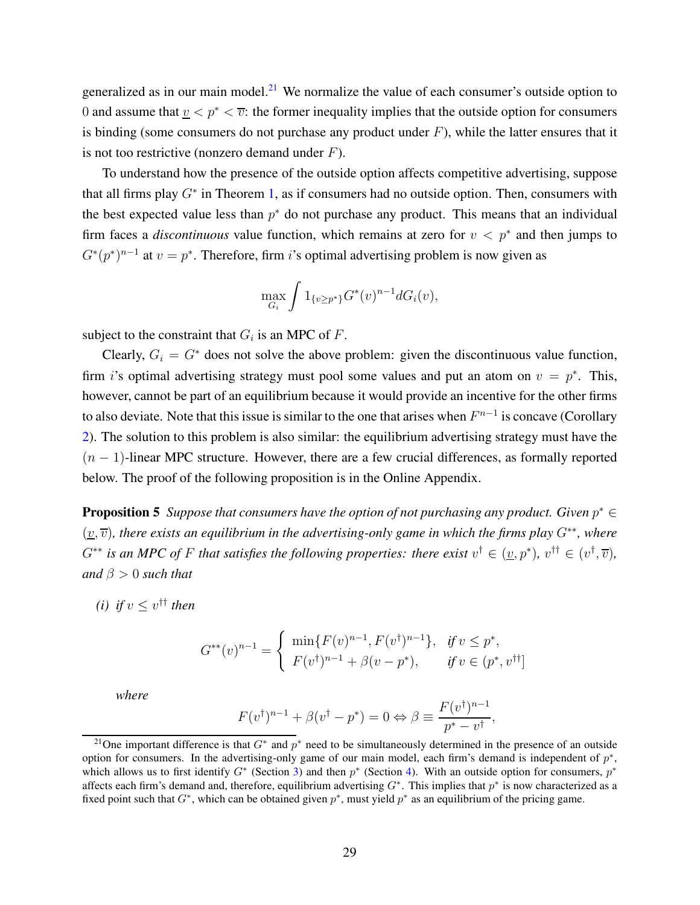generalized as in our main model.[21] We normalize the value of each consumer's outside option to 0 and assume that $\underline{v} < p^* < \overline{v}$: the former inequality implies that the outside option for consumers is binding (some consumers do not purchase any product under $F$), while the latter ensures that it is not too restrictive (nonzero demand under $F$).

To understand how the presence of the outside option affects competitive advertising, suppose that all firms play $G^*$ in Theorem 1, as if consumers had no outside option. Then, consumers with the best expected value less than $p^*$ do not purchase any product. This means that an individual firm faces a *discontinuous* value function, which remains at zero for $v < p^*$ and then jumps to $G^*(p^*)^{n-1}$ at $v = p^*$. Therefore, firm $i$'s optimal advertising problem is now given as

$$\max_{G_i} \int 1_{\{v \geq p^*\}} G^*(v)^{n-1} dG_i(v),$$

subject to the constraint that $G_i$ is an MPC of $F$.

Clearly, $G_i = G^*$ does not solve the above problem: given the discontinuous value function, firm $i$'s optimal advertising strategy must pool some values and put an atom on $v = p^*$. This, however, cannot be part of an equilibrium because it would provide an incentive for the other firms to also deviate. Note that this issue is similar to the one that arises when $F^{n-1}$ is concave (Corollary 2). The solution to this problem is also similar: the equilibrium advertising strategy must have the $(n-1)$-linear MPC structure. However, there are a few crucial differences, as formally reported below. The proof of the following proposition is in the Online Appendix.

**Proposition 5** *Suppose that consumers have the option of not purchasing any product. Given $p^* \in (\underline{v}, \overline{v})$, there exists an equilibrium in the advertising-only game in which the firms play $G^{**}$, where $G^{**}$ is an MPC of $F$ that satisfies the following properties: there exist $v^\dagger \in (\underline{v}, p^*)$, $v^{\dagger\dagger} \in (v^\dagger, \overline{v})$, and $\beta > 0$ such that*

*(i) if $v \leq v^{\dagger\dagger}$ then*

$$G^{**}(v)^{n-1} = \begin{cases} \min\{F(v)^{n-1}, F(v^\dagger)^{n-1}\}, & \text{if } v \leq p^*, \\ F(v^\dagger)^{n-1} + \beta(v - p^*), & \text{if } v \in (p^*, v^{\dagger\dagger}] \end{cases}$$

*where*

$$F(v^\dagger)^{n-1} + \beta(v^\dagger - p^*) = 0 \Leftrightarrow \beta \equiv \frac{F(v^\dagger)^{n-1}}{p^* - v^\dagger},$$

[21] One important difference is that $G^*$ and $p^*$ need to be simultaneously determined in the presence of an outside option for consumers. In the advertising-only game of our main model, each firm's demand is independent of $p^*$, which allows us to first identify $G^*$ (Section 3) and then $p^*$ (Section 4). With an outside option for consumers, $p^*$ affects each firm's demand and, therefore, equilibrium advertising $G^*$. This implies that $p^*$ is now characterized as a fixed point such that $G^*$, which can be obtained given $p^*$, must yield $p^*$ as an equilibrium of the pricing game.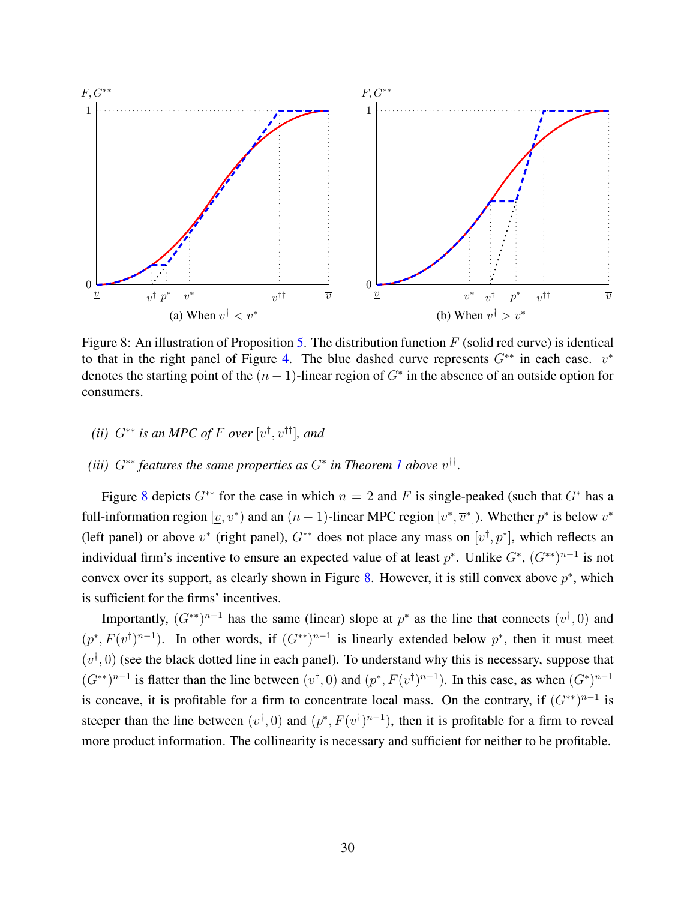$F, G^{**}$

1

0

$\underline{v}$ $v^\dagger$ $p^*$ $v^*$ $v^{\dagger\dagger}$ $\overline{v}$

(a) When $v^\dagger < v^*$

$F, G^{**}$

1

0

$\underline{v}$ $v^*$ $v^\dagger$ $p^*$ $v^{\dagger\dagger}$ $\overline{v}$

(b) When $v^\dagger > v^*$

Figure 8: An illustration of Proposition 5. The distribution function $F$ (solid red curve) is identical to that in the right panel of Figure 4. The blue dashed curve represents $G^{**}$ in each case. $v^*$ denotes the starting point of the $(n-1)$-linear region of $G^*$ in the absence of an outside option for consumers.

*(ii) $G^{**}$ is an MPC of $F$ over $[v^\dagger, v^{\dagger\dagger}]$, and*

*(iii) $G^{**}$ features the same properties as $G^*$ in Theorem 1 above $v^{\dagger\dagger}$.*

Figure 8 depicts $G^{**}$ for the case in which $n = 2$ and $F$ is single-peaked (such that $G^*$ has a full-information region $[\underline{v}, v^*)$ and an $(n-1)$-linear MPC region $[v^*, \overline{v}^*]$). Whether $p^*$ is below $v^*$ (left panel) or above $v^*$ (right panel), $G^{**}$ does not place any mass on $[v^\dagger, p^*]$, which reflects an individual firm's incentive to ensure an expected value of at least $p^*$. Unlike $G^*$, $(G^{**})^{n-1}$ is not convex over its support, as clearly shown in Figure 8. However, it is still convex above $p^*$, which is sufficient for the firms' incentives.

Importantly, $(G^{**})^{n-1}$ has the same (linear) slope at $p^*$ as the line that connects $(v^\dagger, 0)$ and $(p^*, F(v^\dagger)^{n-1})$. In other words, if $(G^{**})^{n-1}$ is linearly extended below $p^*$, then it must meet $(v^\dagger, 0)$ (see the black dotted line in each panel). To understand why this is necessary, suppose that $(G^{**})^{n-1}$ is flatter than the line between $(v^\dagger, 0)$ and $(p^*, F(v^\dagger)^{n-1})$. In this case, as when $(G^*)^{n-1}$ is concave, it is profitable for a firm to concentrate local mass. On the contrary, if $(G^{**})^{n-1}$ is steeper than the line between $(v^\dagger, 0)$ and $(p^*, F(v^\dagger)^{n-1})$, then it is profitable for a firm to reveal more product information. The collinearity is necessary and sufficient for neither to be profitable.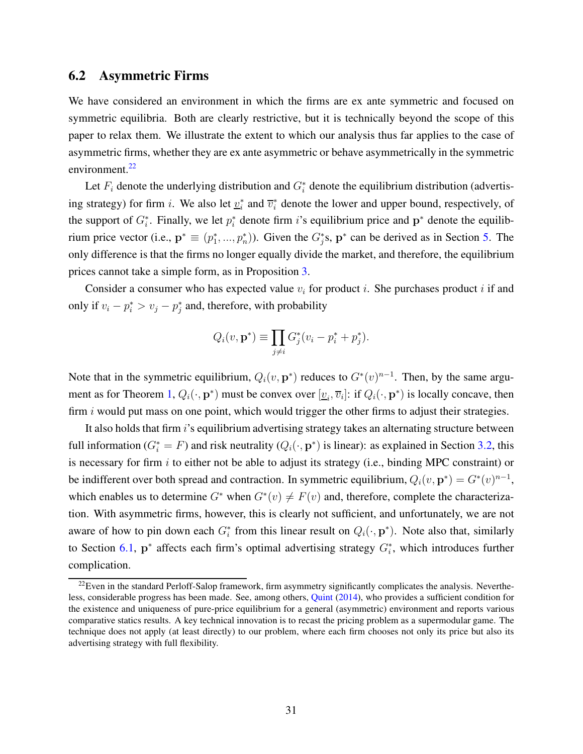## 6.2 Asymmetric Firms

We have considered an environment in which the firms are ex ante symmetric and focused on symmetric equilibria. Both are clearly restrictive, but it is technically beyond the scope of this paper to relax them. We illustrate the extent to which our analysis thus far applies to the case of asymmetric firms, whether they are ex ante asymmetric or behave asymmetrically in the symmetric environment.[22]

Let $F_i$ denote the underlying distribution and $G_i^*$ denote the equilibrium distribution (advertising strategy) for firm $i$. We also let $\underline{v}_i^*$ and $\overline{v}_i^*$ denote the lower and upper bound, respectively, of the support of $G_i^*$. Finally, we let $p_i^*$ denote firm $i$'s equilibrium price and $\mathbf{p}^*$ denote the equilibrium price vector (i.e., $\mathbf{p}^* \equiv (p_1^*, ..., p_n^*)$). Given the $G_j^*$s, $\mathbf{p}^*$ can be derived as in Section 5. The only difference is that the firms no longer equally divide the market, and therefore, the equilibrium prices cannot take a simple form, as in Proposition 3.

Consider a consumer who has expected value $v_i$ for product $i$. She purchases product $i$ if and only if $v_i - p_i^* > v_j - p_j^*$ and, therefore, with probability

$$Q_i(v, \mathbf{p}^*) \equiv \prod_{j \neq i} G_j^*(v_i - p_i^* + p_j^*).$$

Note that in the symmetric equilibrium, $Q_i(v, \mathbf{p}^*)$ reduces to $G^*(v)^{n-1}$. Then, by the same argument as for Theorem 1, $Q_i(\cdot, \mathbf{p}^*)$ must be convex over $[\underline{v}_i, \overline{v}_i]$: if $Q_i(\cdot, \mathbf{p}^*)$ is locally concave, then firm $i$ would put mass on one point, which would trigger the other firms to adjust their strategies.

It also holds that firm $i$'s equilibrium advertising strategy takes an alternating structure between full information ($G_i^* = F$) and risk neutrality ($Q_i(\cdot, \mathbf{p}^*)$ is linear): as explained in Section 3.2, this is necessary for firm $i$ to either not be able to adjust its strategy (i.e., binding MPC constraint) or be indifferent over both spread and contraction. In symmetric equilibrium, $Q_i(v, \mathbf{p}^*) = G^*(v)^{n-1}$, which enables us to determine $G^*$ when $G^*(v) \neq F(v)$ and, therefore, complete the characterization. With asymmetric firms, however, this is clearly not sufficient, and unfortunately, we are not aware of how to pin down each $G_i^*$ from this linear result on $Q_i(\cdot, \mathbf{p}^*)$. Note also that, similarly to Section 6.1, $\mathbf{p}^*$ affects each firm's optimal advertising strategy $G_i^*$, which introduces further complication.

[22] Even in the standard Perloff-Salop framework, firm asymmetry significantly complicates the analysis. Nevertheless, considerable progress has been made. See, among others, Quint (2014), who provides a sufficient condition for the existence and uniqueness of pure-price equilibrium for a general (asymmetric) environment and reports various comparative statics results. A key technical innovation is to recast the pricing problem as a supermodular game. The technique does not apply (at least directly) to our problem, where each firm chooses not only its price but also its advertising strategy with full flexibility.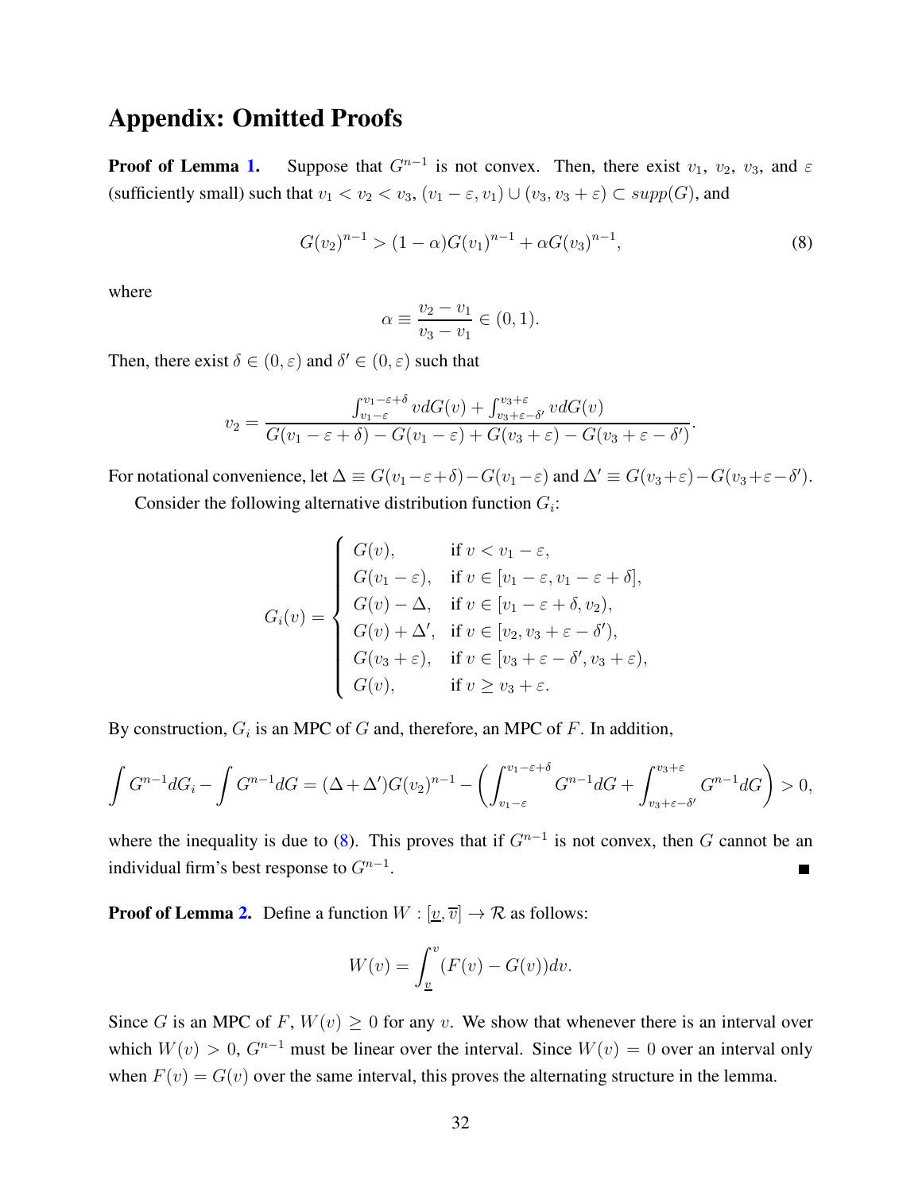# Appendix: Omitted Proofs

**Proof of Lemma 1.** Suppose that $G^{n-1}$ is not convex. Then, there exist $v_1$, $v_2$, $v_3$, and $\varepsilon$ (sufficiently small) such that $v_1 < v_2 < v_3$, $(v_1 - \varepsilon, v_1) \cup (v_3, v_3 + \varepsilon) \subset supp(G)$, and

$$G(v_2)^{n-1} > (1-\alpha)G(v_1)^{n-1} + \alpha G(v_3)^{n-1}, \tag{8}$$

where

$$\alpha \equiv \frac{v_2 - v_1}{v_3 - v_1} \in (0,1).$$

Then, there exist $\delta \in (0, \varepsilon)$ and $\delta' \in (0, \varepsilon)$ such that

$$v_2 = \frac{\int_{v_1-\varepsilon}^{v_1-\varepsilon+\delta} v dG(v) + \int_{v_3+\varepsilon-\delta'}^{v_3+\varepsilon} v dG(v)}{G(v_1-\varepsilon+\delta) - G(v_1-\varepsilon) + G(v_3+\varepsilon) - G(v_3+\varepsilon-\delta')}.$$

For notational convenience, let $\Delta \equiv G(v_1-\varepsilon+\delta) - G(v_1-\varepsilon)$ and $\Delta' \equiv G(v_3+\varepsilon) - G(v_3+\varepsilon-\delta')$.

Consider the following alternative distribution function $G_i$:

$$G_i(v) = \begin{cases} G(v), & \text{if } v < v_1 - \varepsilon, \\ G(v_1 - \varepsilon), & \text{if } v \in [v_1 - \varepsilon, v_1 - \varepsilon + \delta], \\ G(v) - \Delta, & \text{if } v \in [v_1 - \varepsilon + \delta, v_2), \\ G(v) + \Delta', & \text{if } v \in [v_2, v_3 + \varepsilon - \delta'), \\ G(v_3 + \varepsilon), & \text{if } v \in [v_3 + \varepsilon - \delta', v_3 + \varepsilon), \\ G(v), & \text{if } v \geq v_3 + \varepsilon. \end{cases}$$

By construction, $G_i$ is an MPC of $G$ and, therefore, an MPC of $F$. In addition,

$$\int G^{n-1} dG_i - \int G^{n-1} dG = (\Delta + \Delta')G(v_2)^{n-1} - \left( \int_{v_1-\varepsilon}^{v_1-\varepsilon+\delta} G^{n-1} dG + \int_{v_3+\varepsilon-\delta'}^{v_3+\varepsilon} G^{n-1} dG \right) > 0,$$

where the inequality is due to (8). This proves that if $G^{n-1}$ is not convex, then $G$ cannot be an individual firm's best response to $G^{n-1}$. ■

**Proof of Lemma 2.** Define a function $W : [\underline{v}, \overline{v}] \to \mathcal{R}$ as follows:

$$W(v) = \int_{\underline{v}}^{v} (F(v) - G(v)) dv.$$

Since $G$ is an MPC of $F$, $W(v) \geq 0$ for any $v$. We show that whenever there is an interval over which $W(v) > 0$, $G^{n-1}$ must be linear over the interval. Since $W(v) = 0$ over an interval only when $F(v) = G(v)$ over the same interval, this proves the alternating structure in the lemma.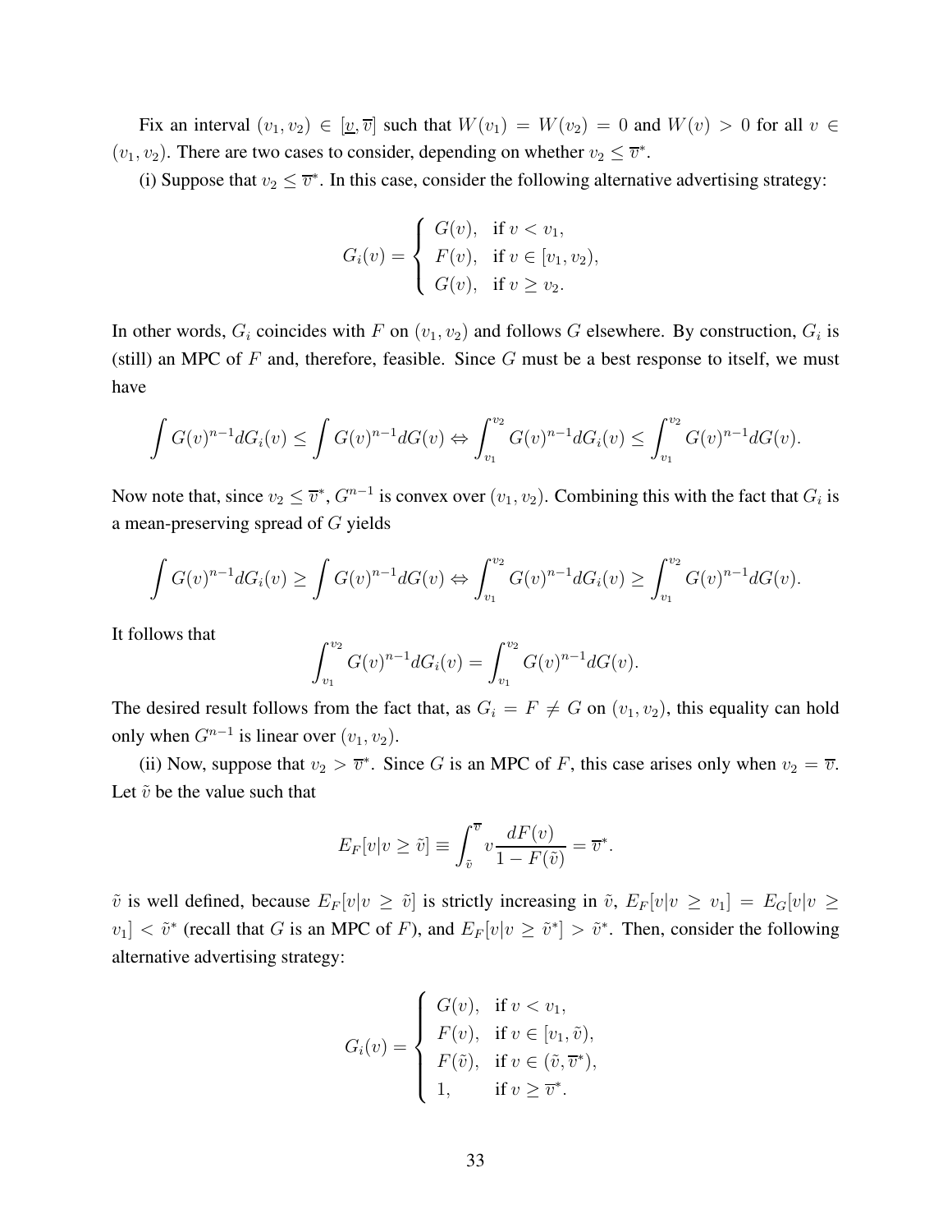Fix an interval $(v_1, v_2) \in [\underline{v}, \overline{v}]$ such that $W(v_1) = W(v_2) = 0$ and $W(v) > 0$ for all $v \in (v_1, v_2)$. There are two cases to consider, depending on whether $v_2 \leq \overline{v}^*$.

(i) Suppose that $v_2 \leq \overline{v}^*$. In this case, consider the following alternative advertising strategy:

$$G_i(v) = \begin{cases} G(v), & \text{if } v < v_1, \\ F(v), & \text{if } v \in [v_1, v_2), \\ G(v), & \text{if } v \geq v_2. \end{cases}$$

In other words, $G_i$ coincides with $F$ on $(v_1, v_2)$ and follows $G$ elsewhere. By construction, $G_i$ is (still) an MPC of $F$ and, therefore, feasible. Since $G$ must be a best response to itself, we must have

$$\int G(v)^{n-1} dG_i(v) \leq \int G(v)^{n-1} dG(v) \Leftrightarrow \int_{v_1}^{v_2} G(v)^{n-1} dG_i(v) \leq \int_{v_1}^{v_2} G(v)^{n-1} dG(v).$$

Now note that, since $v_2 \leq \overline{v}^*$, $G^{n-1}$ is convex over $(v_1, v_2)$. Combining this with the fact that $G_i$ is a mean-preserving spread of $G$ yields

$$\int G(v)^{n-1} dG_i(v) \geq \int G(v)^{n-1} dG(v) \Leftrightarrow \int_{v_1}^{v_2} G(v)^{n-1} dG_i(v) \geq \int_{v_1}^{v_2} G(v)^{n-1} dG(v).$$

It follows that

$$\int_{v_1}^{v_2} G(v)^{n-1} dG_i(v) = \int_{v_1}^{v_2} G(v)^{n-1} dG(v).$$

The desired result follows from the fact that, as $G_i = F \neq G$ on $(v_1, v_2)$, this equality can hold only when $G^{n-1}$ is linear over $(v_1, v_2)$.

(ii) Now, suppose that $v_2 > \overline{v}^*$. Since $G$ is an MPC of $F$, this case arises only when $v_2 = \overline{v}$. Let $\tilde{v}$ be the value such that

$$E_F[v | v \geq \tilde{v}] \equiv \int_{\tilde{v}}^{\overline{v}} v \frac{dF(v)}{1 - F(\tilde{v})} = \overline{v}^*.$$

$\tilde{v}$ is well defined, because $E_F[v|v \geq \tilde{v}]$ is strictly increasing in $\tilde{v}$, $E_F[v|v \geq v_1] = E_G[v|v \geq v_1] < \tilde{v}^*$ (recall that $G$ is an MPC of $F$), and $E_F[v|v \geq \tilde{v}^*] > \tilde{v}^*$. Then, consider the following alternative advertising strategy:

$$G_i(v) = \begin{cases} G(v), & \text{if } v < v_1, \\ F(v), & \text{if } v \in [v_1, \tilde{v}), \\ F(\tilde{v}), & \text{if } v \in (\tilde{v}, \overline{v}^*), \\ 1, & \text{if } v \geq \overline{v}^*. \end{cases}$$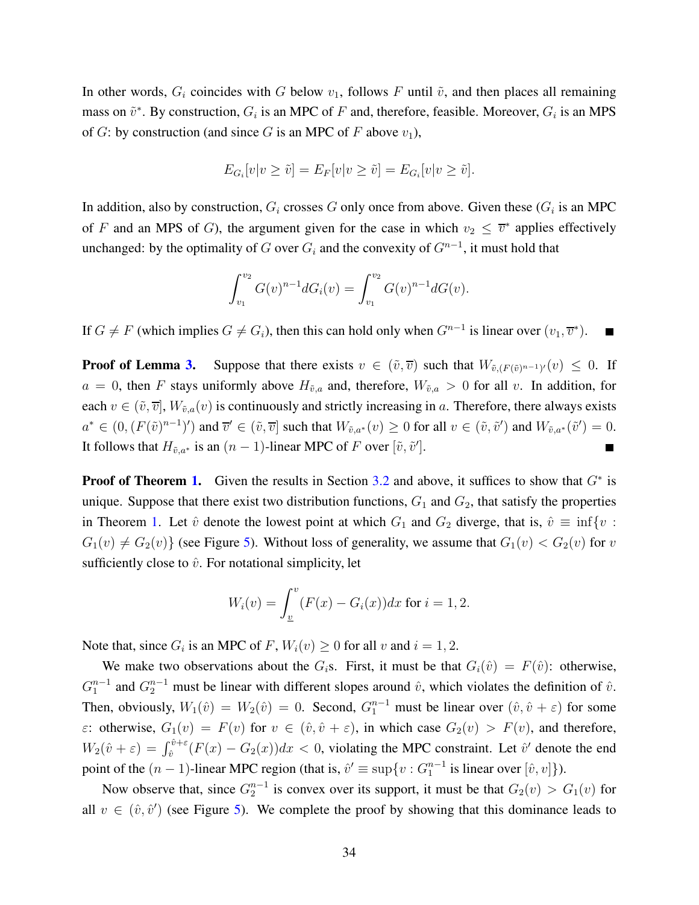In other words, $G_i$ coincides with $G$ below $v_1$, follows $F$ until $\tilde{v}$, and then places all remaining mass on $\tilde{v}^*$. By construction, $G_i$ is an MPC of $F$ and, therefore, feasible. Moreover, $G_i$ is an MPS of $G$: by construction (and since $G$ is an MPC of $F$ above $v_1$),

$$E_{G_i}[v|v \geq \tilde{v}] = E_F[v|v \geq \tilde{v}] = E_{G_i}[v|v \geq \tilde{v}].$$

In addition, also by construction, $G_i$ crosses $G$ only once from above. Given these ($G_i$ is an MPC of $F$ and an MPS of $G$), the argument given for the case in which $v_2 \leq \overline{v}^*$ applies effectively unchanged: by the optimality of $G$ over $G_i$ and the convexity of $G^{n-1}$, it must hold that

$$\int_{v_1}^{v_2} G(v)^{n-1} dG_i(v) = \int_{v_1}^{v_2} G(v)^{n-1} dG(v).$$

If $G \neq F$ (which implies $G \neq G_i$), then this can hold only when $G^{n-1}$ is linear over $(v_1, \overline{v}^*)$. ■

**Proof of Lemma 3.** Suppose that there exists $v \in (\tilde{v}, \overline{v})$ such that $W_{\tilde{v},(F(\tilde{v})^{n-1})'}(v) \leq 0$. If $a = 0$, then $F$ stays uniformly above $H_{\tilde{v},a}$ and, therefore, $W_{\tilde{v},a} > 0$ for all $v$. In addition, for each $v \in (\tilde{v}, \overline{v}]$, $W_{\tilde{v},a}(v)$ is continuously and strictly increasing in $a$. Therefore, there always exists $a^* \in (0, (F(\tilde{v})^{n-1})')$ and $\overline{v}' \in (\tilde{v}, \overline{v}]$ such that $W_{\tilde{v},a^*}(v) \geq 0$ for all $v \in (\tilde{v}, \tilde{v}')$ and $W_{\tilde{v},a^*}(\tilde{v}') = 0$. It follows that $H_{\tilde{v},a^*}$ is an $(n-1)$-linear MPC of $F$ over $[\tilde{v}, \tilde{v}']$. ■

**Proof of Theorem 1.** Given the results in Section 3.2 and above, it suffices to show that $G^*$ is unique. Suppose that there exist two distribution functions, $G_1$ and $G_2$, that satisfy the properties in Theorem 1. Let $\hat{v}$ denote the lowest point at which $G_1$ and $G_2$ diverge, that is, $\hat{v} \equiv \inf\{v : G_1(v) \neq G_2(v)\}$ (see Figure 5). Without loss of generality, we assume that $G_1(v) < G_2(v)$ for $v$ sufficiently close to $\hat{v}$. For notational simplicity, let

$$W_i(v) = \int_{\underline{v}}^{v} (F(x) - G_i(x))dx \text{ for } i = 1, 2.$$

Note that, since $G_i$ is an MPC of $F$, $W_i(v) \geq 0$ for all $v$ and $i = 1, 2$.

We make two observations about the $G_i$s. First, it must be that $G_i(\hat{v}) = F(\hat{v})$: otherwise, $G_1^{n-1}$ and $G_2^{n-1}$ must be linear with different slopes around $\hat{v}$, which violates the definition of $\hat{v}$. Then, obviously, $W_1(\hat{v}) = W_2(\hat{v}) = 0$. Second, $G_1^{n-1}$ must be linear over $(\hat{v}, \hat{v} + \varepsilon)$ for some $\varepsilon$: otherwise, $G_1(v) = F(v)$ for $v \in (\hat{v}, \hat{v} + \varepsilon)$, in which case $G_2(v) > F(v)$, and therefore, $W_2(\hat{v} + \varepsilon) = \int_{\hat{v}}^{\hat{v}+\varepsilon} (F(x) - G_2(x))dx < 0$, violating the MPC constraint. Let $\hat{v}'$ denote the end point of the $(n-1)$-linear MPC region (that is, $\hat{v}' \equiv \sup\{v : G_1^{n-1} \text{ is linear over } [\hat{v}, v]\}$).

Now observe that, since $G_2^{n-1}$ is convex over its support, it must be that $G_2(v) > G_1(v)$ for all $v \in (\hat{v}, \hat{v}')$ (see Figure 5). We complete the proof by showing that this dominance leads to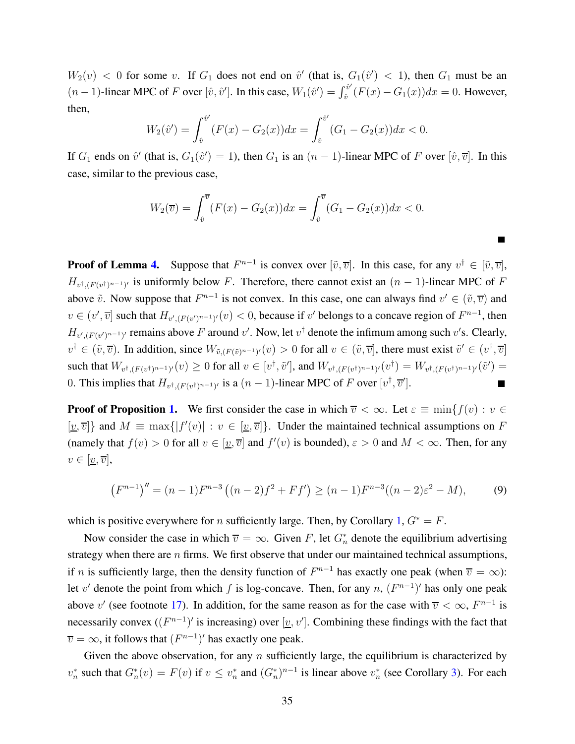$W_2(v) < 0$ for some $v$. If $G_1$ does not end on $\hat{v}'$ (that is, $G_1(\hat{v}') < 1$), then $G_1$ must be an $(n-1)$-linear MPC of $F$ over $[\hat{v}, \hat{v}']$. In this case, $W_1(\hat{v}') = \int_{\hat{v}}^{\hat{v}'}(F(x) - G_1(x))dx = 0$. However, then,

$$W_2(\hat{v}') = \int_{\hat{v}}^{\hat{v}'}(F(x) - G_2(x))dx = \int_{\hat{v}}^{\hat{v}'}(G_1 - G_2(x))dx < 0.$$

If $G_1$ ends on $\hat{v}'$ (that is, $G_1(\hat{v}') = 1$), then $G_1$ is an $(n-1)$-linear MPC of $F$ over $[\hat{v}, \overline{v}]$. In this case, similar to the previous case,

$$W_2(\overline{v}) = \int_{\hat{v}}^{\overline{v}}(F(x) - G_2(x))dx = \int_{\hat{v}}^{\overline{v}}(G_1 - G_2(x))dx < 0.$$

■

**Proof of Lemma 4.** Suppose that $F^{n-1}$ is convex over $[\tilde{v}, \overline{v}]$. In this case, for any $v^\dagger \in [\tilde{v}, \overline{v}]$, $H_{v^\dagger,(F(v^\dagger)^{n-1})'}$ is uniformly below $F$. Therefore, there cannot exist an $(n-1)$-linear MPC of $F$ above $\tilde{v}$. Now suppose that $F^{n-1}$ is not convex. In this case, one can always find $v' \in (\tilde{v}, \overline{v})$ and $v \in (v', \overline{v}]$ such that $H_{v',(F(v')^{n-1})'}(v) < 0$, because if $v'$ belongs to a concave region of $F^{n-1}$, then $H_{v',(F(v')^{n-1})'}$ remains above $F$ around $v'$. Now, let $v^\dagger$ denote the infimum among such $v'$s. Clearly, $v^\dagger \in (\tilde{v}, \overline{v})$. In addition, since $W_{\tilde{v},(F(\tilde{v})^{n-1})'}(v) > 0$ for all $v \in (\tilde{v}, \overline{v}]$, there must exist $\tilde{v}' \in (v^\dagger, \overline{v}]$ such that $W_{v^\dagger,(F(v^\dagger)^{n-1})'}(v) \geq 0$ for all $v \in [v^\dagger, \tilde{v}']$, and $W_{v^\dagger,(F(v^\dagger)^{n-1})'}(v^\dagger) = W_{v^\dagger,(F(v^\dagger)^{n-1})'}(\tilde{v}') = 0$. This implies that $H_{v^\dagger,(F(v^\dagger)^{n-1})'}$ is a $(n-1)$-linear MPC of $F$ over $[v^\dagger, \overline{v}']$. ■

**Proof of Proposition 1.** We first consider the case in which $\overline{v} < \infty$. Let $\varepsilon \equiv \min\{f(v) : v \in [\underline{v}, \overline{v}]\}$ and $M \equiv \max\{|f'(v)| : v \in [\underline{v}, \overline{v}]\}$. Under the maintained technical assumptions on $F$ (namely that $f(v) > 0$ for all $v \in [\underline{v}, \overline{v}]$ and $f'(v)$ is bounded), $\varepsilon > 0$ and $M < \infty$. Then, for any $v \in [\underline{v}, \overline{v}]$,

$$\left(F^{n-1}\right)'' = (n-1)F^{n-3}\left((n-2)f^2 + Ff'\right) \geq (n-1)F^{n-3}((n-2)\varepsilon^2 - M), \tag{9}$$

which is positive everywhere for $n$ sufficiently large. Then, by Corollary 1, $G^* = F$.

Now consider the case in which $\overline{v} = \infty$. Given $F$, let $G_n^*$ denote the equilibrium advertising strategy when there are $n$ firms. We first observe that under our maintained technical assumptions, if $n$ is sufficiently large, then the density function of $F^{n-1}$ has exactly one peak (when $\overline{v} = \infty$): let $v'$ denote the point from which $f$ is log-concave. Then, for any $n$, $(F^{n-1})'$ has only one peak above $v'$ (see footnote 17). In addition, for the same reason as for the case with $\overline{v} < \infty$, $F^{n-1}$ is necessarily convex ($(F^{n-1})'$ is increasing) over $[\underline{v}, v']$. Combining these findings with the fact that $\overline{v} = \infty$, it follows that $(F^{n-1})'$ has exactly one peak.

Given the above observation, for any $n$ sufficiently large, the equilibrium is characterized by $v_n^*$ such that $G_n^*(v) = F(v)$ if $v \leq v_n^*$ and $(G_n^*)^{n-1}$ is linear above $v_n^*$ (see Corollary 3). For each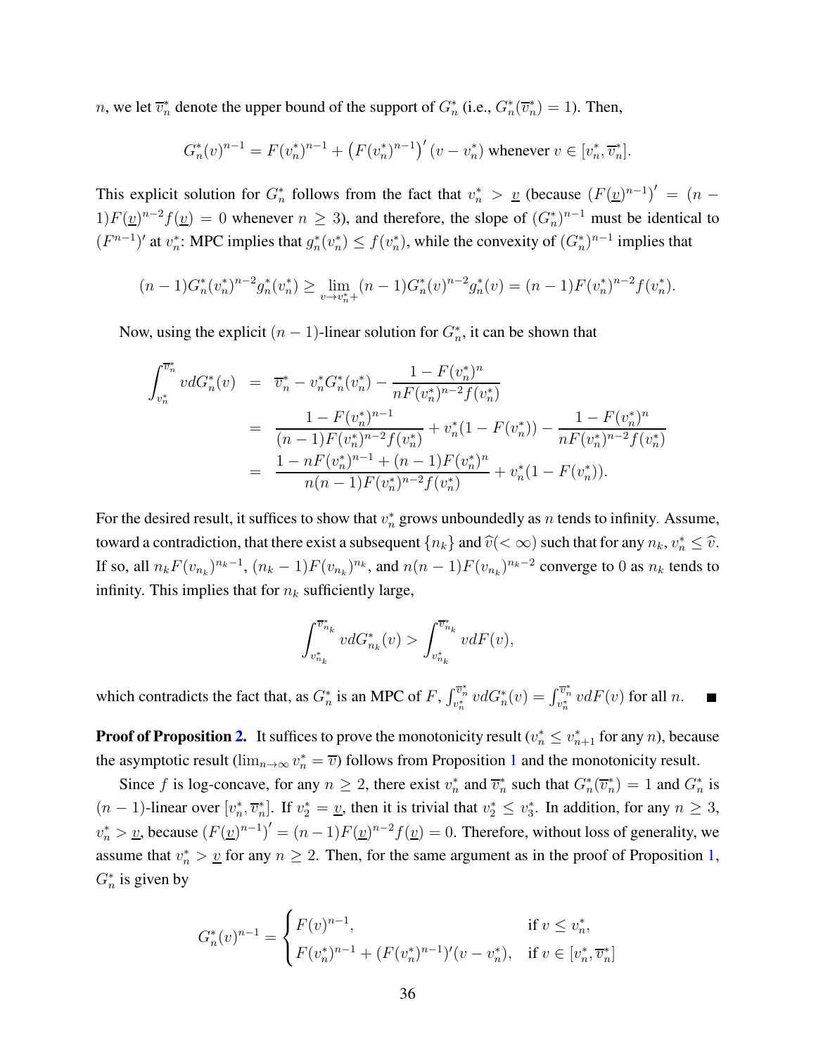$n$, we let $\overline{v}_n^*$ denote the upper bound of the support of $G_n^*$ (i.e., $G_n^*(\overline{v}_n^*) = 1$). Then,

$$G_n^*(v)^{n-1} = F(v_n^*)^{n-1} + \left(F(v_n^*)^{n-1}\right)'(v - v_n^*) \text{ whenever } v \in [v_n^*, \overline{v}_n^*].$$

This explicit solution for $G_n^*$ follows from the fact that $v_n^* > \underline{v}$ (because $\left(F(\underline{v})^{n-1}\right)' = (n-1)F(\underline{v})^{n-2}f(\underline{v}) = 0$ whenever $n \geq 3$), and therefore, the slope of $(G_n^*)^{n-1}$ must be identical to $(F^{n-1})'$ at $v_n^*$: MPC implies that $g_n^*(v_n^*) \leq f(v_n^*)$, while the convexity of $(G_n^*)^{n-1}$ implies that

$$(n-1)G_n^*(v_n^*)^{n-2}g_n^*(v_n^*) \geq \lim_{v \to v_n^*+}(n-1)G_n^*(v)^{n-2}g_n^*(v) = (n-1)F(v_n^*)^{n-2}f(v_n^*).$$

Now, using the explicit $(n-1)$-linear solution for $G_n^*$, it can be shown that

$$\begin{aligned}
\int_{v_n^*}^{\overline{v}_n^*} v dG_n^*(v) &= \overline{v}_n^* - v_n^* G_n^*(v_n^*) - \frac{1 - F(v_n^*)^n}{nF(v_n^*)^{n-2}f(v_n^*)} \\
&= \frac{1 - F(v_n^*)^{n-1}}{(n-1)F(v_n^*)^{n-2}f(v_n^*)} + v_n^*(1 - F(v_n^*)) - \frac{1 - F(v_n^*)^n}{nF(v_n^*)^{n-2}f(v_n^*)} \\
&= \frac{1 - nF(v_n^*)^{n-1} + (n-1)F(v_n^*)^n}{n(n-1)F(v_n^*)^{n-2}f(v_n^*)} + v_n^*(1 - F(v_n^*)).
\end{aligned}$$

For the desired result, it suffices to show that $v_n^*$ grows unboundedly as $n$ tends to infinity. Assume, toward a contradiction, that there exist a subsequent $\{n_k\}$ and $\widehat{v}(< \infty)$ such that for any $n_k$, $v_n^* \leq \widehat{v}$. If so, all $n_k F(v_{n_k})^{n_k - 1}$, $(n_k - 1)F(v_{n_k})^{n_k}$, and $n(n-1)F(v_{n_k})^{n_k - 2}$ converge to 0 as $n_k$ tends to infinity. This implies that for $n_k$ sufficiently large,

$$\int_{v_{n_k}^*}^{\overline{v}_{n_k}^*} v dG_{n_k}^*(v) > \int_{v_{n_k}^*}^{\overline{v}_{n_k}^*} v dF(v),$$

which contradicts the fact that, as $G_n^*$ is an MPC of $F$, $\int_{v_n^*}^{\overline{v}_n^*} v dG_n^*(v) = \int_{v_n^*}^{\overline{v}_n^*} v dF(v)$ for all $n$. ■

**Proof of Proposition 2.** It suffices to prove the monotonicity result ($v_n^* \leq v_{n+1}^*$ for any $n$), because the asymptotic result ($\lim_{n\to\infty} v_n^* = \overline{v}$) follows from Proposition 1 and the monotonicity result.

Since $f$ is log-concave, for any $n \geq 2$, there exist $v_n^*$ and $\overline{v}_n^*$ such that $G_n^*(\overline{v}_n^*) = 1$ and $G_n^*$ is $(n-1)$-linear over $[v_n^*, \overline{v}_n^*]$. If $v_2^* = \underline{v}$, then it is trivial that $v_2^* \leq v_3^*$. In addition, for any $n \geq 3$, $v_n^* > \underline{v}$, because $\left(F(\underline{v})^{n-1}\right)' = (n-1)F(\underline{v})^{n-2}f(\underline{v}) = 0$. Therefore, without loss of generality, we assume that $v_n^* > \underline{v}$ for any $n \geq 2$. Then, for the same argument as in the proof of Proposition 1, $G_n^*$ is given by

$$G_n^*(v)^{n-1} = \begin{cases} F(v)^{n-1}, & \text{if } v \leq v_n^*, \\ F(v_n^*)^{n-1} + (F(v_n^*)^{n-1})'(v - v_n^*), & \text{if } v \in [v_n^*, \overline{v}_n^*] \end{cases}$$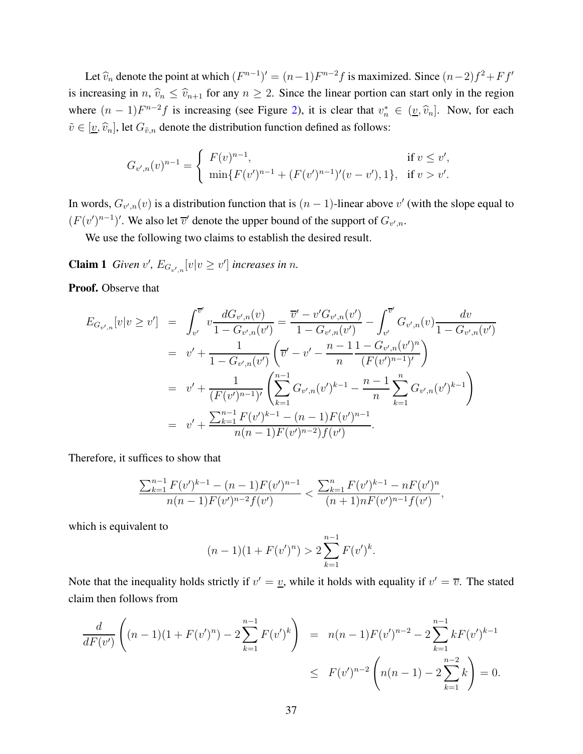Let $\widehat{v}_n$ denote the point at which $(F^{n-1})' = (n-1)F^{n-2}f$ is maximized. Since $(n-2)f^2 + Ff'$ is increasing in $n$, $\widehat{v}_n \leq \widehat{v}_{n+1}$ for any $n \geq 2$. Since the linear portion can start only in the region where $(n-1)F^{n-2}f$ is increasing (see Figure 2), it is clear that $v_n^* \in (\underline{v}, \widehat{v}_n]$. Now, for each $\tilde{v} \in [\underline{v}, \widehat{v}_n]$, let $G_{\tilde{v},n}$ denote the distribution function defined as follows:

$$G_{v',n}(v)^{n-1} = \begin{cases} F(v)^{n-1}, & \text{if } v \leq v', \\ \min\{F(v')^{n-1} + (F(v')^{n-1})'(v - v'), 1\}, & \text{if } v > v'. \end{cases}$$

In words, $G_{v',n}(v)$ is a distribution function that is $(n-1)$-linear above $v'$ (with the slope equal to $(F(v')^{n-1})'$. We also let $\overline{v}'$ denote the upper bound of the support of $G_{v',n}$.

We use the following two claims to establish the desired result.

**Claim 1** *Given $v'$, $E_{G_{v',n}}[v|v \geq v']$ increases in $n$.*

**Proof.** Observe that

$$\begin{aligned}
E_{G_{v',n}}[v|v \geq v'] &= \int_{v'}^{\overline{v}'} v \frac{dG_{v',n}(v)}{1 - G_{v',n}(v')} = \frac{\overline{v}' - v'G_{v',n}(v')}{1 - G_{v',n}(v')} - \int_{v'}^{\overline{v}'} G_{v',n}(v) \frac{dv}{1 - G_{v',n}(v')} \\
&= v' + \frac{1}{1 - G_{v',n}(v')} \left( \overline{v}' - v' - \frac{n-1}{n} \frac{1 - G_{v',n}(v')^n}{(F(v')^{n-1})'} \right) \\
&= v' + \frac{1}{(F(v')^{n-1})'} \left( \sum_{k=1}^{n-1} G_{v',n}(v')^{k-1} - \frac{n-1}{n} \sum_{k=1}^{n} G_{v',n}(v')^{k-1} \right) \\
&= v' + \frac{\sum_{k=1}^{n-1} F(v')^{k-1} - (n-1)F(v')^{n-1}}{n(n-1)F(v')^{n-2} f(v')}.
\end{aligned}$$

Therefore, it suffices to show that

$$\frac{\sum_{k=1}^{n-1} F(v')^{k-1} - (n-1)F(v')^{n-1}}{n(n-1)F(v')^{n-2} f(v')} < \frac{\sum_{k=1}^{n} F(v')^{k-1} - nF(v')^n}{(n+1)nF(v')^{n-1} f(v')},$$

which is equivalent to

$$(n-1)(1 + F(v')^n) > 2 \sum_{k=1}^{n-1} F(v')^k.$$

Note that the inequality holds strictly if $v' = \underline{v}$, while it holds with equality if $v' = \overline{v}$. The stated claim then follows from

$$\begin{aligned}
\frac{d}{dF(v')} \left( (n-1)(1 + F(v')^n) - 2 \sum_{k=1}^{n-1} F(v')^k \right) &= n(n-1)F(v')^{n-2} - 2 \sum_{k=1}^{n-1} kF(v')^{k-1} \\
&\leq F(v')^{n-2} \left( n(n-1) - 2 \sum_{k=1}^{n-2} k \right) = 0.
\end{aligned}$$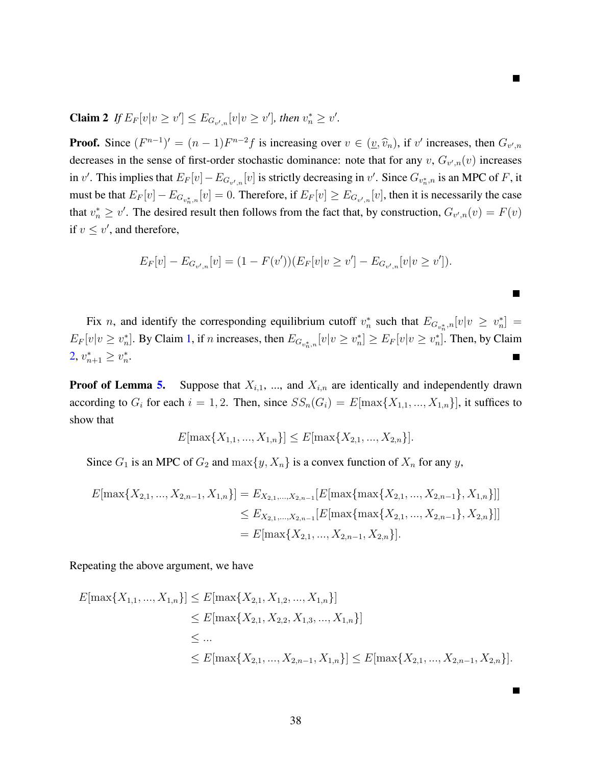■

**Claim 2** *If $E_F[v|v \geq v'] \leq E_{G_{v',n}}[v|v \geq v']$, then $v_n^* \geq v'$.*

**Proof.** Since $(F^{n-1})' = (n-1)F^{n-2}f$ is increasing over $v \in (\underline{v}, \widehat{v}_n)$, if $v'$ increases, then $G_{v',n}$ decreases in the sense of first-order stochastic dominance: note that for any $v$, $G_{v',n}(v)$ increases in $v'$. This implies that $E_F[v] - E_{G_{v',n}}[v]$ is strictly decreasing in $v'$. Since $G_{v_n^*,n}$ is an MPC of $F$, it must be that $E_F[v] - E_{G_{v_n^*,n}}[v] = 0$. Therefore, if $E_F[v] \geq E_{G_{v',n}}[v]$, then it is necessarily the case that $v_n^* \geq v'$. The desired result then follows from the fact that, by construction, $G_{v',n}(v) = F(v)$ if $v \leq v'$, and therefore,

$$E_F[v] - E_{G_{v',n}}[v] = (1 - F(v'))(E_F[v|v \geq v'] - E_{G_{v',n}}[v|v \geq v']).$$

■

Fix $n$, and identify the corresponding equilibrium cutoff $v_n^*$ such that $E_{G_{v_n^*,n}}[v|v \geq v_n^*] = E_F[v|v \geq v_n^*]$. By Claim 1, if $n$ increases, then $E_{G_{v_n^*,n}}[v|v \geq v_n^*] \geq E_F[v|v \geq v_n^*]$. Then, by Claim 2, $v_{n+1}^* \geq v_n^*$. ■

**Proof of Lemma 5.** Suppose that $X_{i,1}$, ..., and $X_{i,n}$ are identically and independently drawn according to $G_i$ for each $i = 1, 2$. Then, since $SS_n(G_i) = E[\max\{X_{1,1}, ..., X_{1,n}\}]$, it suffices to show that

$$E[\max\{X_{1,1}, ..., X_{1,n}\}] \leq E[\max\{X_{2,1}, ..., X_{2,n}\}].$$

Since $G_1$ is an MPC of $G_2$ and $\max\{y, X_n\}$ is a convex function of $X_n$ for any $y$,

$$\begin{aligned}
E[\max\{X_{2,1}, ..., X_{2,n-1}, X_{1,n}\}] &= E_{X_{2,1},...,X_{2,n-1}}[E[\max\{\max\{X_{2,1}, ..., X_{2,n-1}\}, X_{1,n}\}]] \\
&\leq E_{X_{2,1},...,X_{2,n-1}}[E[\max\{\max\{X_{2,1}, ..., X_{2,n-1}\}, X_{2,n}\}]] \\
&= E[\max\{X_{2,1}, ..., X_{2,n-1}, X_{2,n}\}].
\end{aligned}$$

Repeating the above argument, we have

$$\begin{aligned}
E[\max\{X_{1,1}, ..., X_{1,n}\}] &\leq E[\max\{X_{2,1}, X_{1,2}, ..., X_{1,n}\}] \\
&\leq E[\max\{X_{2,1}, X_{2,2}, X_{1,3}, ..., X_{1,n}\}] \\
&\leq ... \\
&\leq E[\max\{X_{2,1}, ..., X_{2,n-1}, X_{1,n}\}] \leq E[\max\{X_{2,1}, ..., X_{2,n-1}, X_{2,n}\}].
\end{aligned}$$

■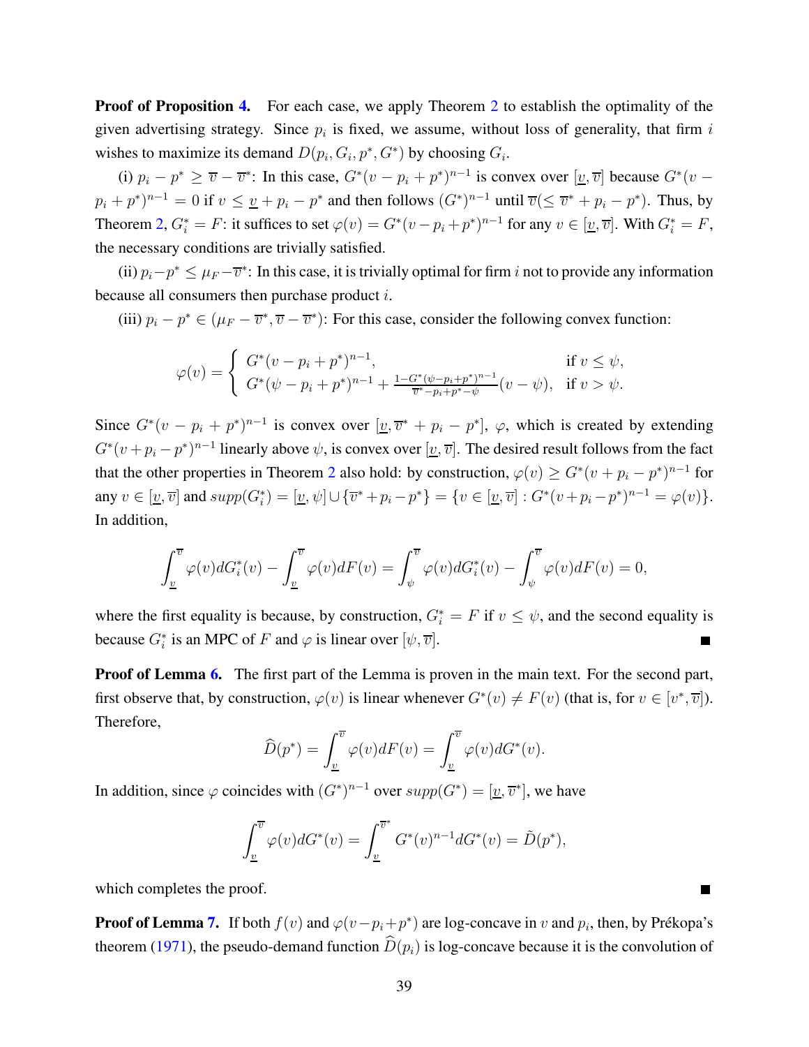**Proof of Proposition 4.** For each case, we apply Theorem 2 to establish the optimality of the given advertising strategy. Since $p_i$ is fixed, we assume, without loss of generality, that firm $i$ wishes to maximize its demand $D(p_i, G_i, p^*, G^*)$ by choosing $G_i$.

(i) $p_i - p^* \geq \overline{v} - \overline{v}^*$: In this case, $G^*(v - p_i + p^*)^{n-1}$ is convex over $[\underline{v}, \overline{v}]$ because $G^*(v - p_i + p^*)^{n-1} = 0$ if $v \leq \underline{v} + p_i - p^*$ and then follows $(G^*)^{n-1}$ until $\overline{v}(\leq \overline{v}^* + p_i - p^*)$. Thus, by Theorem 2, $G_i^* = F$: it suffices to set $\varphi(v) = G^*(v - p_i + p^*)^{n-1}$ for any $v \in [\underline{v}, \overline{v}]$. With $G_i^* = F$, the necessary conditions are trivially satisfied.

(ii) $p_i - p^* \leq \mu_F - \overline{v}^*$: In this case, it is trivially optimal for firm $i$ not to provide any information because all consumers then purchase product $i$.

(iii) $p_i - p^* \in (\mu_F - \overline{v}^*, \overline{v} - \overline{v}^*)$: For this case, consider the following convex function:

$$\varphi(v) = \begin{cases} G^*(v - p_i + p^*)^{n-1}, & \text{if } v \leq \psi, \\ G^*(\psi - p_i + p^*)^{n-1} + \frac{1 - G^*(\psi - p_i + p^*)^{n-1}}{\overline{v}^* - p_i + p^* - \psi}(v - \psi), & \text{if } v > \psi. \end{cases}$$

Since $G^*(v - p_i + p^*)^{n-1}$ is convex over $[\underline{v}, \overline{v}^* + p_i - p^*]$, $\varphi$, which is created by extending $G^*(v + p_i - p^*)^{n-1}$ linearly above $\psi$, is convex over $[\underline{v}, \overline{v}]$. The desired result follows from the fact that the other properties in Theorem 2 also hold: by construction, $\varphi(v) \geq G^*(v + p_i - p^*)^{n-1}$ for any $v \in [\underline{v}, \overline{v}]$ and $supp(G_i^*) = [\underline{v}, \psi] \cup \{\overline{v}^* + p_i - p^*\} = \{v \in [\underline{v}, \overline{v}] : G^*(v + p_i - p^*)^{n-1} = \varphi(v)\}$. In addition,

$$\int_{\underline{v}}^{\overline{v}} \varphi(v) dG_i^*(v) - \int_{\underline{v}}^{\overline{v}} \varphi(v) dF(v) = \int_{\psi}^{\overline{v}} \varphi(v) dG_i^*(v) - \int_{\psi}^{\overline{v}} \varphi(v) dF(v) = 0,$$

where the first equality is because, by construction, $G_i^* = F$ if $v \leq \psi$, and the second equality is because $G_i^*$ is an MPC of $F$ and $\varphi$ is linear over $[\psi, \overline{v}]$. ■

**Proof of Lemma 6.** The first part of the Lemma is proven in the main text. For the second part, first observe that, by construction, $\varphi(v)$ is linear whenever $G^*(v) \neq F(v)$ (that is, for $v \in [v^*, \overline{v}]$). Therefore,

$$\widehat{D}(p^*) = \int_{\underline{v}}^{\overline{v}} \varphi(v) dF(v) = \int_{\underline{v}}^{\overline{v}} \varphi(v) dG^*(v).$$

In addition, since $\varphi$ coincides with $(G^*)^{n-1}$ over $supp(G^*) = [\underline{v}, \overline{v}^*]$, we have

$$\int_{\underline{v}}^{\overline{v}} \varphi(v) dG^*(v) = \int_{\underline{v}}^{\overline{v}^*} G^*(v)^{n-1} dG^*(v) = \tilde{D}(p^*),$$

which completes the proof. ■

**Proof of Lemma 7.** If both $f(v)$ and $\varphi(v - p_i + p^*)$ are log-concave in $v$ and $p_i$, then, by Prékopa's theorem (1971), the pseudo-demand function $\widehat{D}(p_i)$ is log-concave because it is the convolution of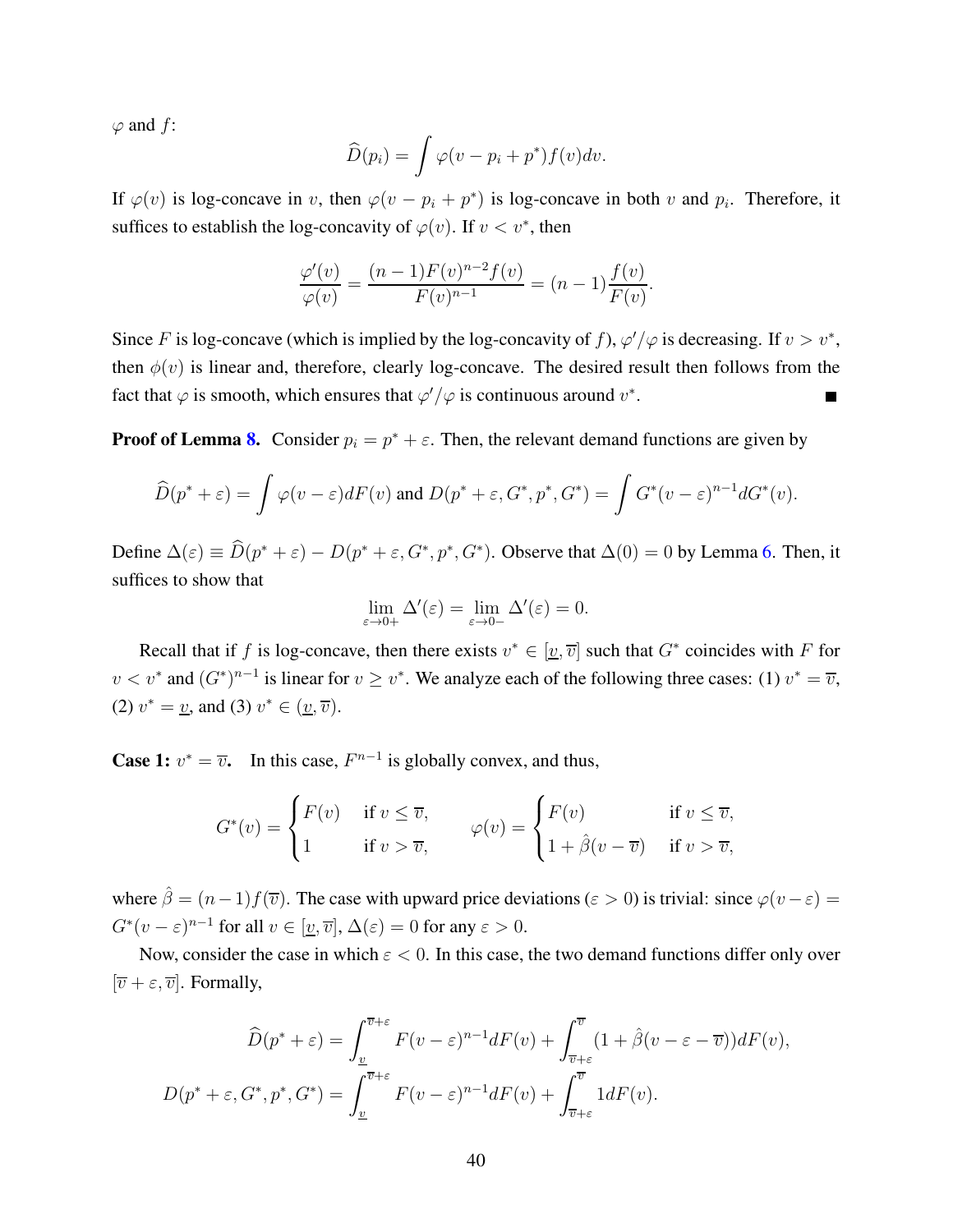$\varphi$ and $f$:

$$\widehat{D}(p_i) = \int \varphi(v - p_i + p^*) f(v) dv.$$

If $\varphi(v)$ is log-concave in $v$, then $\varphi(v - p_i + p^*)$ is log-concave in both $v$ and $p_i$. Therefore, it suffices to establish the log-concavity of $\varphi(v)$. If $v < v^*$, then

$$\frac{\varphi'(v)}{\varphi(v)} = \frac{(n-1)F(v)^{n-2}f(v)}{F(v)^{n-1}} = (n-1)\frac{f(v)}{F(v)}.$$

Since $F$ is log-concave (which is implied by the log-concavity of $f$), $\varphi'/\varphi$ is decreasing. If $v > v^*$, then $\phi(v)$ is linear and, therefore, clearly log-concave. The desired result then follows from the fact that $\varphi$ is smooth, which ensures that $\varphi'/\varphi$ is continuous around $v^*$. ■

**Proof of Lemma 8.** Consider $p_i = p^* + \varepsilon$. Then, the relevant demand functions are given by

$$\widehat{D}(p^* + \varepsilon) = \int \varphi(v - \varepsilon) dF(v) \text{ and } D(p^* + \varepsilon, G^*, p^*, G^*) = \int G^*(v - \varepsilon)^{n-1} dG^*(v).$$

Define $\Delta(\varepsilon) \equiv \widehat{D}(p^* + \varepsilon) - D(p^* + \varepsilon, G^*, p^*, G^*)$. Observe that $\Delta(0) = 0$ by Lemma 6. Then, it suffices to show that

$$\lim_{\varepsilon \to 0+} \Delta'(\varepsilon) = \lim_{\varepsilon \to 0-} \Delta'(\varepsilon) = 0.$$

Recall that if $f$ is log-concave, then there exists $v^* \in [\underline{v}, \overline{v}]$ such that $G^*$ coincides with $F$ for $v < v^*$ and $(G^*)^{n-1}$ is linear for $v \geq v^*$. We analyze each of the following three cases: (1) $v^* = \overline{v}$, (2) $v^* = \underline{v}$, and (3) $v^* \in (\underline{v}, \overline{v})$.

**Case 1: $v^* = \overline{v}$.** In this case, $F^{n-1}$ is globally convex, and thus,

$$G^*(v) = \begin{cases} F(v) & \text{if } v \leq \overline{v}, \\ 1 & \text{if } v > \overline{v}, \end{cases} \qquad \varphi(v) = \begin{cases} F(v) & \text{if } v \leq \overline{v}, \\ 1 + \hat{\beta}(v - \overline{v}) & \text{if } v > \overline{v}, \end{cases}$$

where $\hat{\beta} = (n-1)f(\overline{v})$. The case with upward price deviations ($\varepsilon > 0$) is trivial: since $\varphi(v - \varepsilon) = G^*(v - \varepsilon)^{n-1}$ for all $v \in [\underline{v}, \overline{v}]$, $\Delta(\varepsilon) = 0$ for any $\varepsilon > 0$.

Now, consider the case in which $\varepsilon < 0$. In this case, the two demand functions differ only over $[\overline{v} + \varepsilon, \overline{v}]$. Formally,

$$\widehat{D}(p^* + \varepsilon) = \int_{\underline{v}}^{\overline{v}+\varepsilon} F(v - \varepsilon)^{n-1} dF(v) + \int_{\overline{v}+\varepsilon}^{\overline{v}} (1 + \hat{\beta}(v - \varepsilon - \overline{v})) dF(v),$$

$$D(p^* + \varepsilon, G^*, p^*, G^*) = \int_{\underline{v}}^{\overline{v}+\varepsilon} F(v - \varepsilon)^{n-1} dF(v) + \int_{\overline{v}+\varepsilon}^{\overline{v}} 1 dF(v).$$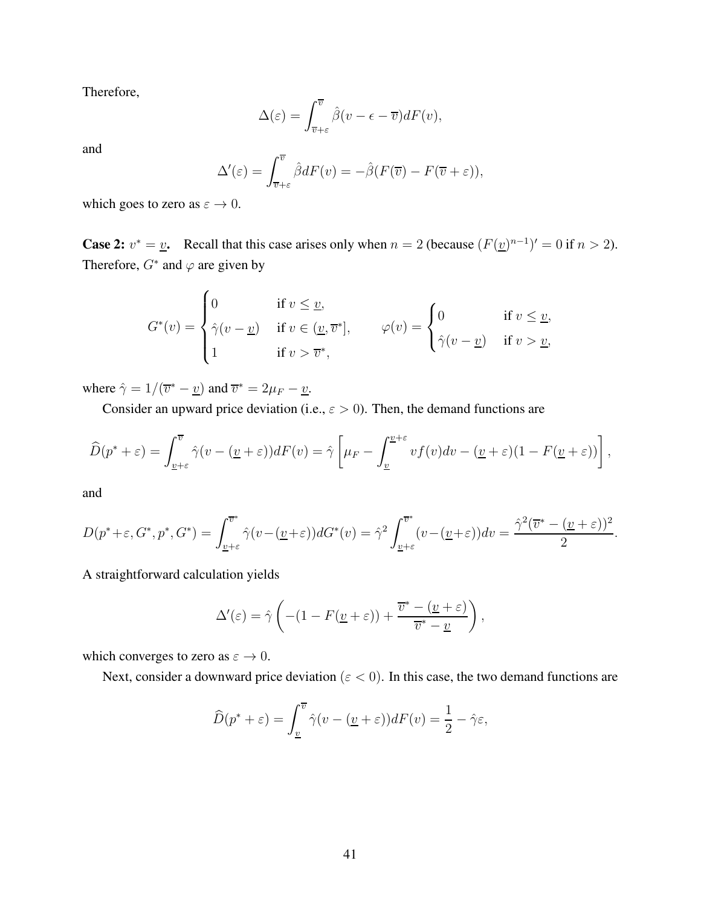Therefore,

$$\Delta(\varepsilon) = \int_{\overline{v}+\varepsilon}^{\overline{v}} \hat{\beta}(v - \epsilon - \overline{v})dF(v),$$

and

$$\Delta'(\varepsilon) = \int_{\overline{v}+\varepsilon}^{\overline{v}} \hat{\beta}dF(v) = -\hat{\beta}(F(\overline{v}) - F(\overline{v}+\varepsilon)),$$

which goes to zero as $\varepsilon \to 0$.

**Case 2:** $v^* = \underline{v}$. Recall that this case arises only when $n = 2$ (because $(F(\underline{v})^{n-1})' = 0$ if $n > 2$). Therefore, $G^*$ and $\varphi$ are given by

$$G^*(v) = \begin{cases} 0 & \text{if } v \leq \underline{v}, \\ \hat{\gamma}(v - \underline{v}) & \text{if } v \in (\underline{v}, \overline{v}^*], \\ 1 & \text{if } v > \overline{v}^*, \end{cases} \qquad \varphi(v) = \begin{cases} 0 & \text{if } v \leq \underline{v}, \\ \hat{\gamma}(v - \underline{v}) & \text{if } v > \underline{v}, \end{cases}$$

where $\hat{\gamma} = 1/(\overline{v}^* - \underline{v})$ and $\overline{v}^* = 2\mu_F - \underline{v}$.

Consider an upward price deviation (i.e., $\varepsilon > 0$). Then, the demand functions are

$$\widehat{D}(p^* + \varepsilon) = \int_{\underline{v}+\varepsilon}^{\overline{v}} \hat{\gamma}(v - (\underline{v} + \varepsilon))dF(v) = \hat{\gamma}\left[\mu_F - \int_{\underline{v}}^{\underline{v}+\varepsilon} vf(v)dv - (\underline{v} + \varepsilon)(1 - F(\underline{v} + \varepsilon))\right],$$

and

$$D(p^* + \varepsilon, G^*, p^*, G^*) = \int_{\underline{v}+\varepsilon}^{\overline{v}^*} \hat{\gamma}(v - (\underline{v} + \varepsilon))dG^*(v) = \hat{\gamma}^2 \int_{\underline{v}+\varepsilon}^{\overline{v}^*} (v - (\underline{v} + \varepsilon))dv = \frac{\hat{\gamma}^2(\overline{v}^* - (\underline{v} + \varepsilon))^2}{2}.$$

A straightforward calculation yields

$$\Delta'(\varepsilon) = \hat{\gamma}\left(-(1 - F(\underline{v} + \varepsilon)) + \frac{\overline{v}^* - (\underline{v} + \varepsilon)}{\overline{v}^* - \underline{v}}\right),$$

which converges to zero as $\varepsilon \to 0$.

Next, consider a downward price deviation ($\varepsilon < 0$). In this case, the two demand functions are

$$\widehat{D}(p^* + \varepsilon) = \int_{\underline{v}}^{\overline{v}} \hat{\gamma}(v - (\underline{v} + \varepsilon))dF(v) = \frac{1}{2} - \hat{\gamma}\varepsilon,$$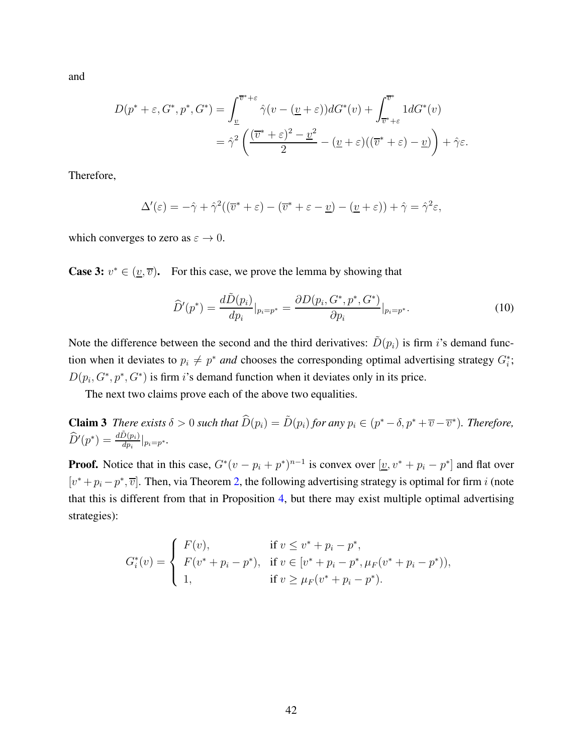and

$$
\begin{aligned}
D(p^* + \varepsilon, G^*, p^*, G^*) &= \int_{\underline{v}}^{\overline{v}^* + \varepsilon} \hat{\gamma}(v - (\underline{v} + \varepsilon)) dG^*(v) + \int_{\overline{v}^* + \varepsilon}^{\overline{v}^*} 1 dG^*(v) \\
&= \hat{\gamma}^2 \left( \frac{(\overline{v}^* + \varepsilon)^2 - \underline{v}^2}{2} - (\underline{v} + \varepsilon)((\overline{v}^* + \varepsilon) - \underline{v}) \right) + \hat{\gamma}\varepsilon.
\end{aligned}
$$

Therefore,

$$
\Delta'(\varepsilon) = -\hat{\gamma} + \hat{\gamma}^2((\overline{v}^* + \varepsilon) - (\overline{v}^* + \varepsilon - \underline{v}) - (\underline{v} + \varepsilon)) + \hat{\gamma} = \hat{\gamma}^2 \varepsilon,
$$

which converges to zero as $\varepsilon \to 0$.

**Case 3:** $v^* \in (\underline{v}, \overline{v})$**.** For this case, we prove the lemma by showing that

$$
\widehat{D}'(p^*) = \frac{d\tilde{D}(p_i)}{dp_i}|_{p_i = p^*} = \frac{\partial D(p_i, G^*, p^*, G^*)}{\partial p_i}|_{p_i = p^*}. \tag{10}
$$

Note the difference between the second and the third derivatives: $\tilde{D}(p_i)$ is firm $i$'s demand function when it deviates to $p_i \neq p^*$ *and* chooses the corresponding optimal advertising strategy $G_i^*$; $D(p_i, G^*, p^*, G^*)$ is firm $i$'s demand function when it deviates only in its price.

The next two claims prove each of the above two equalities.

**Claim 3** *There exists $\delta > 0$ such that $\widehat{D}(p_i) = \tilde{D}(p_i)$ for any $p_i \in (p^* - \delta, p^* + \overline{v} - \overline{v}^*)$. Therefore, $\widehat{D}'(p^*) = \frac{d\tilde{D}(p_i)}{dp_i}|_{p_i = p^*}$.*

**Proof.** Notice that in this case, $G^*(v - p_i + p^*)^{n-1}$ is convex over $[\underline{v}, v^* + p_i - p^*]$ and flat over $[v^* + p_i - p^*, \overline{v}]$. Then, via Theorem 2, the following advertising strategy is optimal for firm $i$ (note that this is different from that in Proposition 4, but there may exist multiple optimal advertising strategies):

$$
G_i^*(v) = \begin{cases} F(v), & \text{if } v \leq v^* + p_i - p^*, \\ F(v^* + p_i - p^*), & \text{if } v \in [v^* + p_i - p^*, \mu_F(v^* + p_i - p^*)), \\ 1, & \text{if } v \geq \mu_F(v^* + p_i - p^*). \end{cases}
$$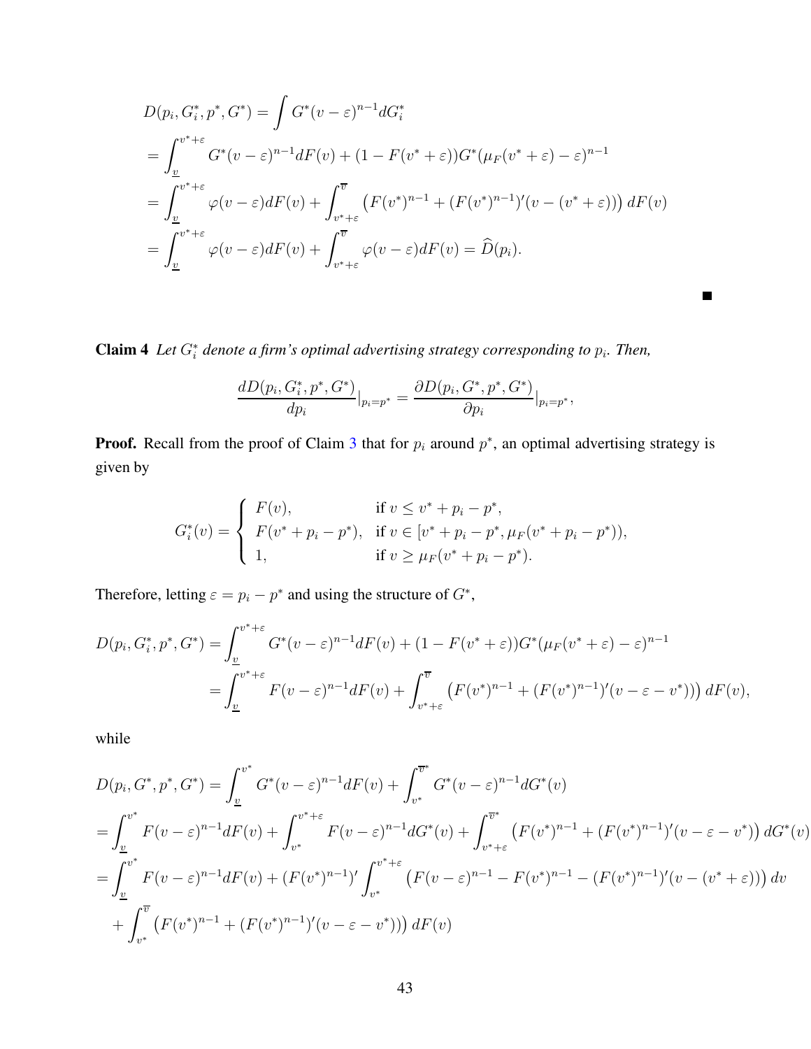$$
\begin{aligned}
D(p_i, G_i^*, p^*, G^*) &= \int G^*(v-\varepsilon)^{n-1} dG_i^* \\
&= \int_{\underline{v}}^{v^*+\varepsilon} G^*(v-\varepsilon)^{n-1} dF(v) + (1 - F(v^*+\varepsilon)) G^*(\mu_F(v^*+\varepsilon) - \varepsilon)^{n-1} \\
&= \int_{\underline{v}}^{v^*+\varepsilon} \varphi(v-\varepsilon) dF(v) + \int_{v^*+\varepsilon}^{\overline{v}} \left( F(v^*)^{n-1} + (F(v^*)^{n-1})'(v - (v^*+\varepsilon)) \right) dF(v) \\
&= \int_{\underline{v}}^{v^*+\varepsilon} \varphi(v-\varepsilon) dF(v) + \int_{v^*+\varepsilon}^{\overline{v}} \varphi(v-\varepsilon) dF(v) = \widehat{D}(p_i).
\end{aligned}
$$

■

**Claim 4** *Let $G_i^*$ denote a firm's optimal advertising strategy corresponding to $p_i$. Then,*

$$
\frac{dD(p_i, G_i^*, p^*, G^*)}{dp_i}\Big|_{p_i=p^*} = \frac{\partial D(p_i, G^*, p^*, G^*)}{\partial p_i}\Big|_{p_i=p^*},
$$

**Proof.** Recall from the proof of Claim 3 that for $p_i$ around $p^*$, an optimal advertising strategy is given by

$$
G_i^*(v) = \begin{cases} F(v), & \text{if } v \leq v^* + p_i - p^*, \\ F(v^* + p_i - p^*), & \text{if } v \in [v^* + p_i - p^*, \mu_F(v^* + p_i - p^*)), \\ 1, & \text{if } v \geq \mu_F(v^* + p_i - p^*). \end{cases}
$$

Therefore, letting $\varepsilon = p_i - p^*$ and using the structure of $G^*$,

$$
\begin{aligned}
D(p_i, G_i^*, p^*, G^*) &= \int_{\underline{v}}^{v^*+\varepsilon} G^*(v-\varepsilon)^{n-1} dF(v) + (1 - F(v^*+\varepsilon)) G^*(\mu_F(v^*+\varepsilon) - \varepsilon)^{n-1} \\
&= \int_{\underline{v}}^{v^*+\varepsilon} F(v-\varepsilon)^{n-1} dF(v) + \int_{v^*+\varepsilon}^{\overline{v}} \left( F(v^*)^{n-1} + (F(v^*)^{n-1})'(v - \varepsilon - v^*) \right) dF(v),
\end{aligned}
$$

while

$$
\begin{aligned}
D(p_i, G^*, p^*, G^*) &= \int_{\underline{v}}^{v^*} G^*(v-\varepsilon)^{n-1} dF(v) + \int_{v^*}^{\overline{v}^*} G^*(v-\varepsilon)^{n-1} dG^*(v) \\
&= \int_{\underline{v}}^{v^*} F(v-\varepsilon)^{n-1} dF(v) + \int_{v^*}^{v^*+\varepsilon} F(v-\varepsilon)^{n-1} dG^*(v) + \int_{v^*+\varepsilon}^{\overline{v}^*} \left( F(v^*)^{n-1} + (F(v^*)^{n-1})'(v - \varepsilon - v^*) \right) dG^*(v) \\
&= \int_{\underline{v}}^{v^*} F(v-\varepsilon)^{n-1} dF(v) + (F(v^*)^{n-1})' \int_{v^*}^{v^*+\varepsilon} \left( F(v-\varepsilon)^{n-1} - F(v^*)^{n-1} - (F(v^*)^{n-1})'(v - (v^*+\varepsilon)) \right) dv \\
&\quad + \int_{v^*}^{\overline{v}} \left( F(v^*)^{n-1} + (F(v^*)^{n-1})'(v - \varepsilon - v^*) \right) dF(v)
\end{aligned}
$$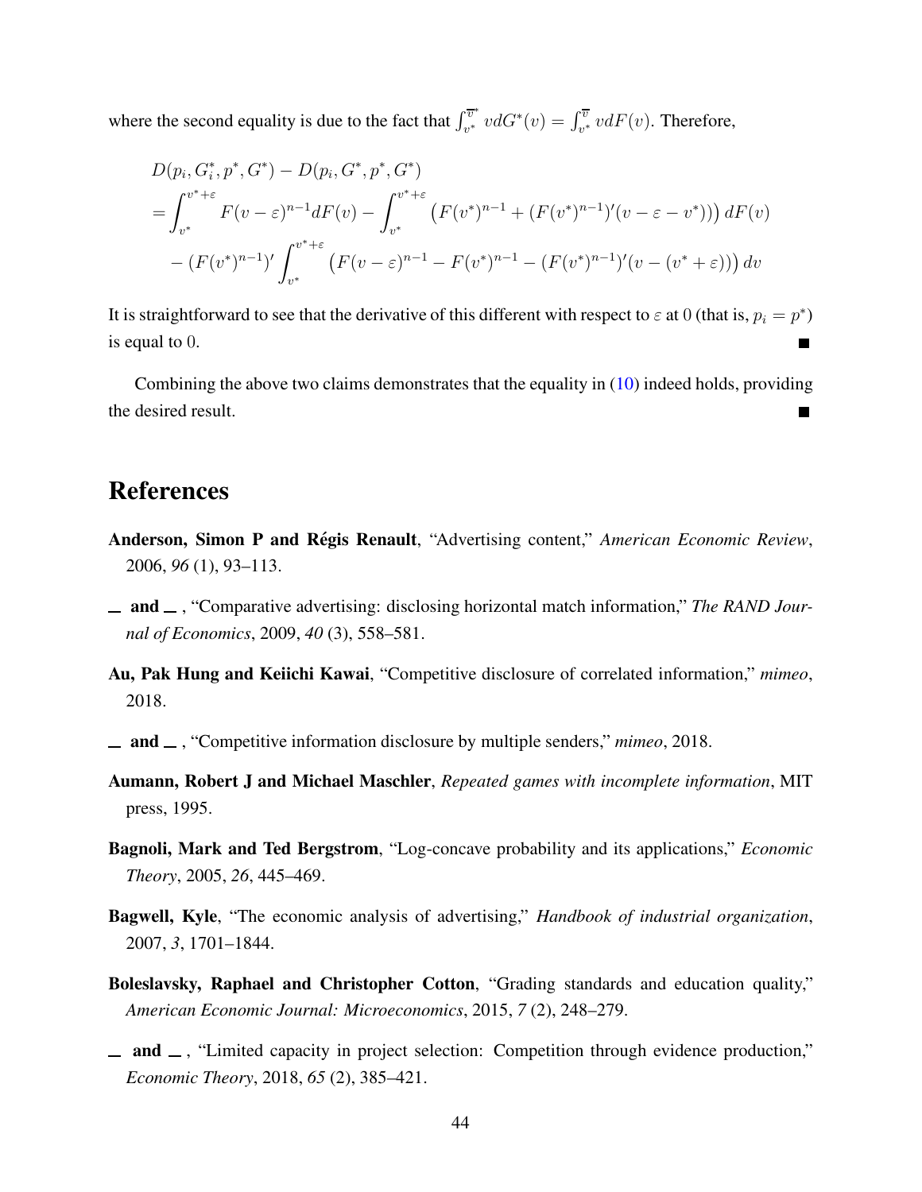where the second equality is due to the fact that $\int_{v^*}^{\overline{v}^*} v dG^*(v) = \int_{v^*}^{\overline{v}} v dF(v)$. Therefore,

$$
\begin{aligned}
&D(p_i, G_i^*, p^*, G^*) - D(p_i, G^*, p^*, G^*) \\
&= \int_{v^*}^{v^*+\varepsilon} F(v-\varepsilon)^{n-1} dF(v) - \int_{v^*}^{v^*+\varepsilon} \left(F(v^*)^{n-1} + (F(v^*)^{n-1})'(v - \varepsilon - v^*)\right) dF(v) \\
&\quad - (F(v^*)^{n-1})' \int_{v^*}^{v^*+\varepsilon} \left(F(v-\varepsilon)^{n-1} - F(v^*)^{n-1} - (F(v^*)^{n-1})'(v - (v^* + \varepsilon))\right) dv
\end{aligned}
$$

It is straightforward to see that the derivative of this different with respect to $\varepsilon$ at $0$ (that is, $p_i = p^*$) is equal to $0$. ■

Combining the above two claims demonstrates that the equality in (10) indeed holds, providing the desired result. ■

# References

**Anderson, Simon P and Régis Renault**, "Advertising content," *American Economic Review*, 2006, *96* (1), 93–113.

**\_ and \_** , "Comparative advertising: disclosing horizontal match information," *The RAND Journal of Economics*, 2009, *40* (3), 558–581.

**Au, Pak Hung and Keiichi Kawai**, "Competitive disclosure of correlated information," *mimeo*, 2018.

**\_ and \_** , "Competitive information disclosure by multiple senders," *mimeo*, 2018.

**Aumann, Robert J and Michael Maschler**, *Repeated games with incomplete information*, MIT press, 1995.

**Bagnoli, Mark and Ted Bergstrom**, "Log-concave probability and its applications," *Economic Theory*, 2005, *26*, 445–469.

**Bagwell, Kyle**, "The economic analysis of advertising," *Handbook of industrial organization*, 2007, *3*, 1701–1844.

**Boleslavsky, Raphael and Christopher Cotton**, "Grading standards and education quality," *American Economic Journal: Microeconomics*, 2015, *7* (2), 248–279.

**\_ and \_** , "Limited capacity in project selection: Competition through evidence production," *Economic Theory*, 2018, *65* (2), 385–421.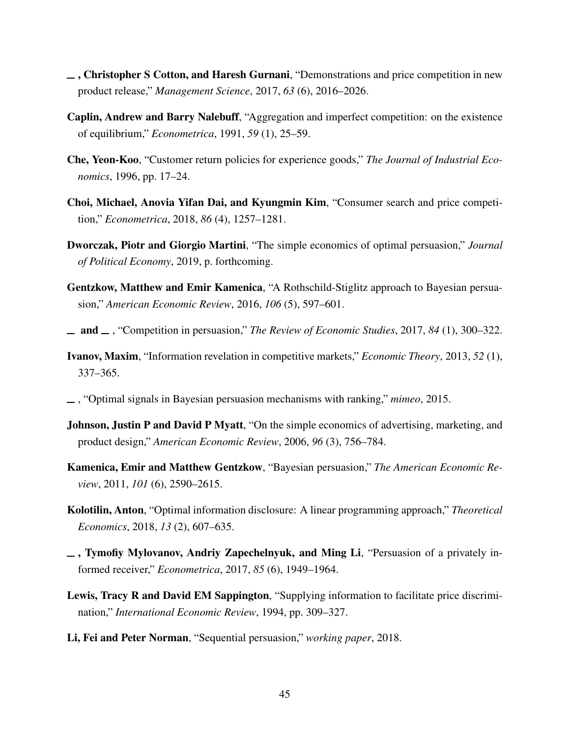—, **Christopher S Cotton, and Haresh Gurnani**, "Demonstrations and price competition in new product release," *Management Science*, 2017, *63* (6), 2016–2026.

**Caplin, Andrew and Barry Nalebuff**, "Aggregation and imperfect competition: on the existence of equilibrium," *Econometrica*, 1991, *59* (1), 25–59.

**Che, Yeon-Koo**, "Customer return policies for experience goods," *The Journal of Industrial Economics*, 1996, pp. 17–24.

**Choi, Michael, Anovia Yifan Dai, and Kyungmin Kim**, "Consumer search and price competition," *Econometrica*, 2018, *86* (4), 1257–1281.

**Dworczak, Piotr and Giorgio Martini**, "The simple economics of optimal persuasion," *Journal of Political Economy*, 2019, p. forthcoming.

**Gentzkow, Matthew and Emir Kamenica**, "A Rothschild-Stiglitz approach to Bayesian persuasion," *American Economic Review*, 2016, *106* (5), 597–601.

— **and** —, "Competition in persuasion," *The Review of Economic Studies*, 2017, *84* (1), 300–322.

**Ivanov, Maxim**, "Information revelation in competitive markets," *Economic Theory*, 2013, *52* (1), 337–365.

—, "Optimal signals in Bayesian persuasion mechanisms with ranking," *mimeo*, 2015.

**Johnson, Justin P and David P Myatt**, "On the simple economics of advertising, marketing, and product design," *American Economic Review*, 2006, *96* (3), 756–784.

**Kamenica, Emir and Matthew Gentzkow**, "Bayesian persuasion," *The American Economic Review*, 2011, *101* (6), 2590–2615.

**Kolotilin, Anton**, "Optimal information disclosure: A linear programming approach," *Theoretical Economics*, 2018, *13* (2), 607–635.

—, **Tymofiy Mylovanov, Andriy Zapechelnyuk, and Ming Li**, "Persuasion of a privately informed receiver," *Econometrica*, 2017, *85* (6), 1949–1964.

**Lewis, Tracy R and David EM Sappington**, "Supplying information to facilitate price discrimination," *International Economic Review*, 1994, pp. 309–327.

**Li, Fei and Peter Norman**, "Sequential persuasion," *working paper*, 2018.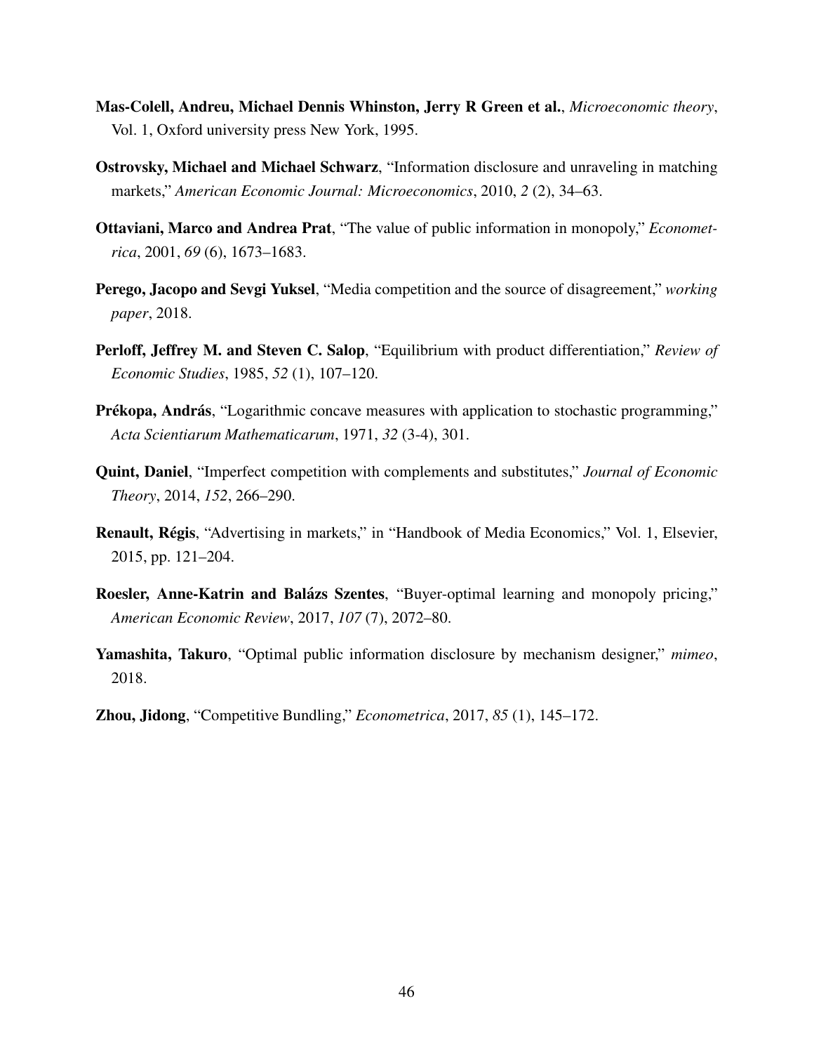**Mas-Colell, Andreu, Michael Dennis Whinston, Jerry R Green et al.**, *Microeconomic theory*, Vol. 1, Oxford university press New York, 1995.

**Ostrovsky, Michael and Michael Schwarz**, "Information disclosure and unraveling in matching markets," *American Economic Journal: Microeconomics*, 2010, *2* (2), 34–63.

**Ottaviani, Marco and Andrea Prat**, "The value of public information in monopoly," *Econometrica*, 2001, *69* (6), 1673–1683.

**Perego, Jacopo and Sevgi Yuksel**, "Media competition and the source of disagreement," *working paper*, 2018.

**Perloff, Jeffrey M. and Steven C. Salop**, "Equilibrium with product differentiation," *Review of Economic Studies*, 1985, *52* (1), 107–120.

**Prékopa, András**, "Logarithmic concave measures with application to stochastic programming," *Acta Scientiarum Mathematicarum*, 1971, *32* (3-4), 301.

**Quint, Daniel**, "Imperfect competition with complements and substitutes," *Journal of Economic Theory*, 2014, *152*, 266–290.

**Renault, Régis**, "Advertising in markets," in "Handbook of Media Economics," Vol. 1, Elsevier, 2015, pp. 121–204.

**Roesler, Anne-Katrin and Balázs Szentes**, "Buyer-optimal learning and monopoly pricing," *American Economic Review*, 2017, *107* (7), 2072–80.

**Yamashita, Takuro**, "Optimal public information disclosure by mechanism designer," *mimeo*, 2018.

**Zhou, Jidong**, "Competitive Bundling," *Econometrica*, 2017, *85* (1), 145–172.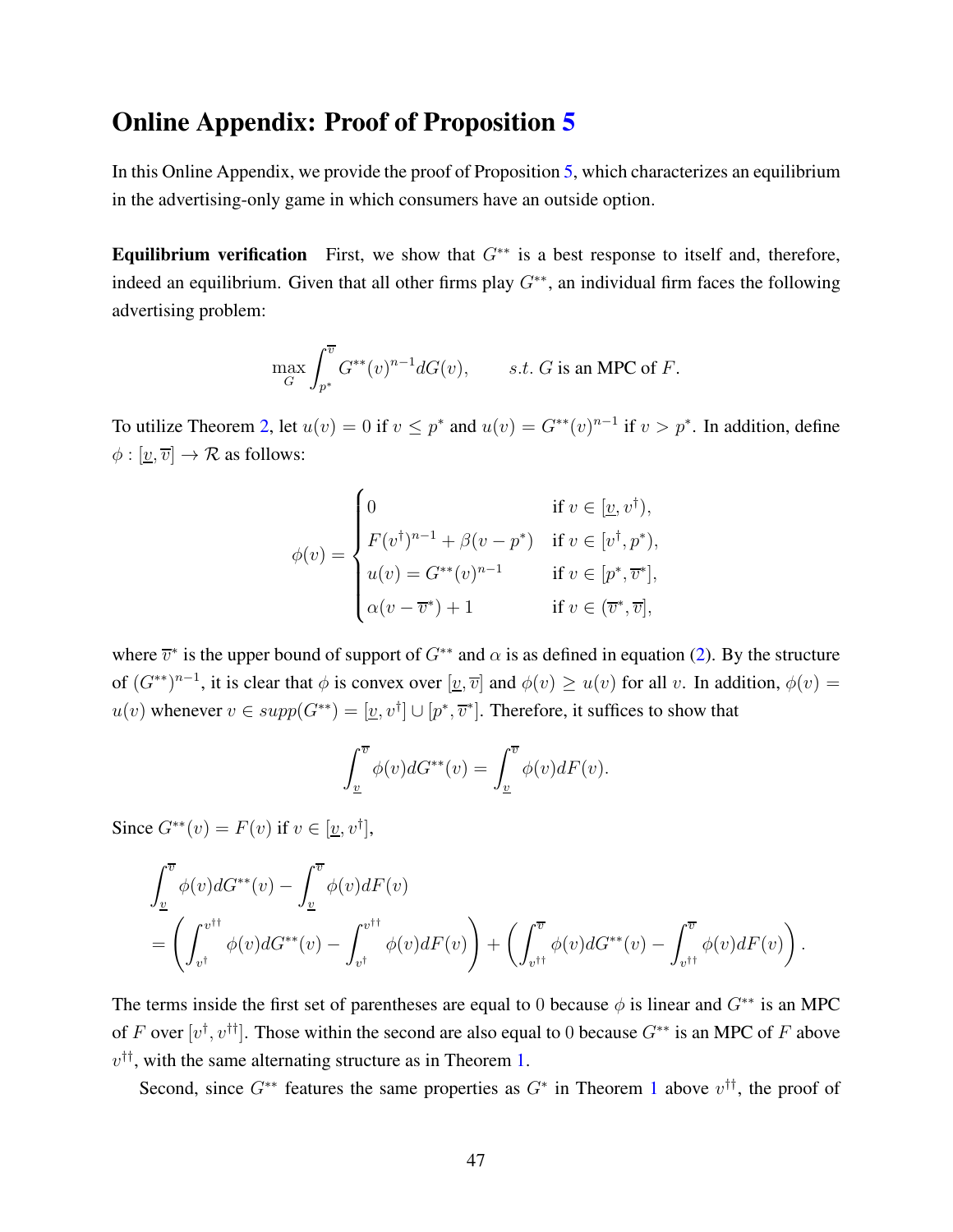# Online Appendix: Proof of Proposition 5

In this Online Appendix, we provide the proof of Proposition 5, which characterizes an equilibrium in the advertising-only game in which consumers have an outside option.

**Equilibrium verification** First, we show that $G^{**}$ is a best response to itself and, therefore, indeed an equilibrium. Given that all other firms play $G^{**}$, an individual firm faces the following advertising problem:

$$\max_{G} \int_{p^*}^{\overline{v}} G^{**}(v)^{n-1} dG(v), \qquad s.t.\ G \text{ is an MPC of } F.$$

To utilize Theorem 2, let $u(v) = 0$ if $v \leq p^*$ and $u(v) = G^{**}(v)^{n-1}$ if $v > p^*$. In addition, define $\phi : [\underline{v}, \overline{v}] \to \mathcal{R}$ as follows:

$$\phi(v) = \begin{cases} 0 & \text{if } v \in [\underline{v}, v^\dagger), \\ F(v^\dagger)^{n-1} + \beta(v - p^*) & \text{if } v \in [v^\dagger, p^*), \\ u(v) = G^{**}(v)^{n-1} & \text{if } v \in [p^*, \overline{v}^*], \\ \alpha(v - \overline{v}^*) + 1 & \text{if } v \in (\overline{v}^*, \overline{v}], \end{cases}$$

where $\overline{v}^*$ is the upper bound of support of $G^{**}$ and $\alpha$ is as defined in equation (2). By the structure of $(G^{**})^{n-1}$, it is clear that $\phi$ is convex over $[\underline{v}, \overline{v}]$ and $\phi(v) \geq u(v)$ for all $v$. In addition, $\phi(v) = u(v)$ whenever $v \in supp(G^{**}) = [\underline{v}, v^\dagger] \cup [p^*, \overline{v}^*]$. Therefore, it suffices to show that

$$\int_{\underline{v}}^{\overline{v}} \phi(v) dG^{**}(v) = \int_{\underline{v}}^{\overline{v}} \phi(v) dF(v).$$

Since $G^{**}(v) = F(v)$ if $v \in [\underline{v}, v^\dagger]$,

$$\begin{aligned} &\int_{\underline{v}}^{\overline{v}} \phi(v) dG^{**}(v) - \int_{\underline{v}}^{\overline{v}} \phi(v) dF(v) \\ &= \left( \int_{v^\dagger}^{v^{\dagger\dagger}} \phi(v) dG^{**}(v) - \int_{v^\dagger}^{v^{\dagger\dagger}} \phi(v) dF(v) \right) + \left( \int_{v^{\dagger\dagger}}^{\overline{v}} \phi(v) dG^{**}(v) - \int_{v^{\dagger\dagger}}^{\overline{v}} \phi(v) dF(v) \right). \end{aligned}$$

The terms inside the first set of parentheses are equal to 0 because $\phi$ is linear and $G^{**}$ is an MPC of $F$ over $[v^\dagger, v^{\dagger\dagger}]$. Those within the second are also equal to 0 because $G^{**}$ is an MPC of $F$ above $v^{\dagger\dagger}$, with the same alternating structure as in Theorem 1.

Second, since $G^{**}$ features the same properties as $G^*$ in Theorem 1 above $v^{\dagger\dagger}$, the proof of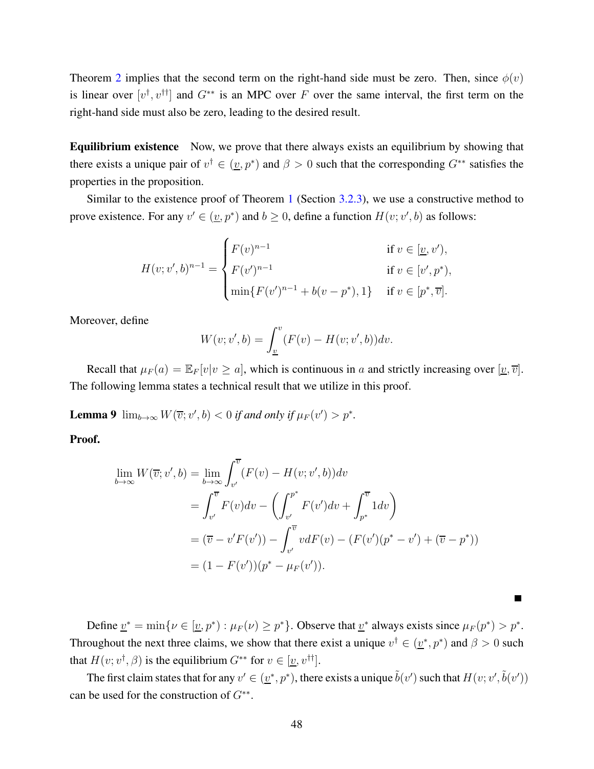Theorem 2 implies that the second term on the right-hand side must be zero. Then, since $\phi(v)$ is linear over $[v^\dagger, v^{\dagger\dagger}]$ and $G^{**}$ is an MPC over $F$ over the same interval, the first term on the right-hand side must also be zero, leading to the desired result.

**Equilibrium existence** Now, we prove that there always exists an equilibrium by showing that there exists a unique pair of $v^\dagger \in (\underline{v}, p^*)$ and $\beta > 0$ such that the corresponding $G^{**}$ satisfies the properties in the proposition.

Similar to the existence proof of Theorem 1 (Section 3.2.3), we use a constructive method to prove existence. For any $v' \in (\underline{v}, p^*)$ and $b \geq 0$, define a function $H(v; v', b)$ as follows:

$$H(v; v', b)^{n-1} = \begin{cases} F(v)^{n-1} & \text{if } v \in [\underline{v}, v'), \\ F(v')^{n-1} & \text{if } v \in [v', p^*), \\ \min\{F(v')^{n-1} + b(v - p^*), 1\} & \text{if } v \in [p^*, \overline{v}]. \end{cases}$$

Moreover, define

$$W(v; v', b) = \int_{\underline{v}}^{v} (F(v) - H(v; v', b))dv.$$

Recall that $\mu_F(a) = \mathbb{E}_F[v | v \geq a]$, which is continuous in $a$ and strictly increasing over $[\underline{v}, \overline{v}]$. The following lemma states a technical result that we utilize in this proof.

**Lemma 9** *$\lim_{b \to \infty} W(\overline{v}; v', b) < 0$ if and only if $\mu_F(v') > p^*$.*

**Proof.**

$$\begin{aligned}
\lim_{b \to \infty} W(\overline{v}; v', b) &= \lim_{b \to \infty} \int_{v'}^{\overline{v}} (F(v) - H(v; v', b))dv \\
&= \int_{v'}^{\overline{v}} F(v)dv - \left( \int_{v'}^{p^*} F(v')dv + \int_{p^*}^{\overline{v}} 1dv \right) \\
&= (\overline{v} - v'F(v')) - \int_{v'}^{\overline{v}} vdF(v) - (F(v')(p^* - v') + (\overline{v} - p^*)) \\
&= (1 - F(v'))(p^* - \mu_F(v')).
\end{aligned}$$

■

Define $\underline{v}^* = \min\{\nu \in [\underline{v}, p^*) : \mu_F(\nu) \geq p^*\}$. Observe that $\underline{v}^*$ always exists since $\mu_F(p^*) > p^*$. Throughout the next three claims, we show that there exist a unique $v^\dagger \in (\underline{v}^*, p^*)$ and $\beta > 0$ such that $H(v; v^\dagger, \beta)$ is the equilibrium $G^{**}$ for $v \in [\underline{v}, v^{\dagger\dagger}]$.

The first claim states that for any $v' \in (\underline{v}^*, p^*)$, there exists a unique $\tilde{b}(v')$ such that $H(v; v', \tilde{b}(v'))$ can be used for the construction of $G^{**}$.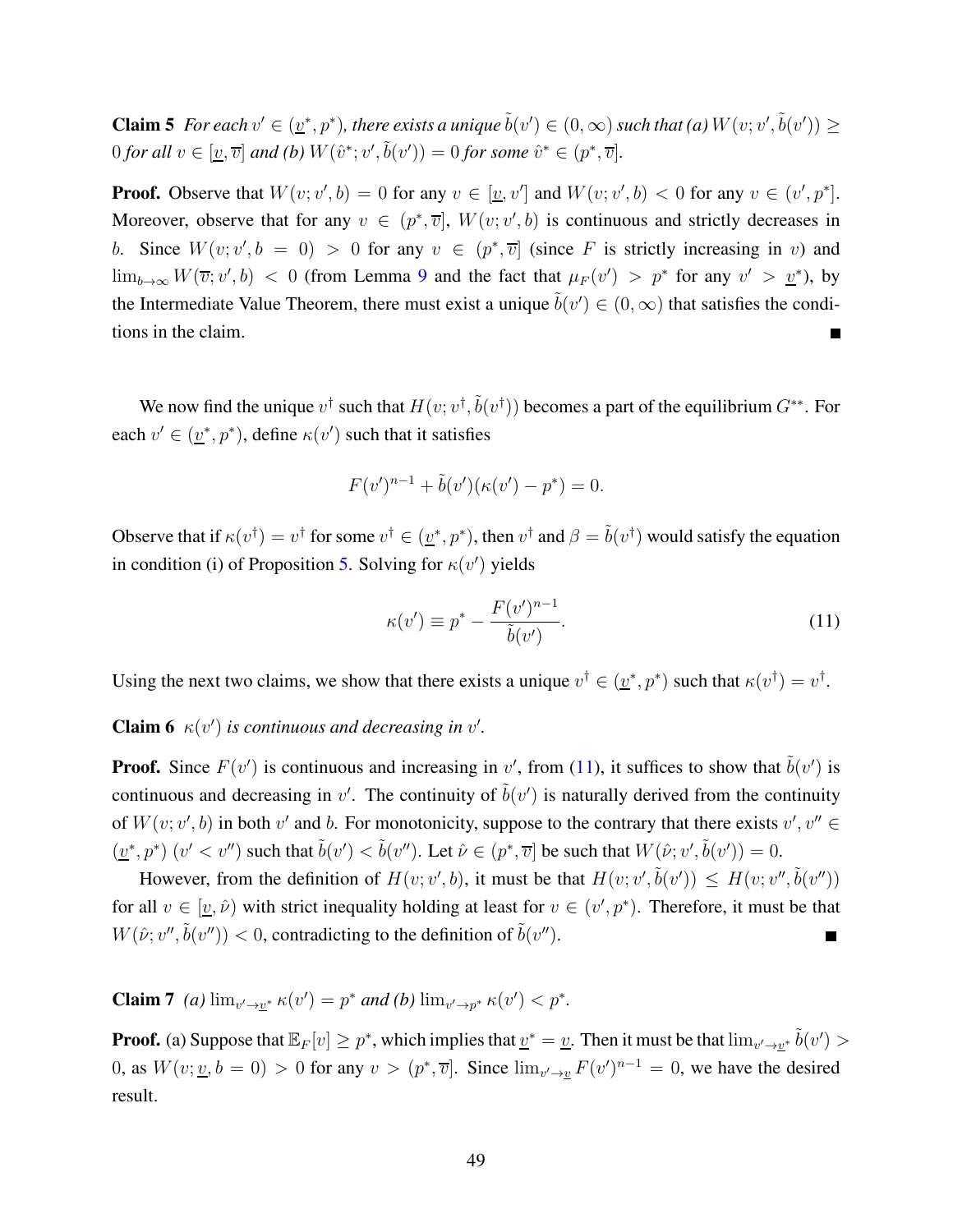**Claim 5** *For each $v' \in (\underline{v}^*, p^*)$, there exists a unique $\tilde{b}(v') \in (0, \infty)$ such that (a) $W(v; v', \tilde{b}(v')) \geq 0$ for all $v \in [\underline{v}, \overline{v}]$ and (b) $W(\hat{v}^*; v', \tilde{b}(v')) = 0$ for some $\hat{v}^* \in (p^*, \overline{v}]$.*

**Proof.** Observe that $W(v; v', b) = 0$ for any $v \in [\underline{v}, v']$ and $W(v; v', b) < 0$ for any $v \in (v', p^*]$. Moreover, observe that for any $v \in (p^*, \overline{v}]$, $W(v; v', b)$ is continuous and strictly decreases in $b$. Since $W(v; v', b = 0) > 0$ for any $v \in (p^*, \overline{v}]$ (since $F$ is strictly increasing in $v$) and $\lim_{b \to \infty} W(\overline{v}; v', b) < 0$ (from Lemma 9 and the fact that $\mu_F(v') > p^*$ for any $v' > \underline{v}^*$), by the Intermediate Value Theorem, there must exist a unique $\tilde{b}(v') \in (0, \infty)$ that satisfies the conditions in the claim. ■

We now find the unique $v^\dagger$ such that $H(v; v^\dagger, \tilde{b}(v^\dagger))$ becomes a part of the equilibrium $G^{**}$. For each $v' \in (\underline{v}^*, p^*)$, define $\kappa(v')$ such that it satisfies

$$F(v')^{n-1} + \tilde{b}(v')(\kappa(v') - p^*) = 0.$$

Observe that if $\kappa(v^\dagger) = v^\dagger$ for some $v^\dagger \in (\underline{v}^*, p^*)$, then $v^\dagger$ and $\beta = \tilde{b}(v^\dagger)$ would satisfy the equation in condition (i) of Proposition 5. Solving for $\kappa(v')$ yields

$$\kappa(v') \equiv p^* - \frac{F(v')^{n-1}}{\tilde{b}(v')}. \tag{11}$$

Using the next two claims, we show that there exists a unique $v^\dagger \in (\underline{v}^*, p^*)$ such that $\kappa(v^\dagger) = v^\dagger$.

**Claim 6** *$\kappa(v')$ is continuous and decreasing in $v'$.*

**Proof.** Since $F(v')$ is continuous and increasing in $v'$, from (11), it suffices to show that $\tilde{b}(v')$ is continuous and decreasing in $v'$. The continuity of $\tilde{b}(v')$ is naturally derived from the continuity of $W(v; v', b)$ in both $v'$ and $b$. For monotonicity, suppose to the contrary that there exists $v', v'' \in (\underline{v}^*, p^*)$ $(v' < v'')$ such that $\tilde{b}(v') < \tilde{b}(v'')$. Let $\hat{\nu} \in (p^*, \overline{v}]$ be such that $W(\hat{\nu}; v', \tilde{b}(v')) = 0$.

However, from the definition of $H(v; v', b)$, it must be that $H(v; v', \tilde{b}(v')) \leq H(v; v'', \tilde{b}(v''))$ for all $v \in [\underline{v}, \hat{\nu})$ with strict inequality holding at least for $v \in (v', p^*)$. Therefore, it must be that $W(\hat{\nu}; v'', \tilde{b}(v'')) < 0$, contradicting to the definition of $\tilde{b}(v'')$. ■

**Claim 7** *(a) $\lim_{v' \to \underline{v}^*} \kappa(v') = p^*$ and (b) $\lim_{v' \to p^*} \kappa(v') < p^*$.*

**Proof.** (a) Suppose that $\mathbb{E}_F[v] \geq p^*$, which implies that $\underline{v}^* = \underline{v}$. Then it must be that $\lim_{v' \to \underline{v}^*} \tilde{b}(v') > 0$, as $W(v; \underline{v}, b = 0) > 0$ for any $v > (p^*, \overline{v}]$. Since $\lim_{v' \to \underline{v}} F(v')^{n-1} = 0$, we have the desired result.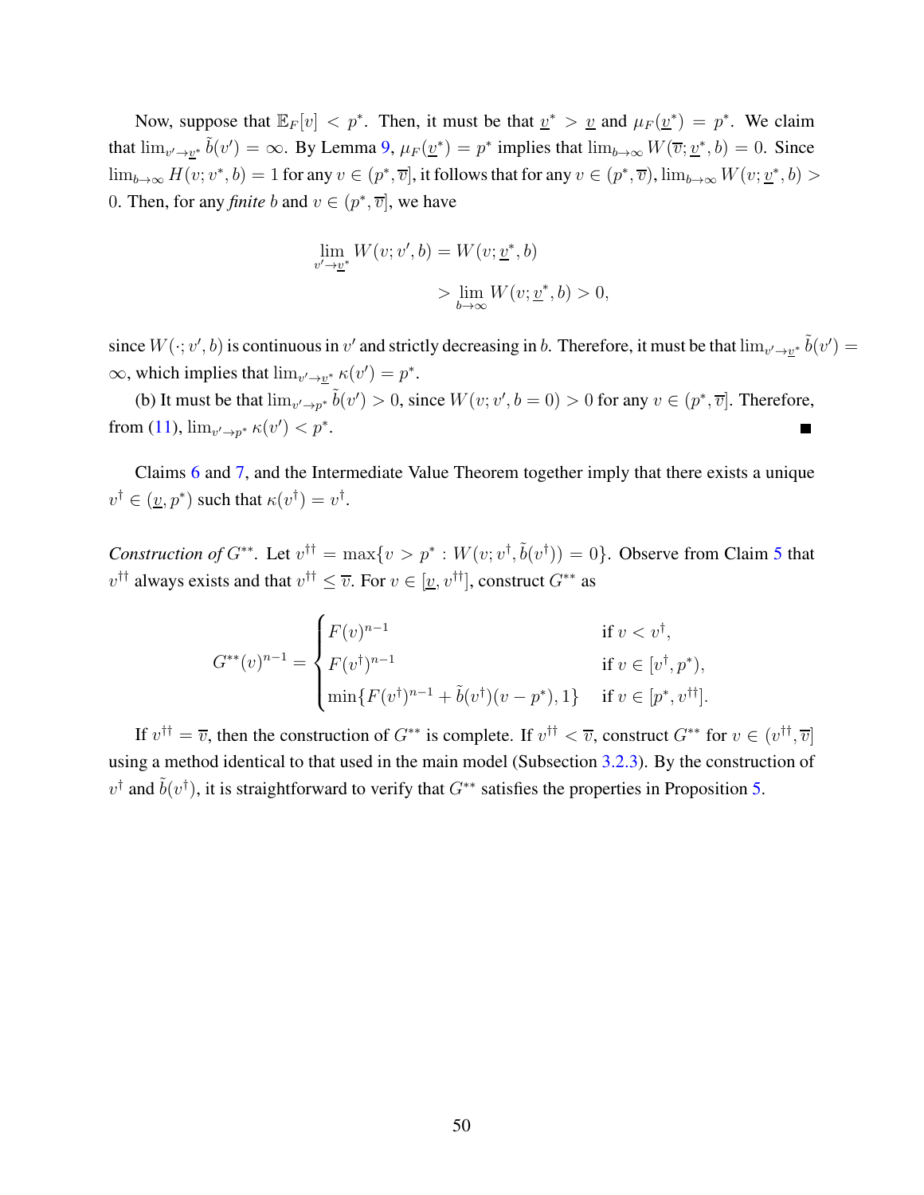Now, suppose that $\mathbb{E}_F[v] < p^*$. Then, it must be that $\underline{v}^* > \underline{v}$ and $\mu_F(\underline{v}^*) = p^*$. We claim that $\lim_{v' \to \underline{v}^*} \tilde{b}(v') = \infty$. By Lemma 9, $\mu_F(\underline{v}^*) = p^*$ implies that $\lim_{b \to \infty} W(\overline{v}; \underline{v}^*, b) = 0$. Since $\lim_{b \to \infty} H(v; v^*, b) = 1$ for any $v \in (p^*, \overline{v}]$, it follows that for any $v \in (p^*, \overline{v})$, $\lim_{b \to \infty} W(v; \underline{v}^*, b) > 0$. Then, for any *finite* $b$ and $v \in (p^*, \overline{v}]$, we have

$$
\begin{aligned}
\lim_{v' \to \underline{v}^*} W(v; v', b) &= W(v; \underline{v}^*, b) \\
&> \lim_{b \to \infty} W(v; \underline{v}^*, b) > 0,
\end{aligned}
$$

since $W(\cdot; v', b)$ is continuous in $v'$ and strictly decreasing in $b$. Therefore, it must be that $\lim_{v' \to \underline{v}^*} \tilde{b}(v') = \infty$, which implies that $\lim_{v' \to \underline{v}^*} \kappa(v') = p^*$.

(b) It must be that $\lim_{v' \to p^*} \tilde{b}(v') > 0$, since $W(v; v', b = 0) > 0$ for any $v \in (p^*, \overline{v}]$. Therefore, from (11), $\lim_{v' \to p^*} \kappa(v') < p^*$. ∎

Claims 6 and 7, and the Intermediate Value Theorem together imply that there exists a unique $v^\dagger \in (\underline{v}, p^*)$ such that $\kappa(v^\dagger) = v^\dagger$.

*Construction of* $G^{**}$. Let $v^{\dagger\dagger} = \max\{v > p^* : W(v; v^\dagger, \tilde{b}(v^\dagger)) = 0\}$. Observe from Claim 5 that $v^{\dagger\dagger}$ always exists and that $v^{\dagger\dagger} \leq \overline{v}$. For $v \in [\underline{v}, v^{\dagger\dagger}]$, construct $G^{**}$ as

$$
G^{**}(v)^{n-1} = \begin{cases} F(v)^{n-1} & \text{if } v < v^\dagger, \\ F(v^\dagger)^{n-1} & \text{if } v \in [v^\dagger, p^*), \\ \min\{F(v^\dagger)^{n-1} + \tilde{b}(v^\dagger)(v - p^*), 1\} & \text{if } v \in [p^*, v^{\dagger\dagger}]. \end{cases}
$$

If $v^{\dagger\dagger} = \overline{v}$, then the construction of $G^{**}$ is complete. If $v^{\dagger\dagger} < \overline{v}$, construct $G^{**}$ for $v \in (v^{\dagger\dagger}, \overline{v}]$ using a method identical to that used in the main model (Subsection 3.2.3). By the construction of $v^\dagger$ and $\tilde{b}(v^\dagger)$, it is straightforward to verify that $G^{**}$ satisfies the properties in Proposition 5.